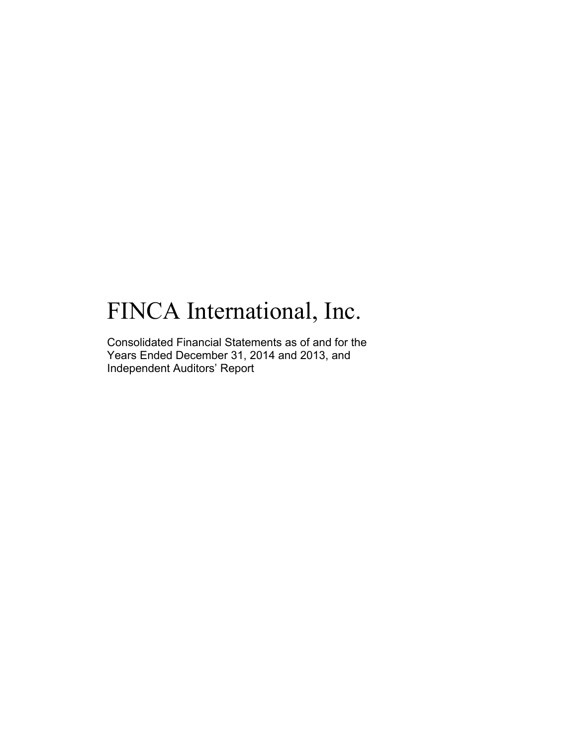# FINCA International, Inc.

Consolidated Financial Statements as of and for the Years Ended December 31, 2014 and 2013, and Independent Auditors' Report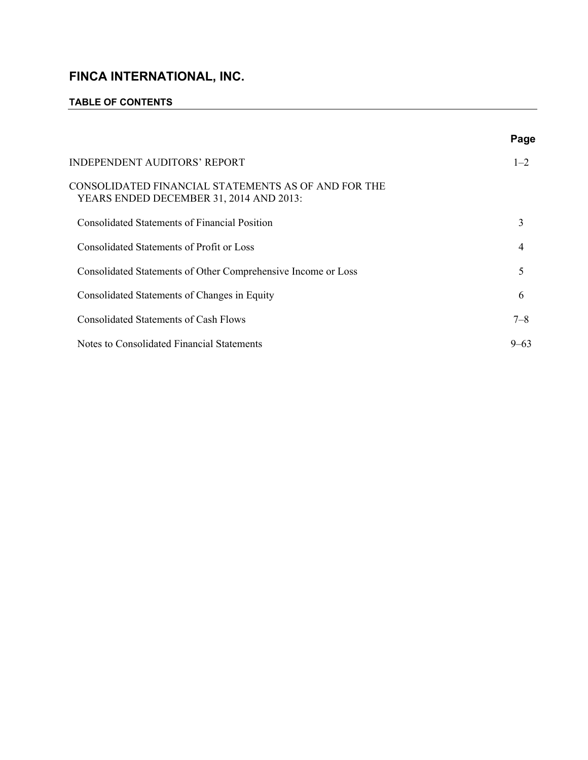# FINCA INTERNATIONAL, INC.

## TABLE OF CONTENTS

| | Page |
|---|---|
| INDEPENDENT AUDITORS' REPORT | 1–2 |
| CONSOLIDATED FINANCIAL STATEMENTS AS OF AND FOR THE YEARS ENDED DECEMBER 31, 2014 AND 2013: | |
| Consolidated Statements of Financial Position | 3 |
| Consolidated Statements of Profit or Loss | 4 |
| Consolidated Statements of Other Comprehensive Income or Loss | 5 |
| Consolidated Statements of Changes in Equity | 6 |
| Consolidated Statements of Cash Flows | 7–8 |
| Notes to Consolidated Financial Statements | 9–63 |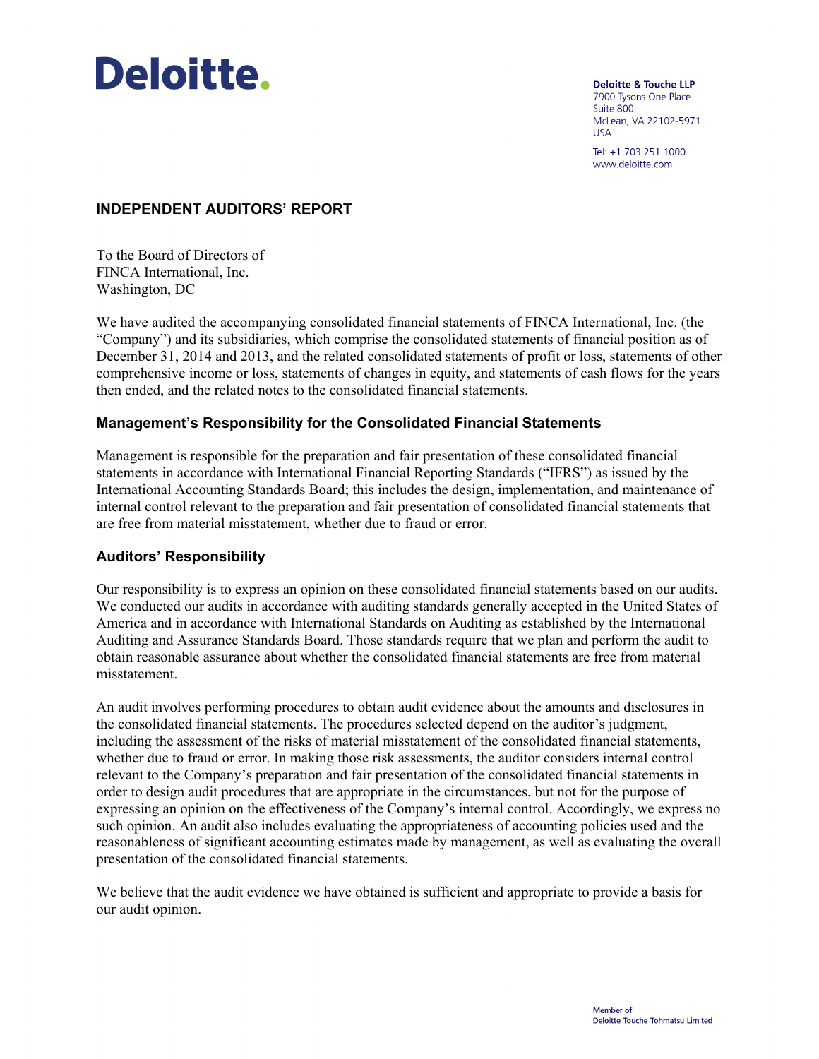Deloitte.

Deloitte & Touche LLP
7900 Tysons One Place
Suite 800
McLean, VA 22102-5971
USA

Tel: +1 703 251 1000
www.deloitte.com

## INDEPENDENT AUDITORS' REPORT

To the Board of Directors of
FINCA International, Inc.
Washington, DC

We have audited the accompanying consolidated financial statements of FINCA International, Inc. (the "Company") and its subsidiaries, which comprise the consolidated statements of financial position as of December 31, 2014 and 2013, and the related consolidated statements of profit or loss, statements of other comprehensive income or loss, statements of changes in equity, and statements of cash flows for the years then ended, and the related notes to the consolidated financial statements.

### Management's Responsibility for the Consolidated Financial Statements

Management is responsible for the preparation and fair presentation of these consolidated financial statements in accordance with International Financial Reporting Standards ("IFRS") as issued by the International Accounting Standards Board; this includes the design, implementation, and maintenance of internal control relevant to the preparation and fair presentation of consolidated financial statements that are free from material misstatement, whether due to fraud or error.

### Auditors' Responsibility

Our responsibility is to express an opinion on these consolidated financial statements based on our audits. We conducted our audits in accordance with auditing standards generally accepted in the United States of America and in accordance with International Standards on Auditing as established by the International Auditing and Assurance Standards Board. Those standards require that we plan and perform the audit to obtain reasonable assurance about whether the consolidated financial statements are free from material misstatement.

An audit involves performing procedures to obtain audit evidence about the amounts and disclosures in the consolidated financial statements. The procedures selected depend on the auditor's judgment, including the assessment of the risks of material misstatement of the consolidated financial statements, whether due to fraud or error. In making those risk assessments, the auditor considers internal control relevant to the Company's preparation and fair presentation of the consolidated financial statements in order to design audit procedures that are appropriate in the circumstances, but not for the purpose of expressing an opinion on the effectiveness of the Company's internal control. Accordingly, we express no such opinion. An audit also includes evaluating the appropriateness of accounting policies used and the reasonableness of significant accounting estimates made by management, as well as evaluating the overall presentation of the consolidated financial statements.

We believe that the audit evidence we have obtained is sufficient and appropriate to provide a basis for our audit opinion.

Member of
Deloitte Touche Tohmatsu Limited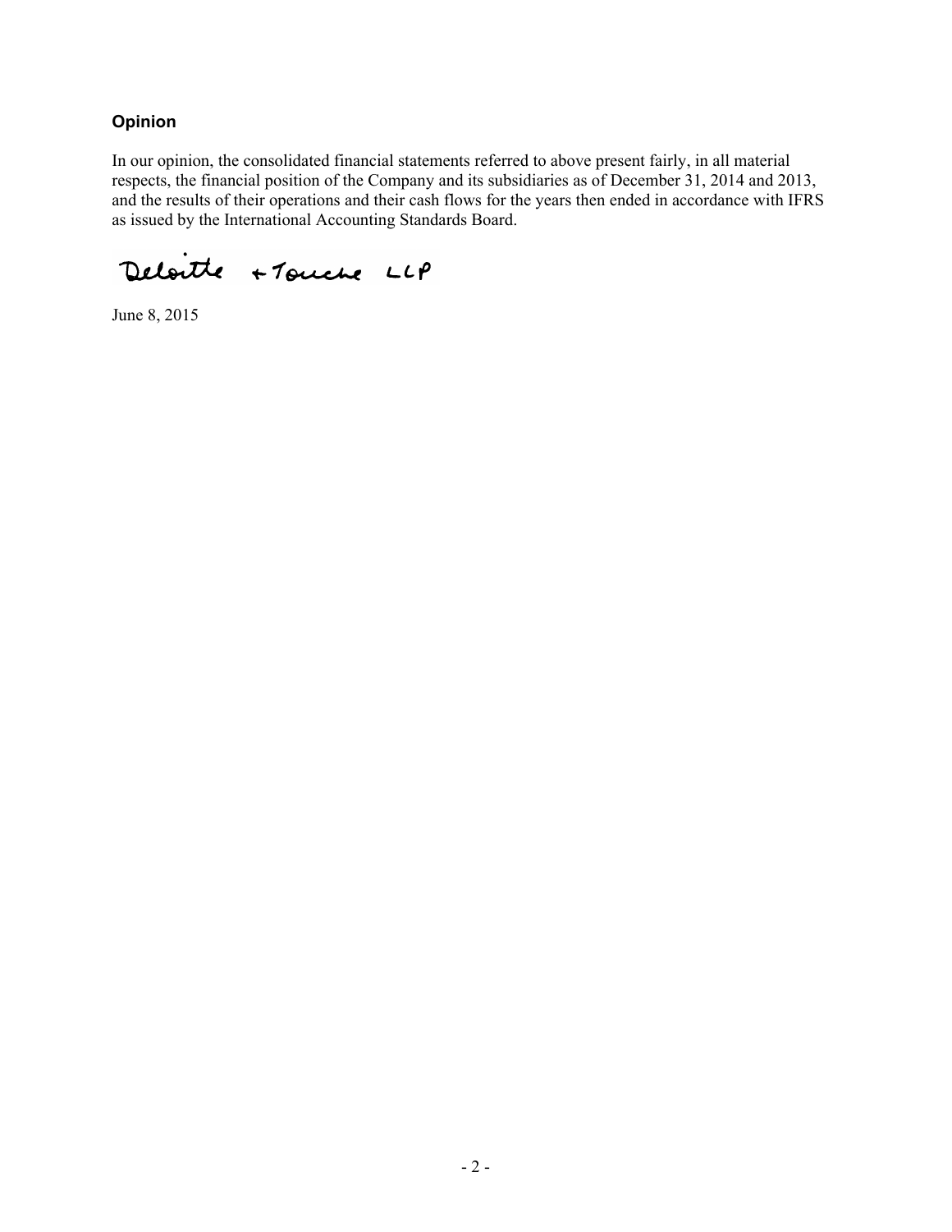### Opinion

In our opinion, the consolidated financial statements referred to above present fairly, in all material respects, the financial position of the Company and its subsidiaries as of December 31, 2014 and 2013, and the results of their operations and their cash flows for the years then ended in accordance with IFRS as issued by the International Accounting Standards Board.

Deloitte + Touche LLP

June 8, 2015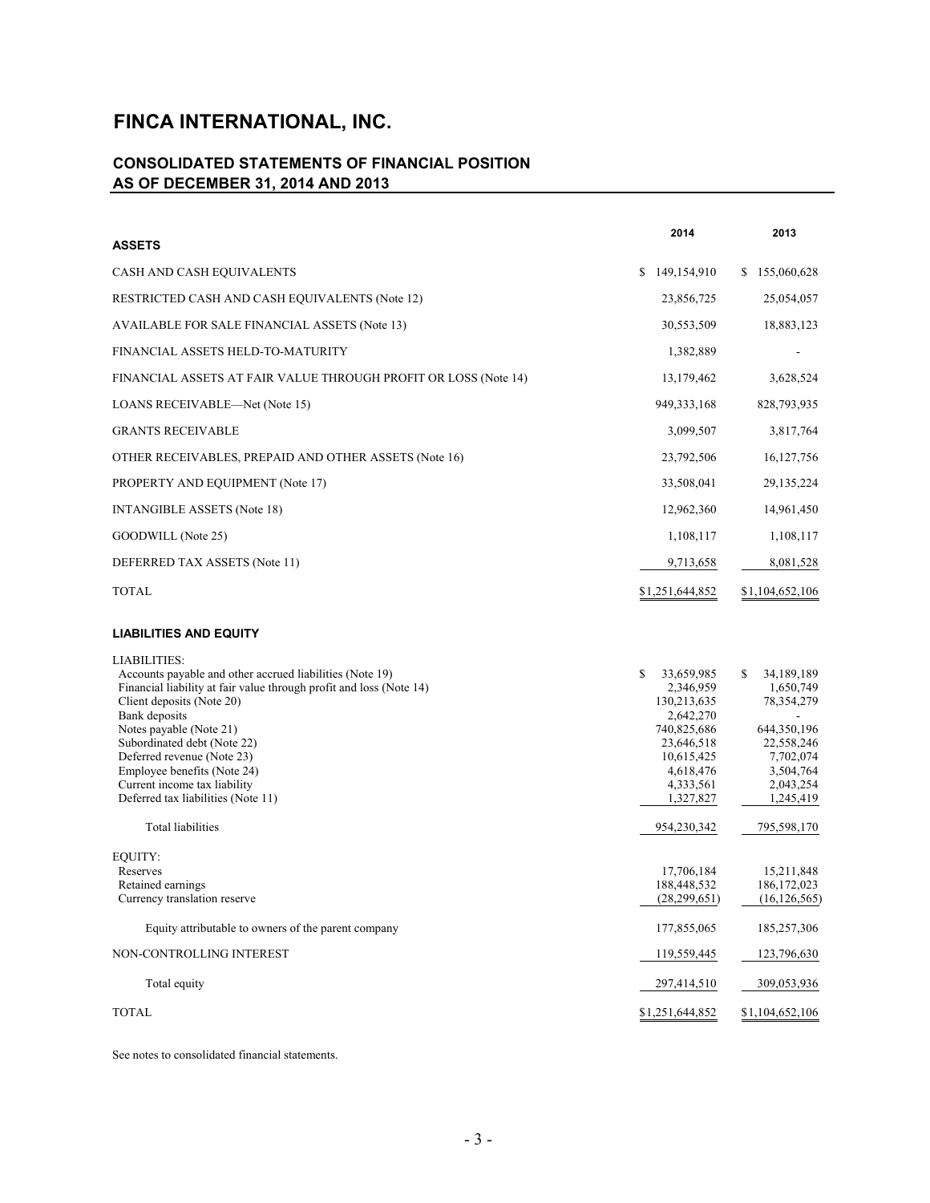# FINCA INTERNATIONAL, INC.

## CONSOLIDATED STATEMENTS OF FINANCIAL POSITION AS OF DECEMBER 31, 2014 AND 2013

| ASSETS | 2014 | 2013 |
|---|---|---|
| CASH AND CASH EQUIVALENTS | $ 149,154,910 | $ 155,060,628 |
| RESTRICTED CASH AND CASH EQUIVALENTS (Note 12) | 23,856,725 | 25,054,057 |
| AVAILABLE FOR SALE FINANCIAL ASSETS (Note 13) | 30,553,509 | 18,883,123 |
| FINANCIAL ASSETS HELD-TO-MATURITY | 1,382,889 | - |
| FINANCIAL ASSETS AT FAIR VALUE THROUGH PROFIT OR LOSS (Note 14) | 13,179,462 | 3,628,524 |
| LOANS RECEIVABLE—Net (Note 15) | 949,333,168 | 828,793,935 |
| GRANTS RECEIVABLE | 3,099,507 | 3,817,764 |
| OTHER RECEIVABLES, PREPAID AND OTHER ASSETS (Note 16) | 23,792,506 | 16,127,756 |
| PROPERTY AND EQUIPMENT (Note 17) | 33,508,041 | 29,135,224 |
| INTANGIBLE ASSETS (Note 18) | 12,962,360 | 14,961,450 |
| GOODWILL (Note 25) | 1,108,117 | 1,108,117 |
| DEFERRED TAX ASSETS (Note 11) | 9,713,658 | 8,081,528 |
| TOTAL | $1,251,644,852 | $1,104,652,106 |
| **LIABILITIES AND EQUITY** | | |
| LIABILITIES: | | |
| Accounts payable and other accrued liabilities (Note 19) | $ 33,659,985 | $ 34,189,189 |
| Financial liability at fair value through profit and loss (Note 14) | 2,346,959 | 1,650,749 |
| Client deposits (Note 20) | 130,213,635 | 78,354,279 |
| Bank deposits | 2,642,270 | - |
| Notes payable (Note 21) | 740,825,686 | 644,350,196 |
| Subordinated debt (Note 22) | 23,646,518 | 22,558,246 |
| Deferred revenue (Note 23) | 10,615,425 | 7,702,074 |
| Employee benefits (Note 24) | 4,618,476 | 3,504,764 |
| Current income tax liability | 4,333,561 | 2,043,254 |
| Deferred tax liabilities (Note 11) | 1,327,827 | 1,245,419 |
| Total liabilities | 954,230,342 | 795,598,170 |
| EQUITY: | | |
| Reserves | 17,706,184 | 15,211,848 |
| Retained earnings | 188,448,532 | 186,172,023 |
| Currency translation reserve | (28,299,651) | (16,126,565) |
| Equity attributable to owners of the parent company | 177,855,065 | 185,257,306 |
| NON-CONTROLLING INTEREST | 119,559,445 | 123,796,630 |
| Total equity | 297,414,510 | 309,053,936 |
| TOTAL | $1,251,644,852 | $1,104,652,106 |

See notes to consolidated financial statements.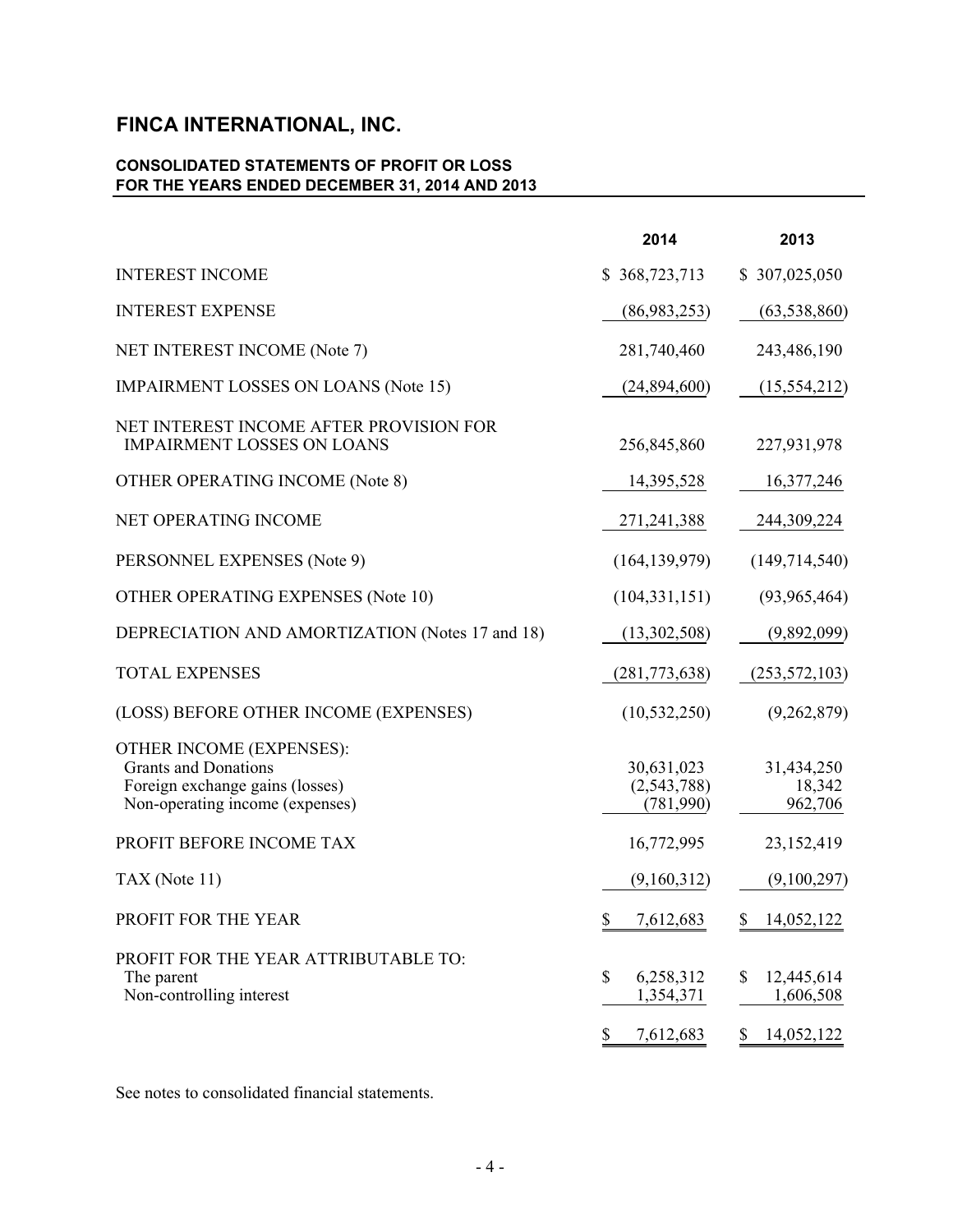# FINCA INTERNATIONAL, INC.

## CONSOLIDATED STATEMENTS OF PROFIT OR LOSS FOR THE YEARS ENDED DECEMBER 31, 2014 AND 2013

| | 2014 | 2013 |
|---|---|---|
| INTEREST INCOME | $ 368,723,713 | $ 307,025,050 |
| INTEREST EXPENSE | (86,983,253) | (63,538,860) |
| NET INTEREST INCOME (Note 7) | 281,740,460 | 243,486,190 |
| IMPAIRMENT LOSSES ON LOANS (Note 15) | (24,894,600) | (15,554,212) |
| NET INTEREST INCOME AFTER PROVISION FOR IMPAIRMENT LOSSES ON LOANS | 256,845,860 | 227,931,978 |
| OTHER OPERATING INCOME (Note 8) | 14,395,528 | 16,377,246 |
| NET OPERATING INCOME | 271,241,388 | 244,309,224 |
| PERSONNEL EXPENSES (Note 9) | (164,139,979) | (149,714,540) |
| OTHER OPERATING EXPENSES (Note 10) | (104,331,151) | (93,965,464) |
| DEPRECIATION AND AMORTIZATION (Notes 17 and 18) | (13,302,508) | (9,892,099) |
| TOTAL EXPENSES | (281,773,638) | (253,572,103) |
| (LOSS) BEFORE OTHER INCOME (EXPENSES) | (10,532,250) | (9,262,879) |
| OTHER INCOME (EXPENSES): | | |
| Grants and Donations | 30,631,023 | 31,434,250 |
| Foreign exchange gains (losses) | (2,543,788) | 18,342 |
| Non-operating income (expenses) | (781,990) | 962,706 |
| PROFIT BEFORE INCOME TAX | 16,772,995 | 23,152,419 |
| TAX (Note 11) | (9,160,312) | (9,100,297) |
| PROFIT FOR THE YEAR | $ 7,612,683 | $ 14,052,122 |
| PROFIT FOR THE YEAR ATTRIBUTABLE TO: | | |
| The parent | $ 6,258,312 | $ 12,445,614 |
| Non-controlling interest | 1,354,371 | 1,606,508 |
| | $ 7,612,683 | $ 14,052,122 |

See notes to consolidated financial statements.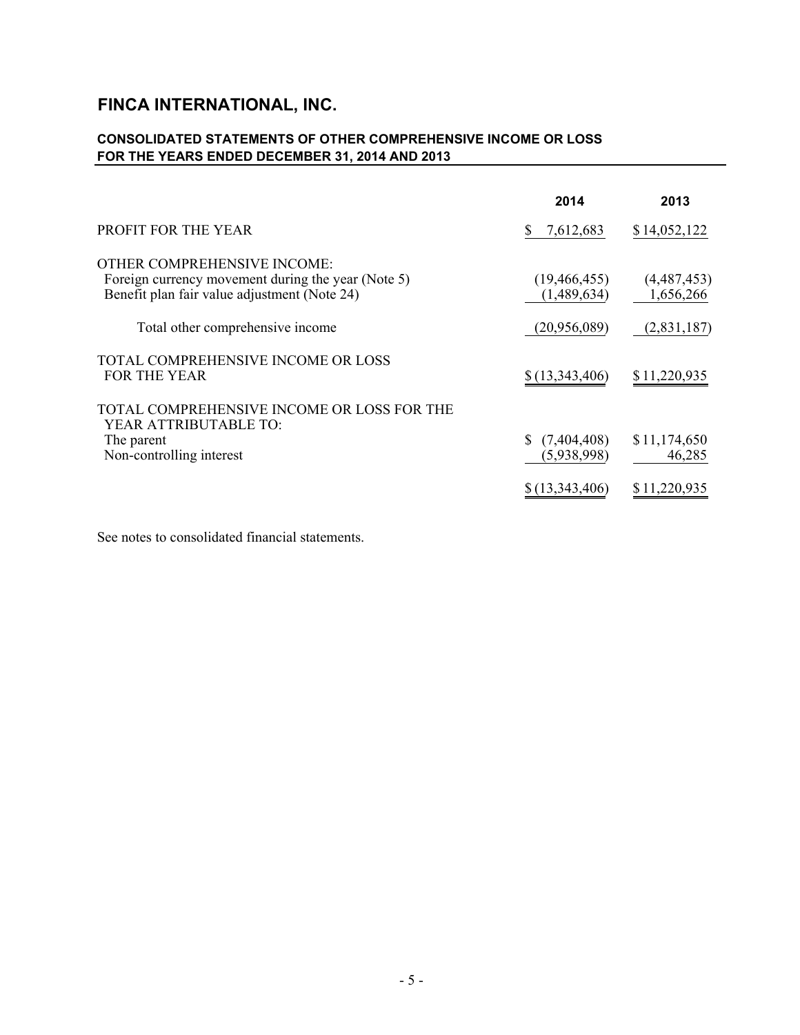# FINCA INTERNATIONAL, INC.

## CONSOLIDATED STATEMENTS OF OTHER COMPREHENSIVE INCOME OR LOSS FOR THE YEARS ENDED DECEMBER 31, 2014 AND 2013

| | 2014 | 2013 |
|---|---|---|
| PROFIT FOR THE YEAR | $ 7,612,683 | $ 14,052,122 |
| OTHER COMPREHENSIVE INCOME: | | |
| Foreign currency movement during the year (Note 5) | (19,466,455) | (4,487,453) |
| Benefit plan fair value adjustment (Note 24) | (1,489,634) | 1,656,266 |
| Total other comprehensive income | (20,956,089) | (2,831,187) |
| TOTAL COMPREHENSIVE INCOME OR LOSS FOR THE YEAR | $ (13,343,406) | $ 11,220,935 |
| TOTAL COMPREHENSIVE INCOME OR LOSS FOR THE YEAR ATTRIBUTABLE TO: | | |
| The parent | $ (7,404,408) | $ 11,174,650 |
| Non-controlling interest | (5,938,998) | 46,285 |
| | $ (13,343,406) | $ 11,220,935 |

See notes to consolidated financial statements.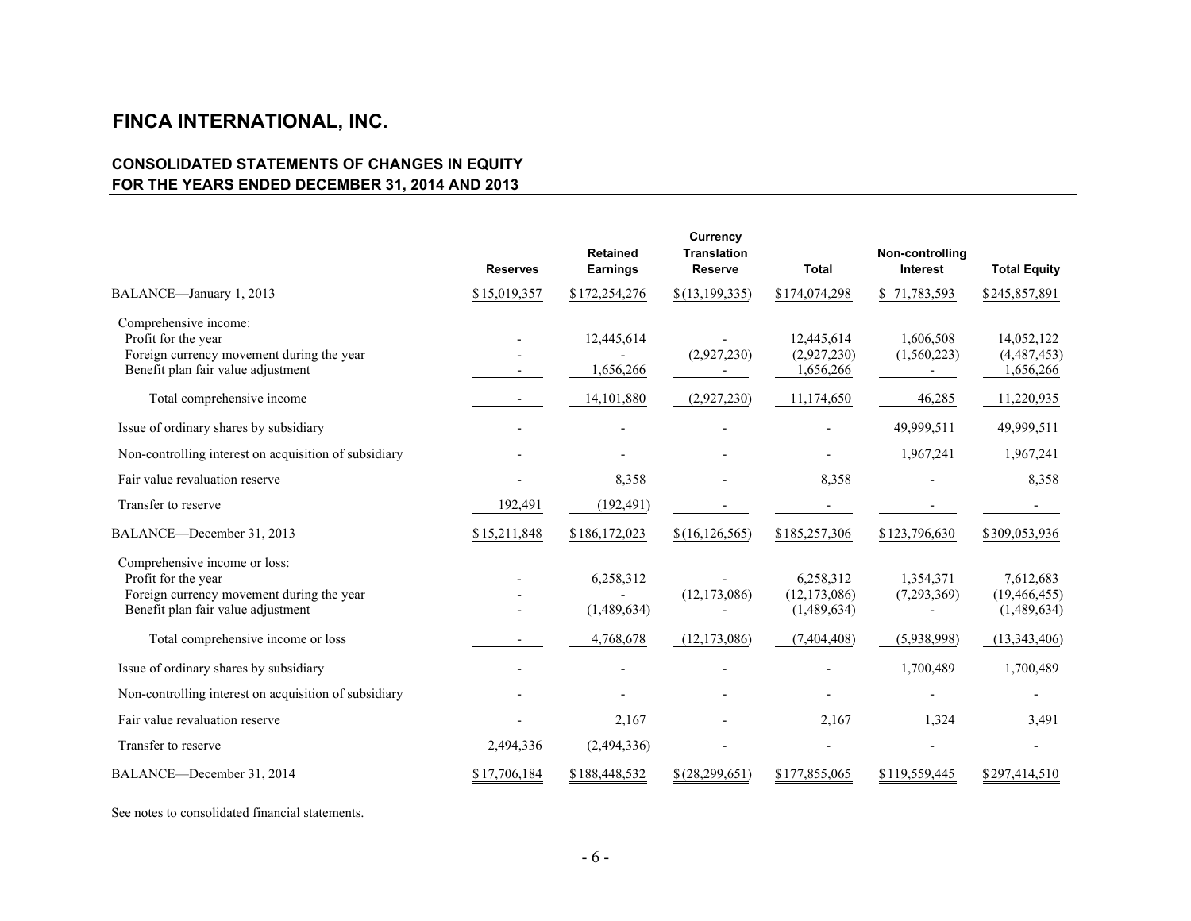# FINCA INTERNATIONAL, INC.

## CONSOLIDATED STATEMENTS OF CHANGES IN EQUITY
## FOR THE YEARS ENDED DECEMBER 31, 2014 AND 2013

| | Reserves | Retained Earnings | Currency Translation Reserve | Total | Non-controlling Interest | Total Equity |
|---|---|---|---|---|---|---|
| BALANCE—January 1, 2013 | $15,019,357 | $172,254,276 | $(13,199,335) | $174,074,298 | $ 71,783,593 | $245,857,891 |
| Comprehensive income: | | | | | | |
| Profit for the year | - | 12,445,614 | - | 12,445,614 | 1,606,508 | 14,052,122 |
| Foreign currency movement during the year | - | - | (2,927,230) | (2,927,230) | (1,560,223) | (4,487,453) |
| Benefit plan fair value adjustment | - | 1,656,266 | - | 1,656,266 | - | 1,656,266 |
| Total comprehensive income | - | 14,101,880 | (2,927,230) | 11,174,650 | 46,285 | 11,220,935 |
| Issue of ordinary shares by subsidiary | - | - | - | - | 49,999,511 | 49,999,511 |
| Non-controlling interest on acquisition of subsidiary | - | - | - | - | 1,967,241 | 1,967,241 |
| Fair value revaluation reserve | - | 8,358 | - | 8,358 | - | 8,358 |
| Transfer to reserve | 192,491 | (192,491) | - | - | - | - |
| BALANCE—December 31, 2013 | $15,211,848 | $186,172,023 | $(16,126,565) | $185,257,306 | $123,796,630 | $309,053,936 |
| Comprehensive income or loss: | | | | | | |
| Profit for the year | - | 6,258,312 | - | 6,258,312 | 1,354,371 | 7,612,683 |
| Foreign currency movement during the year | - | - | (12,173,086) | (12,173,086) | (7,293,369) | (19,466,455) |
| Benefit plan fair value adjustment | - | (1,489,634) | - | (1,489,634) | - | (1,489,634) |
| Total comprehensive income or loss | - | 4,768,678 | (12,173,086) | (7,404,408) | (5,938,998) | (13,343,406) |
| Issue of ordinary shares by subsidiary | - | - | - | - | 1,700,489 | 1,700,489 |
| Non-controlling interest on acquisition of subsidiary | - | - | - | - | - | - |
| Fair value revaluation reserve | - | 2,167 | - | 2,167 | 1,324 | 3,491 |
| Transfer to reserve | 2,494,336 | (2,494,336) | - | - | - | - |
| BALANCE—December 31, 2014 | $17,706,184 | $188,448,532 | $(28,299,651) | $177,855,065 | $119,559,445 | $297,414,510 |

See notes to consolidated financial statements.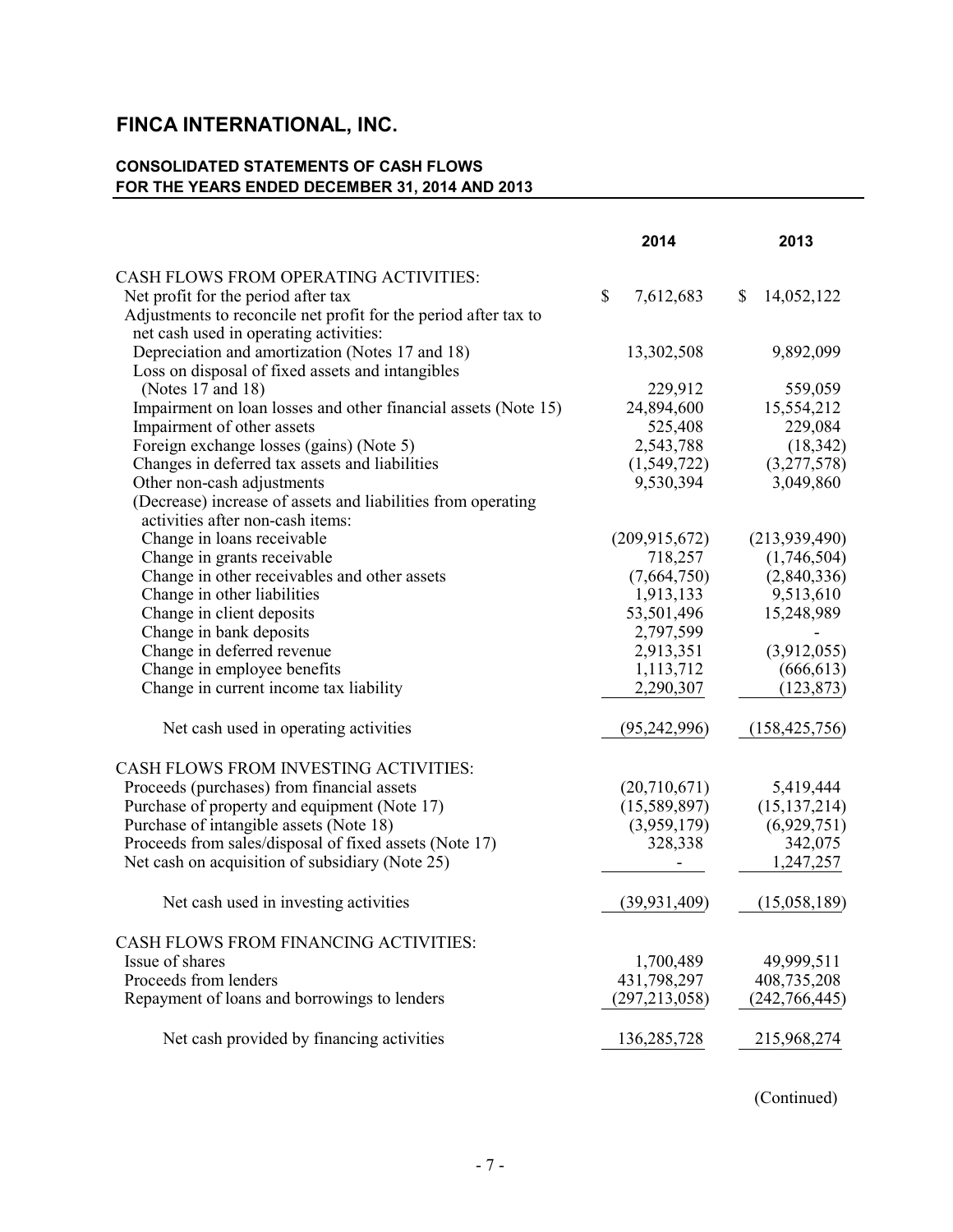# FINCA INTERNATIONAL, INC.

**CONSOLIDATED STATEMENTS OF CASH FLOWS**
**FOR THE YEARS ENDED DECEMBER 31, 2014 AND 2013**

| | 2014 | 2013 |
|---|---|---|
| CASH FLOWS FROM OPERATING ACTIVITIES: | | |
| Net profit for the period after tax | $ 7,612,683 | $ 14,052,122 |
| Adjustments to reconcile net profit for the period after tax to net cash used in operating activities: | | |
| Depreciation and amortization (Notes 17 and 18) | 13,302,508 | 9,892,099 |
| Loss on disposal of fixed assets and intangibles (Notes 17 and 18) | 229,912 | 559,059 |
| Impairment on loan losses and other financial assets (Note 15) | 24,894,600 | 15,554,212 |
| Impairment of other assets | 525,408 | 229,084 |
| Foreign exchange losses (gains) (Note 5) | 2,543,788 | (18,342) |
| Changes in deferred tax assets and liabilities | (1,549,722) | (3,277,578) |
| Other non-cash adjustments | 9,530,394 | 3,049,860 |
| (Decrease) increase of assets and liabilities from operating activities after non-cash items: | | |
| Change in loans receivable | (209,915,672) | (213,939,490) |
| Change in grants receivable | 718,257 | (1,746,504) |
| Change in other receivables and other assets | (7,664,750) | (2,840,336) |
| Change in other liabilities | 1,913,133 | 9,513,610 |
| Change in client deposits | 53,501,496 | 15,248,989 |
| Change in bank deposits | 2,797,599 | - |
| Change in deferred revenue | 2,913,351 | (3,912,055) |
| Change in employee benefits | 1,113,712 | (666,613) |
| Change in current income tax liability | 2,290,307 | (123,873) |
| Net cash used in operating activities | (95,242,996) | (158,425,756) |
| CASH FLOWS FROM INVESTING ACTIVITIES: | | |
| Proceeds (purchases) from financial assets | (20,710,671) | 5,419,444 |
| Purchase of property and equipment (Note 17) | (15,589,897) | (15,137,214) |
| Purchase of intangible assets (Note 18) | (3,959,179) | (6,929,751) |
| Proceeds from sales/disposal of fixed assets (Note 17) | 328,338 | 342,075 |
| Net cash on acquisition of subsidiary (Note 25) | - | 1,247,257 |
| Net cash used in investing activities | (39,931,409) | (15,058,189) |
| CASH FLOWS FROM FINANCING ACTIVITIES: | | |
| Issue of shares | 1,700,489 | 49,999,511 |
| Proceeds from lenders | 431,798,297 | 408,735,208 |
| Repayment of loans and borrowings to lenders | (297,213,058) | (242,766,445) |
| Net cash provided by financing activities | 136,285,728 | 215,968,274 |

(Continued)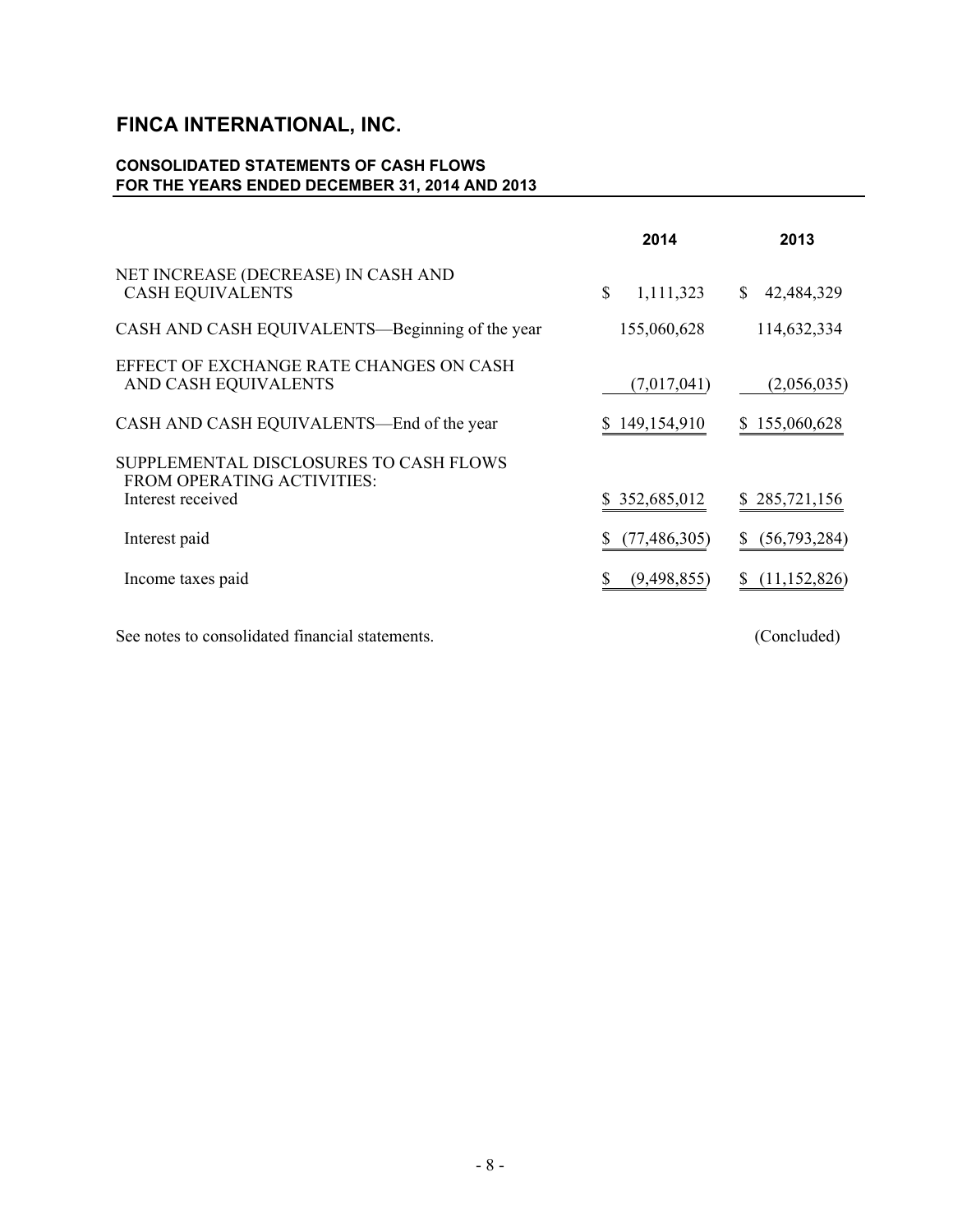# FINCA INTERNATIONAL, INC.

**CONSOLIDATED STATEMENTS OF CASH FLOWS**
**FOR THE YEARS ENDED DECEMBER 31, 2014 AND 2013**

| | 2014 | 2013 |
|---|---|---|
| NET INCREASE (DECREASE) IN CASH AND CASH EQUIVALENTS | $ 1,111,323 | $ 42,484,329 |
| CASH AND CASH EQUIVALENTS—Beginning of the year | 155,060,628 | 114,632,334 |
| EFFECT OF EXCHANGE RATE CHANGES ON CASH AND CASH EQUIVALENTS | (7,017,041) | (2,056,035) |
| CASH AND CASH EQUIVALENTS—End of the year | $ 149,154,910 | $ 155,060,628 |
| SUPPLEMENTAL DISCLOSURES TO CASH FLOWS FROM OPERATING ACTIVITIES: | | |
| Interest received | $ 352,685,012 | $ 285,721,156 |
| Interest paid | $ (77,486,305) | $ (56,793,284) |
| Income taxes paid | $ (9,498,855) | $ (11,152,826) |

See notes to consolidated financial statements.

(Concluded)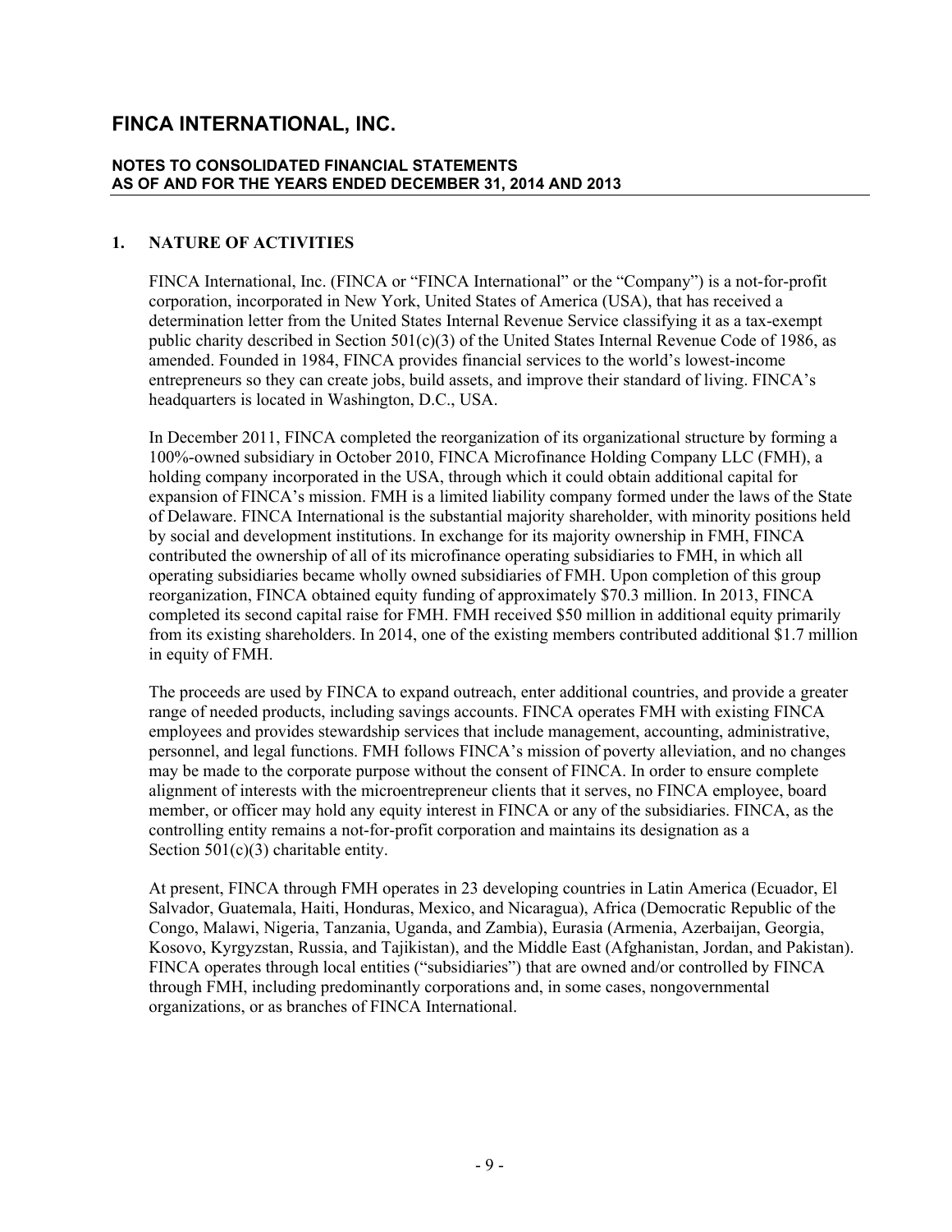# FINCA INTERNATIONAL, INC.

**NOTES TO CONSOLIDATED FINANCIAL STATEMENTS**
**AS OF AND FOR THE YEARS ENDED DECEMBER 31, 2014 AND 2013**

## 1. NATURE OF ACTIVITIES

FINCA International, Inc. (FINCA or "FINCA International" or the "Company") is a not-for-profit corporation, incorporated in New York, United States of America (USA), that has received a determination letter from the United States Internal Revenue Service classifying it as a tax-exempt public charity described in Section 501(c)(3) of the United States Internal Revenue Code of 1986, as amended. Founded in 1984, FINCA provides financial services to the world's lowest-income entrepreneurs so they can create jobs, build assets, and improve their standard of living. FINCA's headquarters is located in Washington, D.C., USA.

In December 2011, FINCA completed the reorganization of its organizational structure by forming a 100%-owned subsidiary in October 2010, FINCA Microfinance Holding Company LLC (FMH), a holding company incorporated in the USA, through which it could obtain additional capital for expansion of FINCA's mission. FMH is a limited liability company formed under the laws of the State of Delaware. FINCA International is the substantial majority shareholder, with minority positions held by social and development institutions. In exchange for its majority ownership in FMH, FINCA contributed the ownership of all of its microfinance operating subsidiaries to FMH, in which all operating subsidiaries became wholly owned subsidiaries of FMH. Upon completion of this group reorganization, FINCA obtained equity funding of approximately $70.3 million. In 2013, FINCA completed its second capital raise for FMH. FMH received $50 million in additional equity primarily from its existing shareholders. In 2014, one of the existing members contributed additional $1.7 million in equity of FMH.

The proceeds are used by FINCA to expand outreach, enter additional countries, and provide a greater range of needed products, including savings accounts. FINCA operates FMH with existing FINCA employees and provides stewardship services that include management, accounting, administrative, personnel, and legal functions. FMH follows FINCA's mission of poverty alleviation, and no changes may be made to the corporate purpose without the consent of FINCA. In order to ensure complete alignment of interests with the microentrepreneur clients that it serves, no FINCA employee, board member, or officer may hold any equity interest in FINCA or any of the subsidiaries. FINCA, as the controlling entity remains a not-for-profit corporation and maintains its designation as a Section 501(c)(3) charitable entity.

At present, FINCA through FMH operates in 23 developing countries in Latin America (Ecuador, El Salvador, Guatemala, Haiti, Honduras, Mexico, and Nicaragua), Africa (Democratic Republic of the Congo, Malawi, Nigeria, Tanzania, Uganda, and Zambia), Eurasia (Armenia, Azerbaijan, Georgia, Kosovo, Kyrgyzstan, Russia, and Tajikistan), and the Middle East (Afghanistan, Jordan, and Pakistan). FINCA operates through local entities ("subsidiaries") that are owned and/or controlled by FINCA through FMH, including predominantly corporations and, in some cases, nongovernmental organizations, or as branches of FINCA International.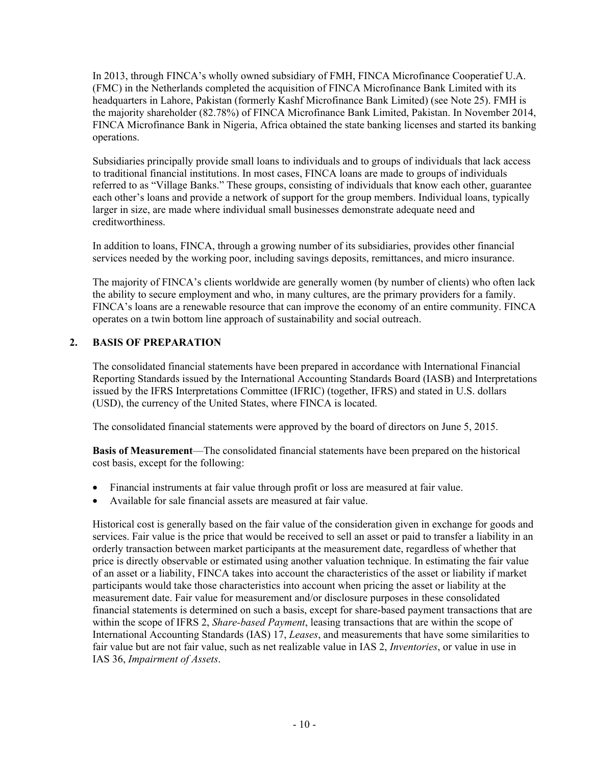In 2013, through FINCA's wholly owned subsidiary of FMH, FINCA Microfinance Cooperatief U.A. (FMC) in the Netherlands completed the acquisition of FINCA Microfinance Bank Limited with its headquarters in Lahore, Pakistan (formerly Kashf Microfinance Bank Limited) (see Note 25). FMH is the majority shareholder (82.78%) of FINCA Microfinance Bank Limited, Pakistan. In November 2014, FINCA Microfinance Bank in Nigeria, Africa obtained the state banking licenses and started its banking operations.

Subsidiaries principally provide small loans to individuals and to groups of individuals that lack access to traditional financial institutions. In most cases, FINCA loans are made to groups of individuals referred to as "Village Banks." These groups, consisting of individuals that know each other, guarantee each other's loans and provide a network of support for the group members. Individual loans, typically larger in size, are made where individual small businesses demonstrate adequate need and creditworthiness.

In addition to loans, FINCA, through a growing number of its subsidiaries, provides other financial services needed by the working poor, including savings deposits, remittances, and micro insurance.

The majority of FINCA's clients worldwide are generally women (by number of clients) who often lack the ability to secure employment and who, in many cultures, are the primary providers for a family. FINCA's loans are a renewable resource that can improve the economy of an entire community. FINCA operates on a twin bottom line approach of sustainability and social outreach.

## 2. BASIS OF PREPARATION

The consolidated financial statements have been prepared in accordance with International Financial Reporting Standards issued by the International Accounting Standards Board (IASB) and Interpretations issued by the IFRS Interpretations Committee (IFRIC) (together, IFRS) and stated in U.S. dollars (USD), the currency of the United States, where FINCA is located.

The consolidated financial statements were approved by the board of directors on June 5, 2015.

**Basis of Measurement**—The consolidated financial statements have been prepared on the historical cost basis, except for the following:

- Financial instruments at fair value through profit or loss are measured at fair value.
- Available for sale financial assets are measured at fair value.

Historical cost is generally based on the fair value of the consideration given in exchange for goods and services. Fair value is the price that would be received to sell an asset or paid to transfer a liability in an orderly transaction between market participants at the measurement date, regardless of whether that price is directly observable or estimated using another valuation technique. In estimating the fair value of an asset or a liability, FINCA takes into account the characteristics of the asset or liability if market participants would take those characteristics into account when pricing the asset or liability at the measurement date. Fair value for measurement and/or disclosure purposes in these consolidated financial statements is determined on such a basis, except for share-based payment transactions that are within the scope of IFRS 2, *Share-based Payment*, leasing transactions that are within the scope of International Accounting Standards (IAS) 17, *Leases*, and measurements that have some similarities to fair value but are not fair value, such as net realizable value in IAS 2, *Inventories*, or value in use in IAS 36, *Impairment of Assets*.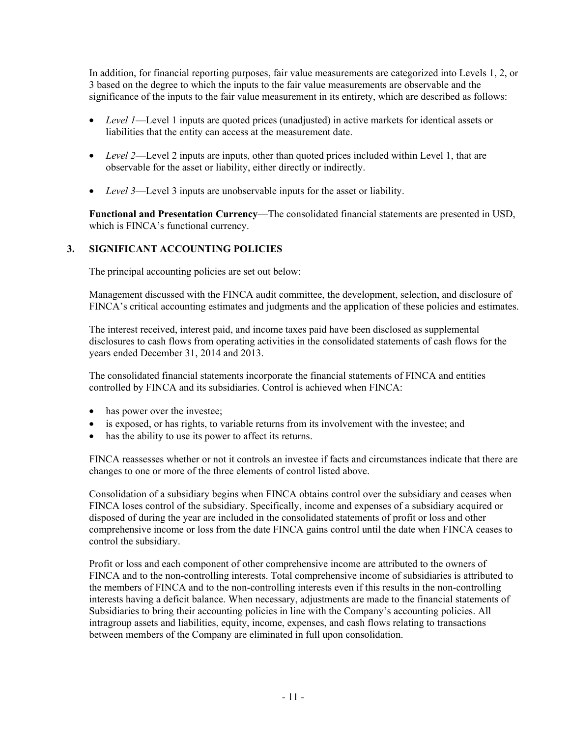In addition, for financial reporting purposes, fair value measurements are categorized into Levels 1, 2, or 3 based on the degree to which the inputs to the fair value measurements are observable and the significance of the inputs to the fair value measurement in its entirety, which are described as follows:

- *Level 1*—Level 1 inputs are quoted prices (unadjusted) in active markets for identical assets or liabilities that the entity can access at the measurement date.
- *Level 2*—Level 2 inputs are inputs, other than quoted prices included within Level 1, that are observable for the asset or liability, either directly or indirectly.
- *Level 3*—Level 3 inputs are unobservable inputs for the asset or liability.

**Functional and Presentation Currency**—The consolidated financial statements are presented in USD, which is FINCA's functional currency.

## 3. SIGNIFICANT ACCOUNTING POLICIES

The principal accounting policies are set out below:

Management discussed with the FINCA audit committee, the development, selection, and disclosure of FINCA's critical accounting estimates and judgments and the application of these policies and estimates.

The interest received, interest paid, and income taxes paid have been disclosed as supplemental disclosures to cash flows from operating activities in the consolidated statements of cash flows for the years ended December 31, 2014 and 2013.

The consolidated financial statements incorporate the financial statements of FINCA and entities controlled by FINCA and its subsidiaries. Control is achieved when FINCA:

- has power over the investee;
- is exposed, or has rights, to variable returns from its involvement with the investee; and
- has the ability to use its power to affect its returns.

FINCA reassesses whether or not it controls an investee if facts and circumstances indicate that there are changes to one or more of the three elements of control listed above.

Consolidation of a subsidiary begins when FINCA obtains control over the subsidiary and ceases when FINCA loses control of the subsidiary. Specifically, income and expenses of a subsidiary acquired or disposed of during the year are included in the consolidated statements of profit or loss and other comprehensive income or loss from the date FINCA gains control until the date when FINCA ceases to control the subsidiary.

Profit or loss and each component of other comprehensive income are attributed to the owners of FINCA and to the non-controlling interests. Total comprehensive income of subsidiaries is attributed to the members of FINCA and to the non-controlling interests even if this results in the non-controlling interests having a deficit balance. When necessary, adjustments are made to the financial statements of Subsidiaries to bring their accounting policies in line with the Company's accounting policies. All intragroup assets and liabilities, equity, income, expenses, and cash flows relating to transactions between members of the Company are eliminated in full upon consolidation.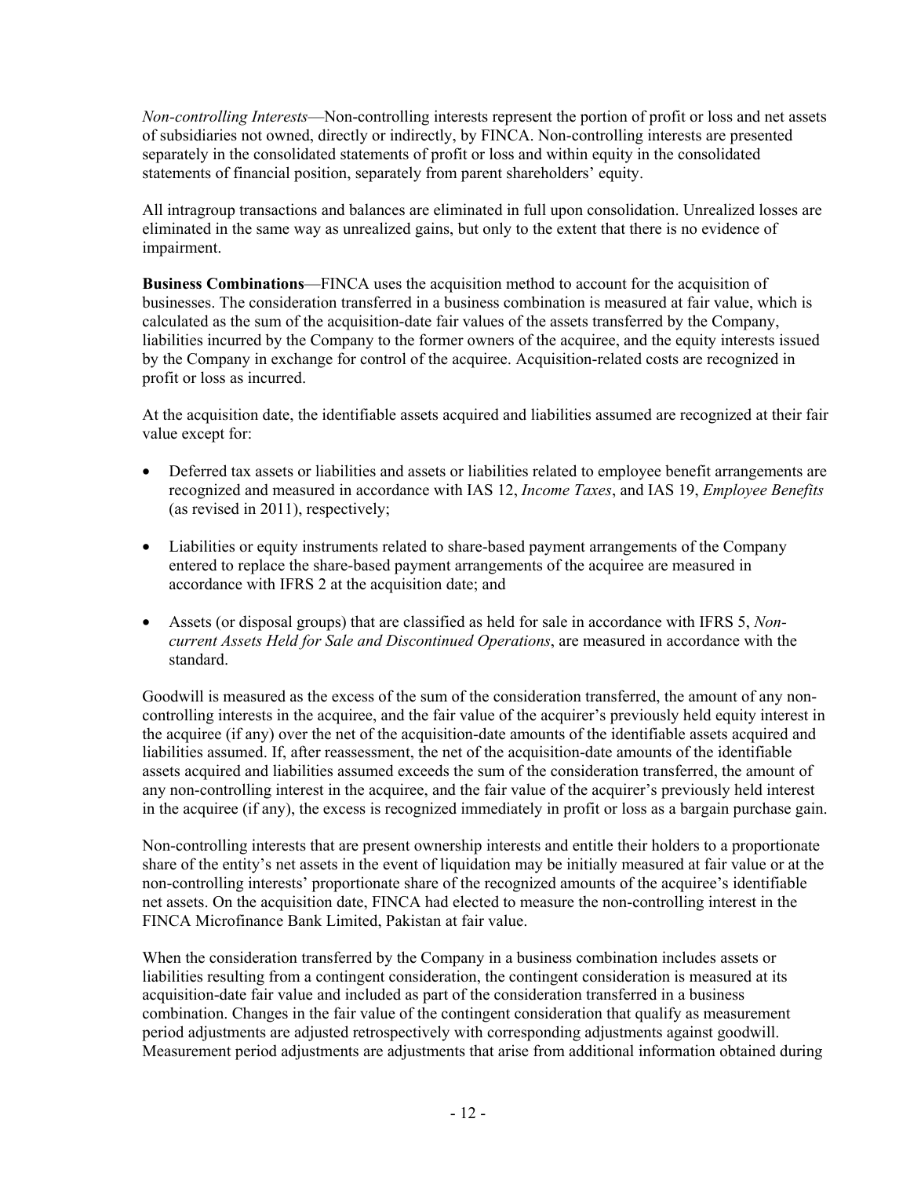*Non-controlling Interests*—Non-controlling interests represent the portion of profit or loss and net assets of subsidiaries not owned, directly or indirectly, by FINCA. Non-controlling interests are presented separately in the consolidated statements of profit or loss and within equity in the consolidated statements of financial position, separately from parent shareholders' equity.

All intragroup transactions and balances are eliminated in full upon consolidation. Unrealized losses are eliminated in the same way as unrealized gains, but only to the extent that there is no evidence of impairment.

**Business Combinations**—FINCA uses the acquisition method to account for the acquisition of businesses. The consideration transferred in a business combination is measured at fair value, which is calculated as the sum of the acquisition-date fair values of the assets transferred by the Company, liabilities incurred by the Company to the former owners of the acquiree, and the equity interests issued by the Company in exchange for control of the acquiree. Acquisition-related costs are recognized in profit or loss as incurred.

At the acquisition date, the identifiable assets acquired and liabilities assumed are recognized at their fair value except for:

- Deferred tax assets or liabilities and assets or liabilities related to employee benefit arrangements are recognized and measured in accordance with IAS 12, *Income Taxes*, and IAS 19, *Employee Benefits* (as revised in 2011), respectively;
- Liabilities or equity instruments related to share-based payment arrangements of the Company entered to replace the share-based payment arrangements of the acquiree are measured in accordance with IFRS 2 at the acquisition date; and
- Assets (or disposal groups) that are classified as held for sale in accordance with IFRS 5, *Non-current Assets Held for Sale and Discontinued Operations*, are measured in accordance with the standard.

Goodwill is measured as the excess of the sum of the consideration transferred, the amount of any non-controlling interests in the acquiree, and the fair value of the acquirer's previously held equity interest in the acquiree (if any) over the net of the acquisition-date amounts of the identifiable assets acquired and liabilities assumed. If, after reassessment, the net of the acquisition-date amounts of the identifiable assets acquired and liabilities assumed exceeds the sum of the consideration transferred, the amount of any non-controlling interest in the acquiree, and the fair value of the acquirer's previously held interest in the acquiree (if any), the excess is recognized immediately in profit or loss as a bargain purchase gain.

Non-controlling interests that are present ownership interests and entitle their holders to a proportionate share of the entity's net assets in the event of liquidation may be initially measured at fair value or at the non-controlling interests' proportionate share of the recognized amounts of the acquiree's identifiable net assets. On the acquisition date, FINCA had elected to measure the non-controlling interest in the FINCA Microfinance Bank Limited, Pakistan at fair value.

When the consideration transferred by the Company in a business combination includes assets or liabilities resulting from a contingent consideration, the contingent consideration is measured at its acquisition-date fair value and included as part of the consideration transferred in a business combination. Changes in the fair value of the contingent consideration that qualify as measurement period adjustments are adjusted retrospectively with corresponding adjustments against goodwill. Measurement period adjustments are adjustments that arise from additional information obtained during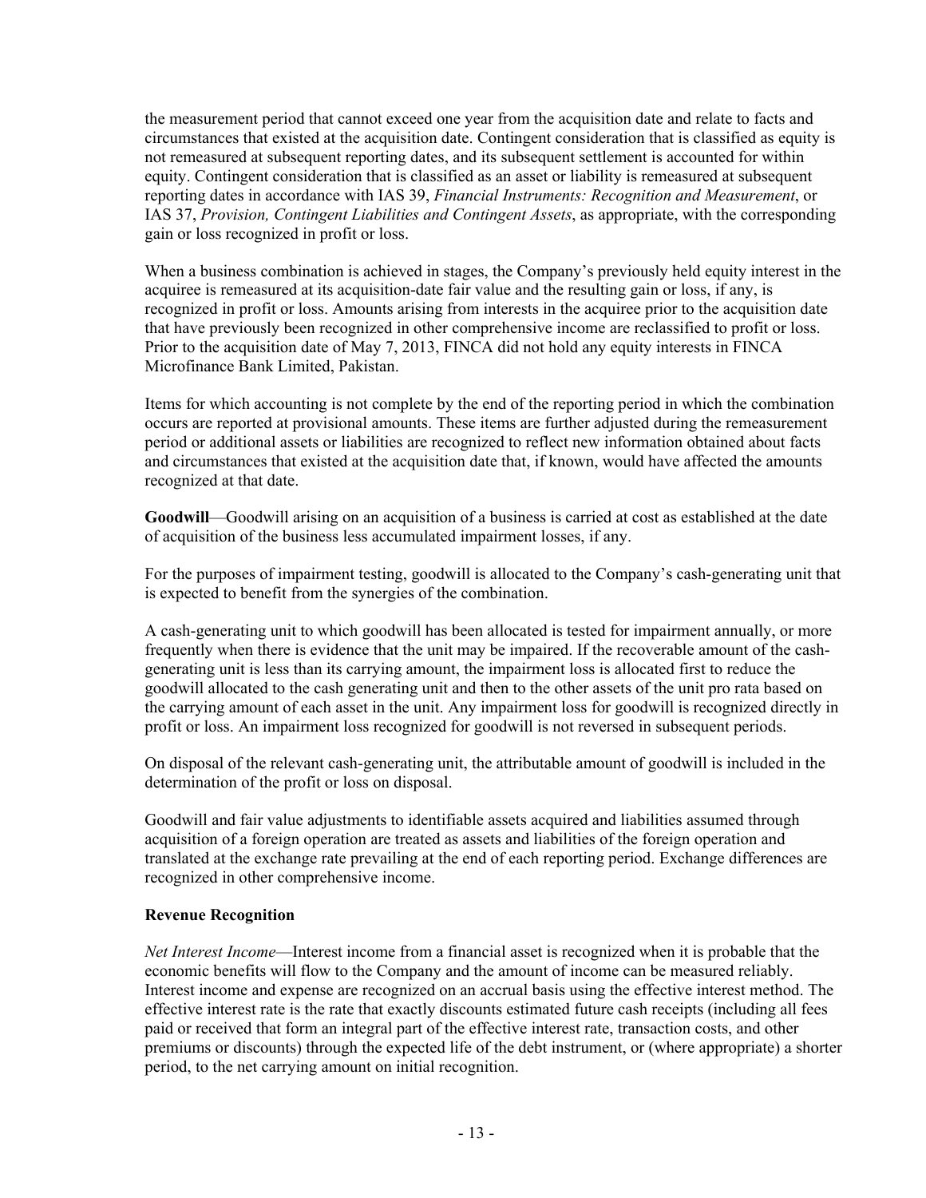the measurement period that cannot exceed one year from the acquisition date and relate to facts and circumstances that existed at the acquisition date. Contingent consideration that is classified as equity is not remeasured at subsequent reporting dates, and its subsequent settlement is accounted for within equity. Contingent consideration that is classified as an asset or liability is remeasured at subsequent reporting dates in accordance with IAS 39, *Financial Instruments: Recognition and Measurement*, or IAS 37, *Provision, Contingent Liabilities and Contingent Assets*, as appropriate, with the corresponding gain or loss recognized in profit or loss.

When a business combination is achieved in stages, the Company's previously held equity interest in the acquiree is remeasured at its acquisition-date fair value and the resulting gain or loss, if any, is recognized in profit or loss. Amounts arising from interests in the acquiree prior to the acquisition date that have previously been recognized in other comprehensive income are reclassified to profit or loss. Prior to the acquisition date of May 7, 2013, FINCA did not hold any equity interests in FINCA Microfinance Bank Limited, Pakistan.

Items for which accounting is not complete by the end of the reporting period in which the combination occurs are reported at provisional amounts. These items are further adjusted during the remeasurement period or additional assets or liabilities are recognized to reflect new information obtained about facts and circumstances that existed at the acquisition date that, if known, would have affected the amounts recognized at that date.

**Goodwill**—Goodwill arising on an acquisition of a business is carried at cost as established at the date of acquisition of the business less accumulated impairment losses, if any.

For the purposes of impairment testing, goodwill is allocated to the Company's cash-generating unit that is expected to benefit from the synergies of the combination.

A cash-generating unit to which goodwill has been allocated is tested for impairment annually, or more frequently when there is evidence that the unit may be impaired. If the recoverable amount of the cash-generating unit is less than its carrying amount, the impairment loss is allocated first to reduce the goodwill allocated to the cash generating unit and then to the other assets of the unit pro rata based on the carrying amount of each asset in the unit. Any impairment loss for goodwill is recognized directly in profit or loss. An impairment loss recognized for goodwill is not reversed in subsequent periods.

On disposal of the relevant cash-generating unit, the attributable amount of goodwill is included in the determination of the profit or loss on disposal.

Goodwill and fair value adjustments to identifiable assets acquired and liabilities assumed through acquisition of a foreign operation are treated as assets and liabilities of the foreign operation and translated at the exchange rate prevailing at the end of each reporting period. Exchange differences are recognized in other comprehensive income.

### Revenue Recognition

*Net Interest Income*—Interest income from a financial asset is recognized when it is probable that the economic benefits will flow to the Company and the amount of income can be measured reliably. Interest income and expense are recognized on an accrual basis using the effective interest method. The effective interest rate is the rate that exactly discounts estimated future cash receipts (including all fees paid or received that form an integral part of the effective interest rate, transaction costs, and other premiums or discounts) through the expected life of the debt instrument, or (where appropriate) a shorter period, to the net carrying amount on initial recognition.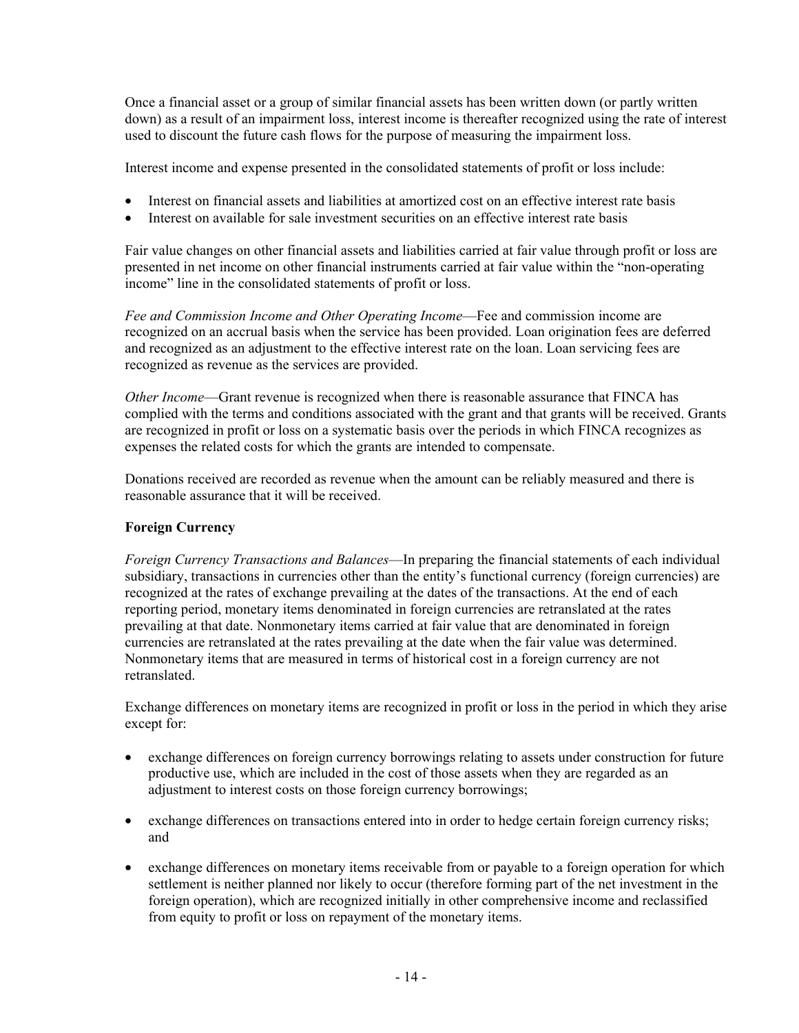Once a financial asset or a group of similar financial assets has been written down (or partly written down) as a result of an impairment loss, interest income is thereafter recognized using the rate of interest used to discount the future cash flows for the purpose of measuring the impairment loss.

Interest income and expense presented in the consolidated statements of profit or loss include:

- Interest on financial assets and liabilities at amortized cost on an effective interest rate basis
- Interest on available for sale investment securities on an effective interest rate basis

Fair value changes on other financial assets and liabilities carried at fair value through profit or loss are presented in net income on other financial instruments carried at fair value within the "non-operating income" line in the consolidated statements of profit or loss.

*Fee and Commission Income and Other Operating Income*—Fee and commission income are recognized on an accrual basis when the service has been provided. Loan origination fees are deferred and recognized as an adjustment to the effective interest rate on the loan. Loan servicing fees are recognized as revenue as the services are provided.

*Other Income*—Grant revenue is recognized when there is reasonable assurance that FINCA has complied with the terms and conditions associated with the grant and that grants will be received. Grants are recognized in profit or loss on a systematic basis over the periods in which FINCA recognizes as expenses the related costs for which the grants are intended to compensate.

Donations received are recorded as revenue when the amount can be reliably measured and there is reasonable assurance that it will be received.

**Foreign Currency**

*Foreign Currency Transactions and Balances*—In preparing the financial statements of each individual subsidiary, transactions in currencies other than the entity's functional currency (foreign currencies) are recognized at the rates of exchange prevailing at the dates of the transactions. At the end of each reporting period, monetary items denominated in foreign currencies are retranslated at the rates prevailing at that date. Nonmonetary items carried at fair value that are denominated in foreign currencies are retranslated at the rates prevailing at the date when the fair value was determined. Nonmonetary items that are measured in terms of historical cost in a foreign currency are not retranslated.

Exchange differences on monetary items are recognized in profit or loss in the period in which they arise except for:

- exchange differences on foreign currency borrowings relating to assets under construction for future productive use, which are included in the cost of those assets when they are regarded as an adjustment to interest costs on those foreign currency borrowings;

- exchange differences on transactions entered into in order to hedge certain foreign currency risks; and

- exchange differences on monetary items receivable from or payable to a foreign operation for which settlement is neither planned nor likely to occur (therefore forming part of the net investment in the foreign operation), which are recognized initially in other comprehensive income and reclassified from equity to profit or loss on repayment of the monetary items.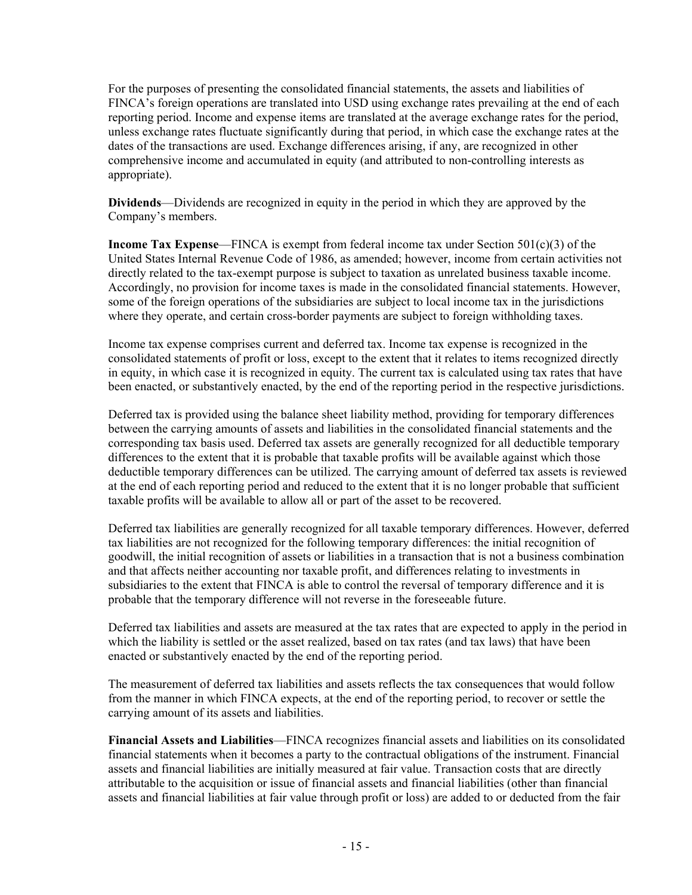For the purposes of presenting the consolidated financial statements, the assets and liabilities of FINCA's foreign operations are translated into USD using exchange rates prevailing at the end of each reporting period. Income and expense items are translated at the average exchange rates for the period, unless exchange rates fluctuate significantly during that period, in which case the exchange rates at the dates of the transactions are used. Exchange differences arising, if any, are recognized in other comprehensive income and accumulated in equity (and attributed to non-controlling interests as appropriate).

**Dividends**—Dividends are recognized in equity in the period in which they are approved by the Company's members.

**Income Tax Expense**—FINCA is exempt from federal income tax under Section 501(c)(3) of the United States Internal Revenue Code of 1986, as amended; however, income from certain activities not directly related to the tax-exempt purpose is subject to taxation as unrelated business taxable income. Accordingly, no provision for income taxes is made in the consolidated financial statements. However, some of the foreign operations of the subsidiaries are subject to local income tax in the jurisdictions where they operate, and certain cross-border payments are subject to foreign withholding taxes.

Income tax expense comprises current and deferred tax. Income tax expense is recognized in the consolidated statements of profit or loss, except to the extent that it relates to items recognized directly in equity, in which case it is recognized in equity. The current tax is calculated using tax rates that have been enacted, or substantively enacted, by the end of the reporting period in the respective jurisdictions.

Deferred tax is provided using the balance sheet liability method, providing for temporary differences between the carrying amounts of assets and liabilities in the consolidated financial statements and the corresponding tax basis used. Deferred tax assets are generally recognized for all deductible temporary differences to the extent that it is probable that taxable profits will be available against which those deductible temporary differences can be utilized. The carrying amount of deferred tax assets is reviewed at the end of each reporting period and reduced to the extent that it is no longer probable that sufficient taxable profits will be available to allow all or part of the asset to be recovered.

Deferred tax liabilities are generally recognized for all taxable temporary differences. However, deferred tax liabilities are not recognized for the following temporary differences: the initial recognition of goodwill, the initial recognition of assets or liabilities in a transaction that is not a business combination and that affects neither accounting nor taxable profit, and differences relating to investments in subsidiaries to the extent that FINCA is able to control the reversal of temporary difference and it is probable that the temporary difference will not reverse in the foreseeable future.

Deferred tax liabilities and assets are measured at the tax rates that are expected to apply in the period in which the liability is settled or the asset realized, based on tax rates (and tax laws) that have been enacted or substantively enacted by the end of the reporting period.

The measurement of deferred tax liabilities and assets reflects the tax consequences that would follow from the manner in which FINCA expects, at the end of the reporting period, to recover or settle the carrying amount of its assets and liabilities.

**Financial Assets and Liabilities**—FINCA recognizes financial assets and liabilities on its consolidated financial statements when it becomes a party to the contractual obligations of the instrument. Financial assets and financial liabilities are initially measured at fair value. Transaction costs that are directly attributable to the acquisition or issue of financial assets and financial liabilities (other than financial assets and financial liabilities at fair value through profit or loss) are added to or deducted from the fair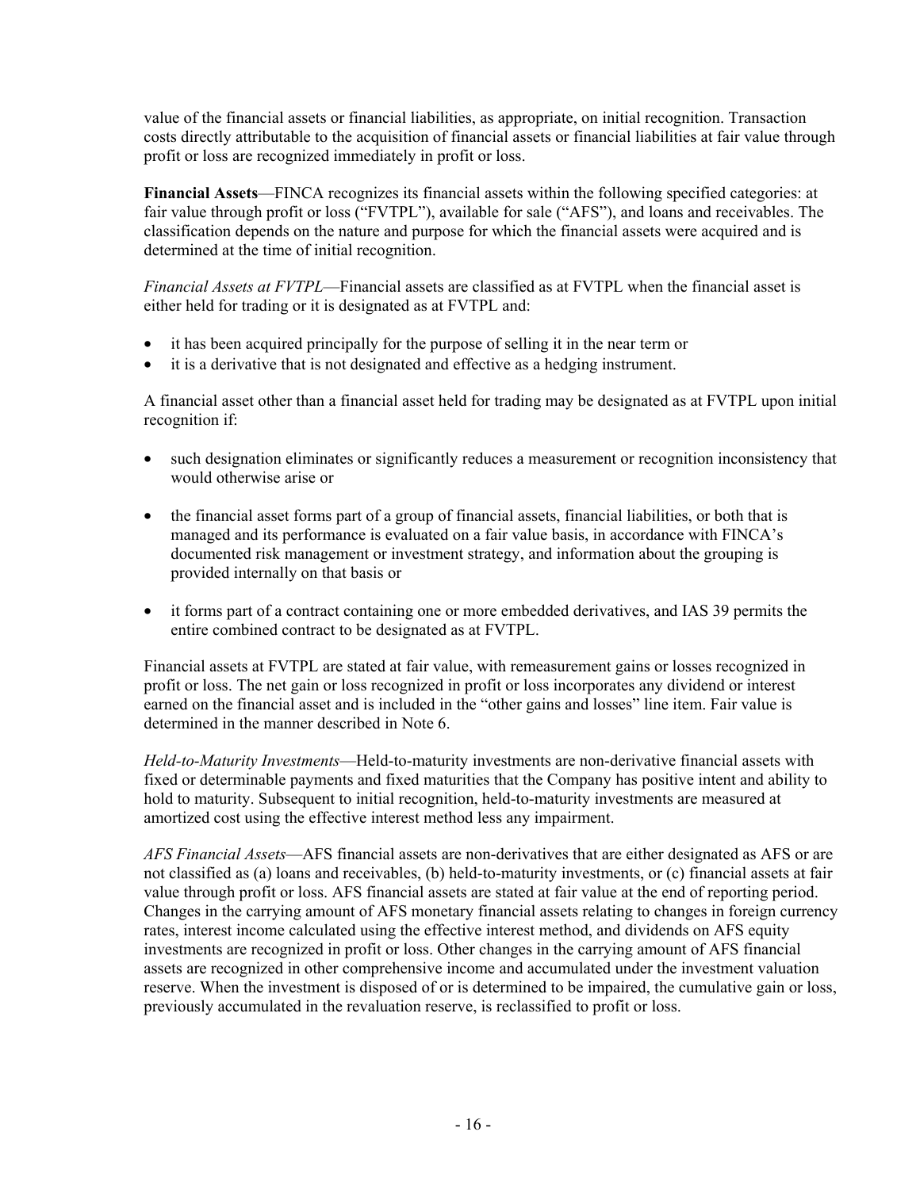value of the financial assets or financial liabilities, as appropriate, on initial recognition. Transaction costs directly attributable to the acquisition of financial assets or financial liabilities at fair value through profit or loss are recognized immediately in profit or loss.

**Financial Assets**—FINCA recognizes its financial assets within the following specified categories: at fair value through profit or loss ("FVTPL"), available for sale ("AFS"), and loans and receivables. The classification depends on the nature and purpose for which the financial assets were acquired and is determined at the time of initial recognition.

*Financial Assets at FVTPL*—Financial assets are classified as at FVTPL when the financial asset is either held for trading or it is designated as at FVTPL and:

- it has been acquired principally for the purpose of selling it in the near term or
- it is a derivative that is not designated and effective as a hedging instrument.

A financial asset other than a financial asset held for trading may be designated as at FVTPL upon initial recognition if:

- such designation eliminates or significantly reduces a measurement or recognition inconsistency that would otherwise arise or
- the financial asset forms part of a group of financial assets, financial liabilities, or both that is managed and its performance is evaluated on a fair value basis, in accordance with FINCA's documented risk management or investment strategy, and information about the grouping is provided internally on that basis or
- it forms part of a contract containing one or more embedded derivatives, and IAS 39 permits the entire combined contract to be designated as at FVTPL.

Financial assets at FVTPL are stated at fair value, with remeasurement gains or losses recognized in profit or loss. The net gain or loss recognized in profit or loss incorporates any dividend or interest earned on the financial asset and is included in the "other gains and losses" line item. Fair value is determined in the manner described in Note 6.

*Held-to-Maturity Investments*—Held-to-maturity investments are non-derivative financial assets with fixed or determinable payments and fixed maturities that the Company has positive intent and ability to hold to maturity. Subsequent to initial recognition, held-to-maturity investments are measured at amortized cost using the effective interest method less any impairment.

*AFS Financial Assets*—AFS financial assets are non-derivatives that are either designated as AFS or are not classified as (a) loans and receivables, (b) held-to-maturity investments, or (c) financial assets at fair value through profit or loss. AFS financial assets are stated at fair value at the end of reporting period. Changes in the carrying amount of AFS monetary financial assets relating to changes in foreign currency rates, interest income calculated using the effective interest method, and dividends on AFS equity investments are recognized in profit or loss. Other changes in the carrying amount of AFS financial assets are recognized in other comprehensive income and accumulated under the investment valuation reserve. When the investment is disposed of or is determined to be impaired, the cumulative gain or loss, previously accumulated in the revaluation reserve, is reclassified to profit or loss.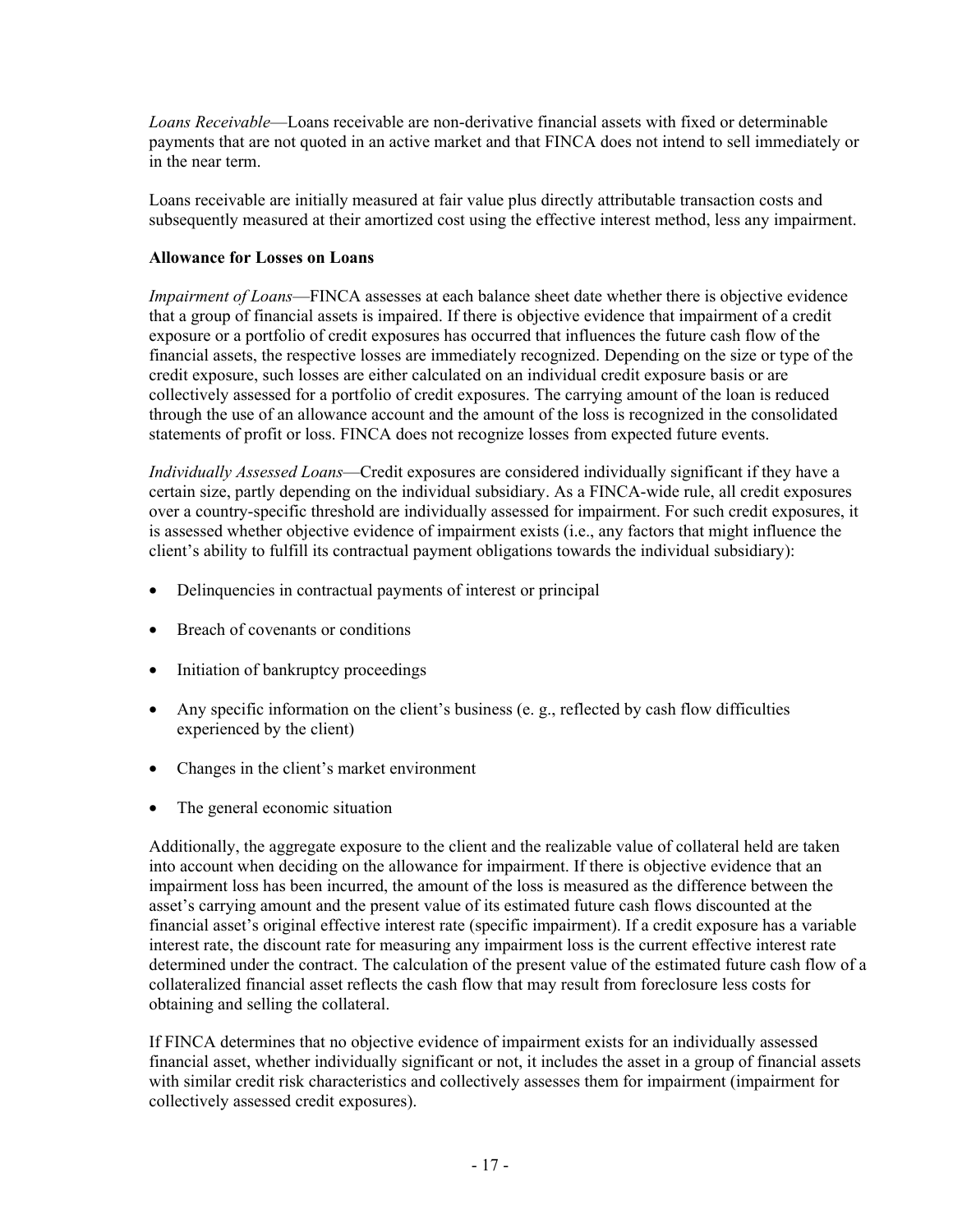*Loans Receivable*—Loans receivable are non-derivative financial assets with fixed or determinable payments that are not quoted in an active market and that FINCA does not intend to sell immediately or in the near term.

Loans receivable are initially measured at fair value plus directly attributable transaction costs and subsequently measured at their amortized cost using the effective interest method, less any impairment.

**Allowance for Losses on Loans**

*Impairment of Loans*—FINCA assesses at each balance sheet date whether there is objective evidence that a group of financial assets is impaired. If there is objective evidence that impairment of a credit exposure or a portfolio of credit exposures has occurred that influences the future cash flow of the financial assets, the respective losses are immediately recognized. Depending on the size or type of the credit exposure, such losses are either calculated on an individual credit exposure basis or are collectively assessed for a portfolio of credit exposures. The carrying amount of the loan is reduced through the use of an allowance account and the amount of the loss is recognized in the consolidated statements of profit or loss. FINCA does not recognize losses from expected future events.

*Individually Assessed Loans*—Credit exposures are considered individually significant if they have a certain size, partly depending on the individual subsidiary. As a FINCA-wide rule, all credit exposures over a country-specific threshold are individually assessed for impairment. For such credit exposures, it is assessed whether objective evidence of impairment exists (i.e., any factors that might influence the client's ability to fulfill its contractual payment obligations towards the individual subsidiary):

- Delinquencies in contractual payments of interest or principal
- Breach of covenants or conditions
- Initiation of bankruptcy proceedings
- Any specific information on the client's business (e. g., reflected by cash flow difficulties experienced by the client)
- Changes in the client's market environment
- The general economic situation

Additionally, the aggregate exposure to the client and the realizable value of collateral held are taken into account when deciding on the allowance for impairment. If there is objective evidence that an impairment loss has been incurred, the amount of the loss is measured as the difference between the asset's carrying amount and the present value of its estimated future cash flows discounted at the financial asset's original effective interest rate (specific impairment). If a credit exposure has a variable interest rate, the discount rate for measuring any impairment loss is the current effective interest rate determined under the contract. The calculation of the present value of the estimated future cash flow of a collateralized financial asset reflects the cash flow that may result from foreclosure less costs for obtaining and selling the collateral.

If FINCA determines that no objective evidence of impairment exists for an individually assessed financial asset, whether individually significant or not, it includes the asset in a group of financial assets with similar credit risk characteristics and collectively assesses them for impairment (impairment for collectively assessed credit exposures).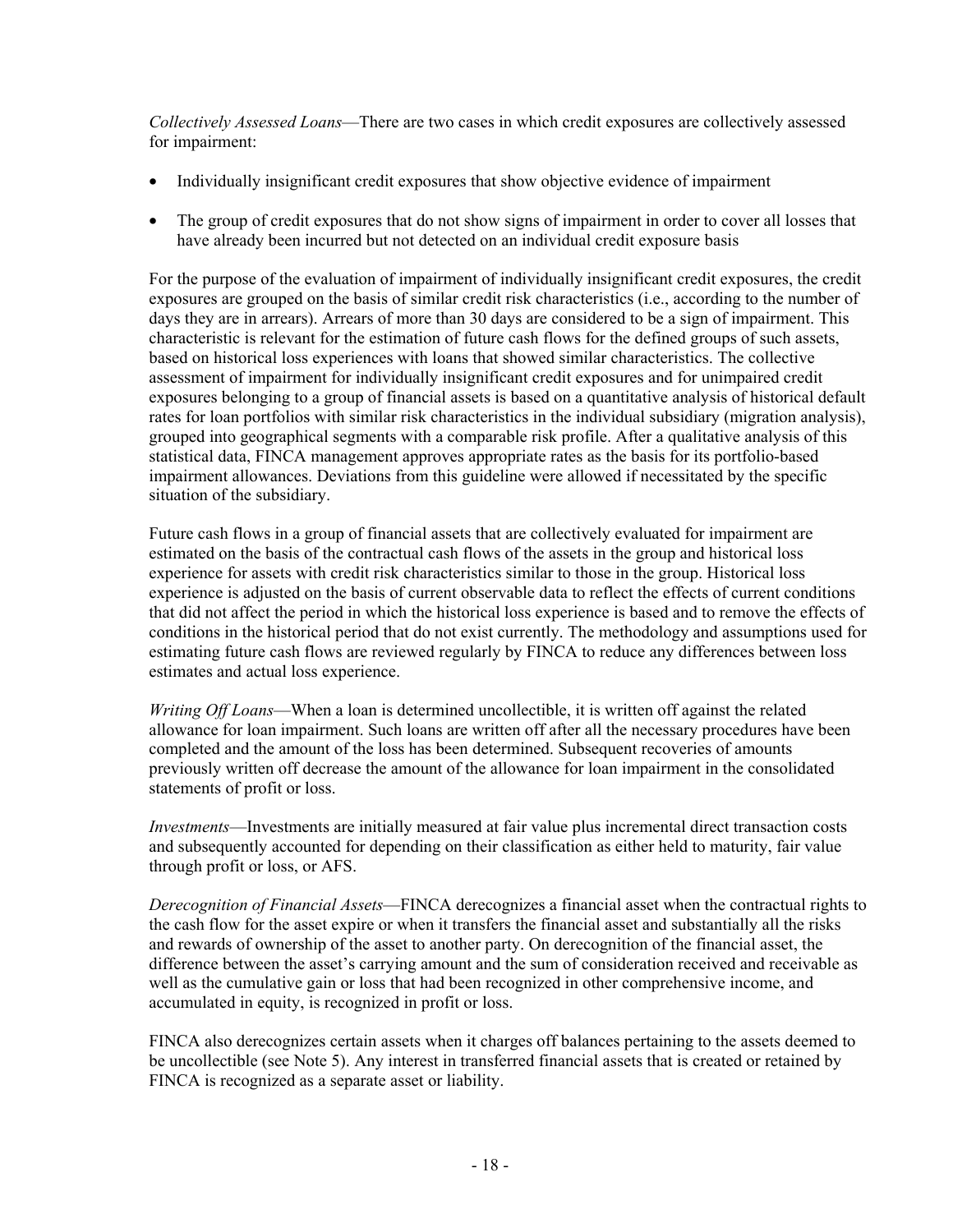*Collectively Assessed Loans*—There are two cases in which credit exposures are collectively assessed for impairment:

- Individually insignificant credit exposures that show objective evidence of impairment
- The group of credit exposures that do not show signs of impairment in order to cover all losses that have already been incurred but not detected on an individual credit exposure basis

For the purpose of the evaluation of impairment of individually insignificant credit exposures, the credit exposures are grouped on the basis of similar credit risk characteristics (i.e., according to the number of days they are in arrears). Arrears of more than 30 days are considered to be a sign of impairment. This characteristic is relevant for the estimation of future cash flows for the defined groups of such assets, based on historical loss experiences with loans that showed similar characteristics. The collective assessment of impairment for individually insignificant credit exposures and for unimpaired credit exposures belonging to a group of financial assets is based on a quantitative analysis of historical default rates for loan portfolios with similar risk characteristics in the individual subsidiary (migration analysis), grouped into geographical segments with a comparable risk profile. After a qualitative analysis of this statistical data, FINCA management approves appropriate rates as the basis for its portfolio-based impairment allowances. Deviations from this guideline were allowed if necessitated by the specific situation of the subsidiary.

Future cash flows in a group of financial assets that are collectively evaluated for impairment are estimated on the basis of the contractual cash flows of the assets in the group and historical loss experience for assets with credit risk characteristics similar to those in the group. Historical loss experience is adjusted on the basis of current observable data to reflect the effects of current conditions that did not affect the period in which the historical loss experience is based and to remove the effects of conditions in the historical period that do not exist currently. The methodology and assumptions used for estimating future cash flows are reviewed regularly by FINCA to reduce any differences between loss estimates and actual loss experience.

*Writing Off Loans*—When a loan is determined uncollectible, it is written off against the related allowance for loan impairment. Such loans are written off after all the necessary procedures have been completed and the amount of the loss has been determined. Subsequent recoveries of amounts previously written off decrease the amount of the allowance for loan impairment in the consolidated statements of profit or loss.

*Investments*—Investments are initially measured at fair value plus incremental direct transaction costs and subsequently accounted for depending on their classification as either held to maturity, fair value through profit or loss, or AFS.

*Derecognition of Financial Assets*—FINCA derecognizes a financial asset when the contractual rights to the cash flow for the asset expire or when it transfers the financial asset and substantially all the risks and rewards of ownership of the asset to another party. On derecognition of the financial asset, the difference between the asset's carrying amount and the sum of consideration received and receivable as well as the cumulative gain or loss that had been recognized in other comprehensive income, and accumulated in equity, is recognized in profit or loss.

FINCA also derecognizes certain assets when it charges off balances pertaining to the assets deemed to be uncollectible (see Note 5). Any interest in transferred financial assets that is created or retained by FINCA is recognized as a separate asset or liability.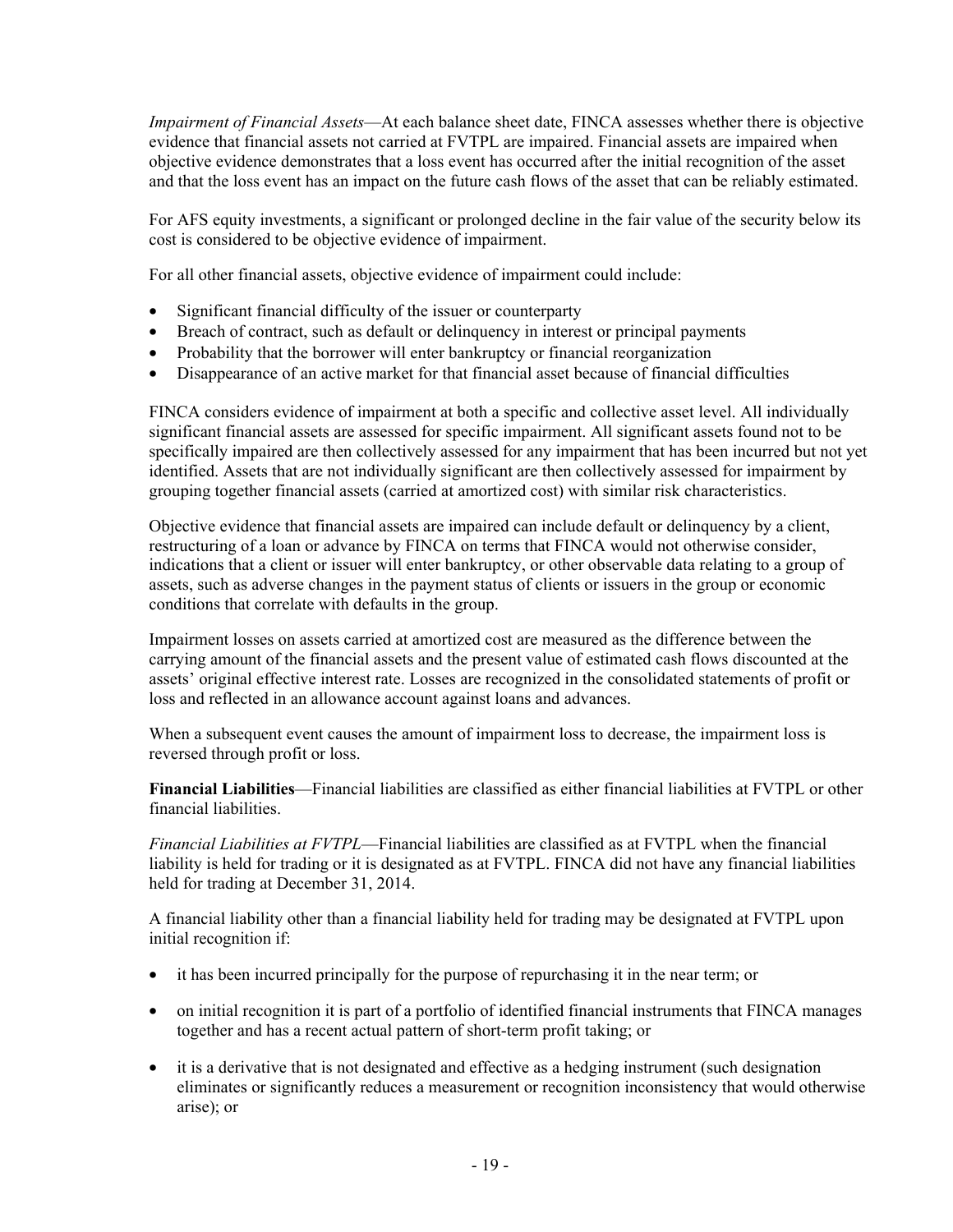*Impairment of Financial Assets*—At each balance sheet date, FINCA assesses whether there is objective evidence that financial assets not carried at FVTPL are impaired. Financial assets are impaired when objective evidence demonstrates that a loss event has occurred after the initial recognition of the asset and that the loss event has an impact on the future cash flows of the asset that can be reliably estimated.

For AFS equity investments, a significant or prolonged decline in the fair value of the security below its cost is considered to be objective evidence of impairment.

For all other financial assets, objective evidence of impairment could include:

- Significant financial difficulty of the issuer or counterparty
- Breach of contract, such as default or delinquency in interest or principal payments
- Probability that the borrower will enter bankruptcy or financial reorganization
- Disappearance of an active market for that financial asset because of financial difficulties

FINCA considers evidence of impairment at both a specific and collective asset level. All individually significant financial assets are assessed for specific impairment. All significant assets found not to be specifically impaired are then collectively assessed for any impairment that has been incurred but not yet identified. Assets that are not individually significant are then collectively assessed for impairment by grouping together financial assets (carried at amortized cost) with similar risk characteristics.

Objective evidence that financial assets are impaired can include default or delinquency by a client, restructuring of a loan or advance by FINCA on terms that FINCA would not otherwise consider, indications that a client or issuer will enter bankruptcy, or other observable data relating to a group of assets, such as adverse changes in the payment status of clients or issuers in the group or economic conditions that correlate with defaults in the group.

Impairment losses on assets carried at amortized cost are measured as the difference between the carrying amount of the financial assets and the present value of estimated cash flows discounted at the assets' original effective interest rate. Losses are recognized in the consolidated statements of profit or loss and reflected in an allowance account against loans and advances.

When a subsequent event causes the amount of impairment loss to decrease, the impairment loss is reversed through profit or loss.

**Financial Liabilities**—Financial liabilities are classified as either financial liabilities at FVTPL or other financial liabilities.

*Financial Liabilities at FVTPL*—Financial liabilities are classified as at FVTPL when the financial liability is held for trading or it is designated as at FVTPL. FINCA did not have any financial liabilities held for trading at December 31, 2014.

A financial liability other than a financial liability held for trading may be designated at FVTPL upon initial recognition if:

- it has been incurred principally for the purpose of repurchasing it in the near term; or
- on initial recognition it is part of a portfolio of identified financial instruments that FINCA manages together and has a recent actual pattern of short-term profit taking; or
- it is a derivative that is not designated and effective as a hedging instrument (such designation eliminates or significantly reduces a measurement or recognition inconsistency that would otherwise arise); or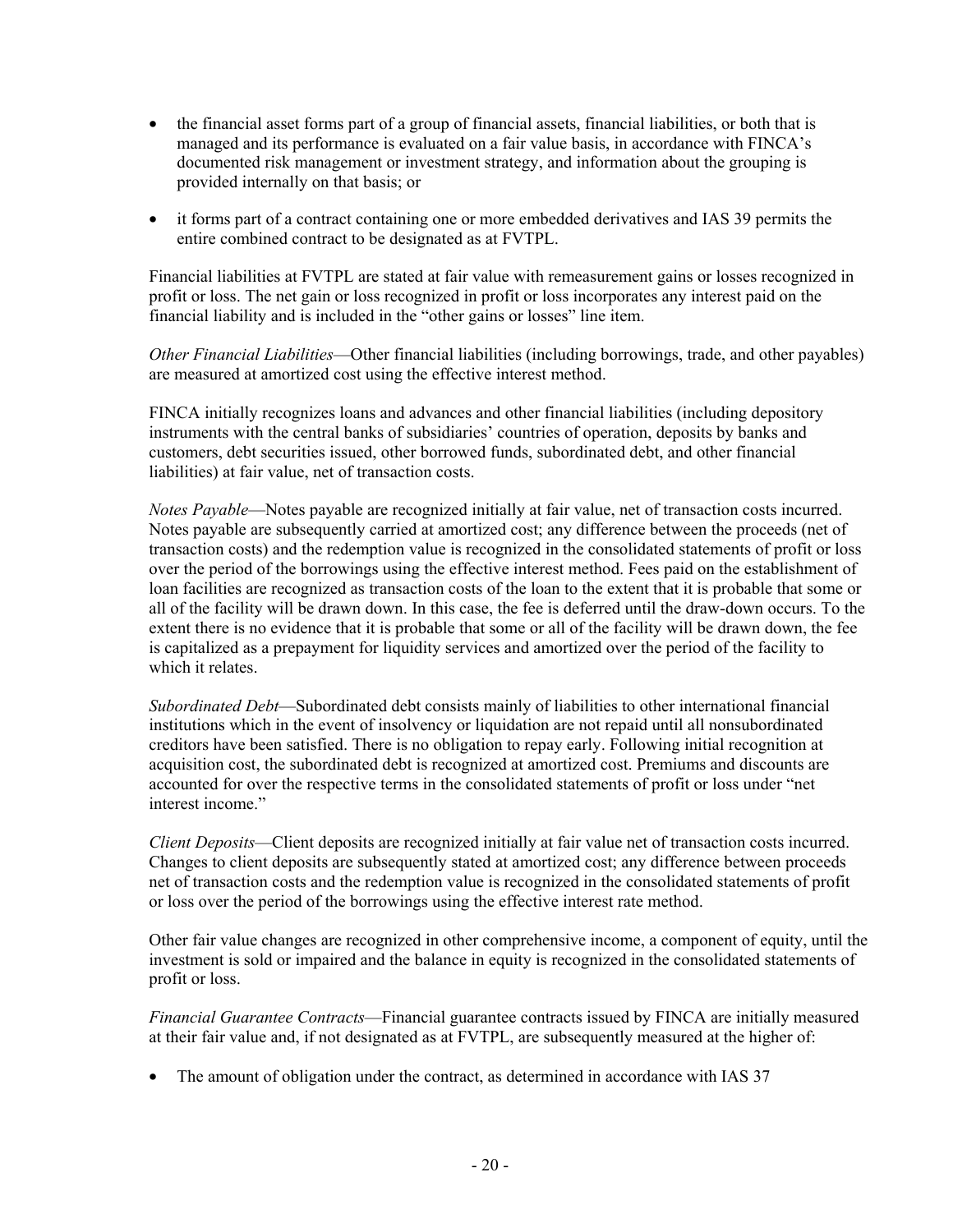- the financial asset forms part of a group of financial assets, financial liabilities, or both that is managed and its performance is evaluated on a fair value basis, in accordance with FINCA's documented risk management or investment strategy, and information about the grouping is provided internally on that basis; or

- it forms part of a contract containing one or more embedded derivatives and IAS 39 permits the entire combined contract to be designated as at FVTPL.

Financial liabilities at FVTPL are stated at fair value with remeasurement gains or losses recognized in profit or loss. The net gain or loss recognized in profit or loss incorporates any interest paid on the financial liability and is included in the "other gains or losses" line item.

*Other Financial Liabilities*—Other financial liabilities (including borrowings, trade, and other payables) are measured at amortized cost using the effective interest method.

FINCA initially recognizes loans and advances and other financial liabilities (including depository instruments with the central banks of subsidiaries' countries of operation, deposits by banks and customers, debt securities issued, other borrowed funds, subordinated debt, and other financial liabilities) at fair value, net of transaction costs.

*Notes Payable*—Notes payable are recognized initially at fair value, net of transaction costs incurred. Notes payable are subsequently carried at amortized cost; any difference between the proceeds (net of transaction costs) and the redemption value is recognized in the consolidated statements of profit or loss over the period of the borrowings using the effective interest method. Fees paid on the establishment of loan facilities are recognized as transaction costs of the loan to the extent that it is probable that some or all of the facility will be drawn down. In this case, the fee is deferred until the draw-down occurs. To the extent there is no evidence that it is probable that some or all of the facility will be drawn down, the fee is capitalized as a prepayment for liquidity services and amortized over the period of the facility to which it relates.

*Subordinated Debt*—Subordinated debt consists mainly of liabilities to other international financial institutions which in the event of insolvency or liquidation are not repaid until all nonsubordinated creditors have been satisfied. There is no obligation to repay early. Following initial recognition at acquisition cost, the subordinated debt is recognized at amortized cost. Premiums and discounts are accounted for over the respective terms in the consolidated statements of profit or loss under "net interest income."

*Client Deposits*—Client deposits are recognized initially at fair value net of transaction costs incurred. Changes to client deposits are subsequently stated at amortized cost; any difference between proceeds net of transaction costs and the redemption value is recognized in the consolidated statements of profit or loss over the period of the borrowings using the effective interest rate method.

Other fair value changes are recognized in other comprehensive income, a component of equity, until the investment is sold or impaired and the balance in equity is recognized in the consolidated statements of profit or loss.

*Financial Guarantee Contracts*—Financial guarantee contracts issued by FINCA are initially measured at their fair value and, if not designated as at FVTPL, are subsequently measured at the higher of:

- The amount of obligation under the contract, as determined in accordance with IAS 37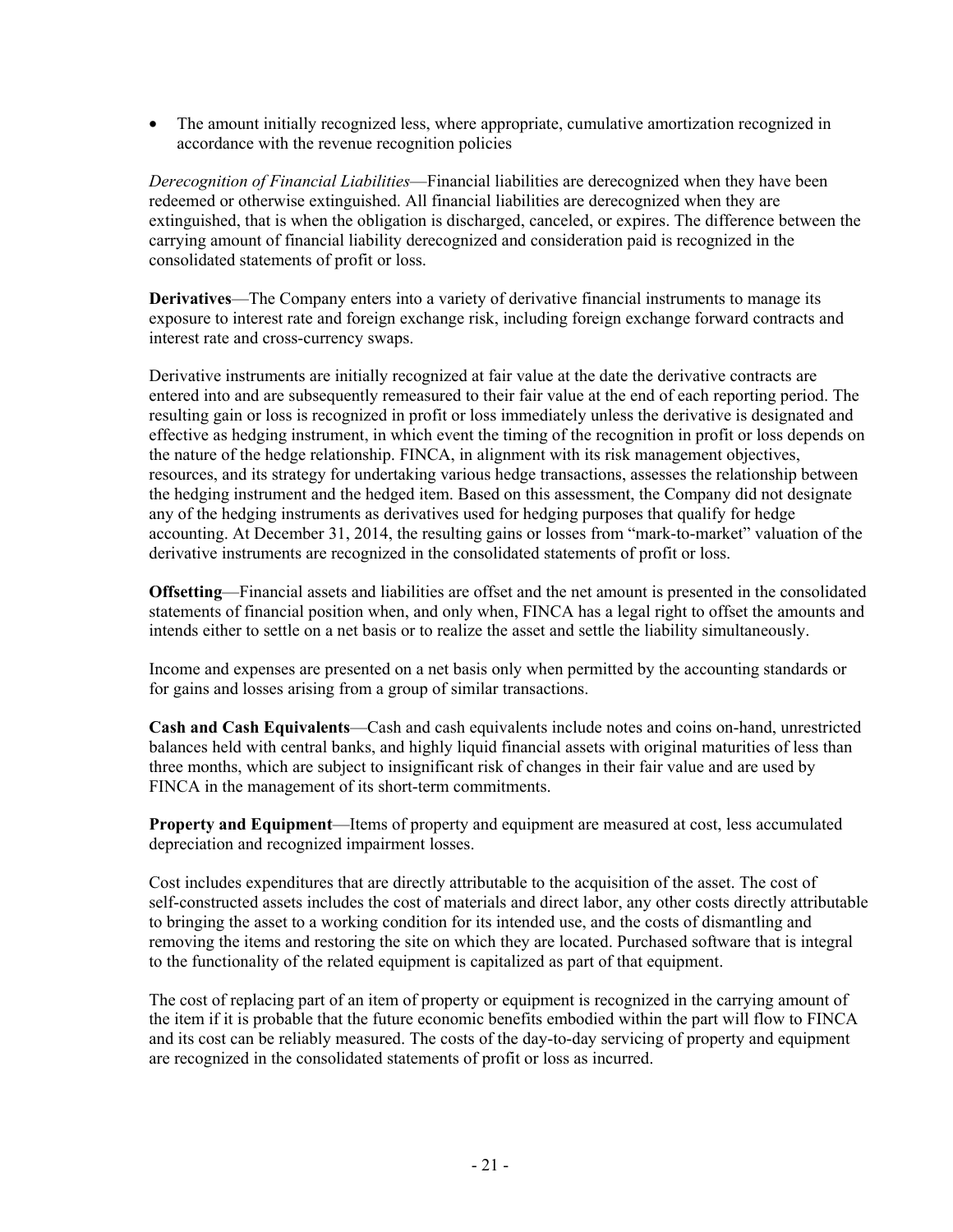- The amount initially recognized less, where appropriate, cumulative amortization recognized in accordance with the revenue recognition policies

*Derecognition of Financial Liabilities*—Financial liabilities are derecognized when they have been redeemed or otherwise extinguished. All financial liabilities are derecognized when they are extinguished, that is when the obligation is discharged, canceled, or expires. The difference between the carrying amount of financial liability derecognized and consideration paid is recognized in the consolidated statements of profit or loss.

**Derivatives**—The Company enters into a variety of derivative financial instruments to manage its exposure to interest rate and foreign exchange risk, including foreign exchange forward contracts and interest rate and cross-currency swaps.

Derivative instruments are initially recognized at fair value at the date the derivative contracts are entered into and are subsequently remeasured to their fair value at the end of each reporting period. The resulting gain or loss is recognized in profit or loss immediately unless the derivative is designated and effective as hedging instrument, in which event the timing of the recognition in profit or loss depends on the nature of the hedge relationship. FINCA, in alignment with its risk management objectives, resources, and its strategy for undertaking various hedge transactions, assesses the relationship between the hedging instrument and the hedged item. Based on this assessment, the Company did not designate any of the hedging instruments as derivatives used for hedging purposes that qualify for hedge accounting. At December 31, 2014, the resulting gains or losses from "mark-to-market" valuation of the derivative instruments are recognized in the consolidated statements of profit or loss.

**Offsetting**—Financial assets and liabilities are offset and the net amount is presented in the consolidated statements of financial position when, and only when, FINCA has a legal right to offset the amounts and intends either to settle on a net basis or to realize the asset and settle the liability simultaneously.

Income and expenses are presented on a net basis only when permitted by the accounting standards or for gains and losses arising from a group of similar transactions.

**Cash and Cash Equivalents**—Cash and cash equivalents include notes and coins on-hand, unrestricted balances held with central banks, and highly liquid financial assets with original maturities of less than three months, which are subject to insignificant risk of changes in their fair value and are used by FINCA in the management of its short-term commitments.

**Property and Equipment**—Items of property and equipment are measured at cost, less accumulated depreciation and recognized impairment losses.

Cost includes expenditures that are directly attributable to the acquisition of the asset. The cost of self-constructed assets includes the cost of materials and direct labor, any other costs directly attributable to bringing the asset to a working condition for its intended use, and the costs of dismantling and removing the items and restoring the site on which they are located. Purchased software that is integral to the functionality of the related equipment is capitalized as part of that equipment.

The cost of replacing part of an item of property or equipment is recognized in the carrying amount of the item if it is probable that the future economic benefits embodied within the part will flow to FINCA and its cost can be reliably measured. The costs of the day-to-day servicing of property and equipment are recognized in the consolidated statements of profit or loss as incurred.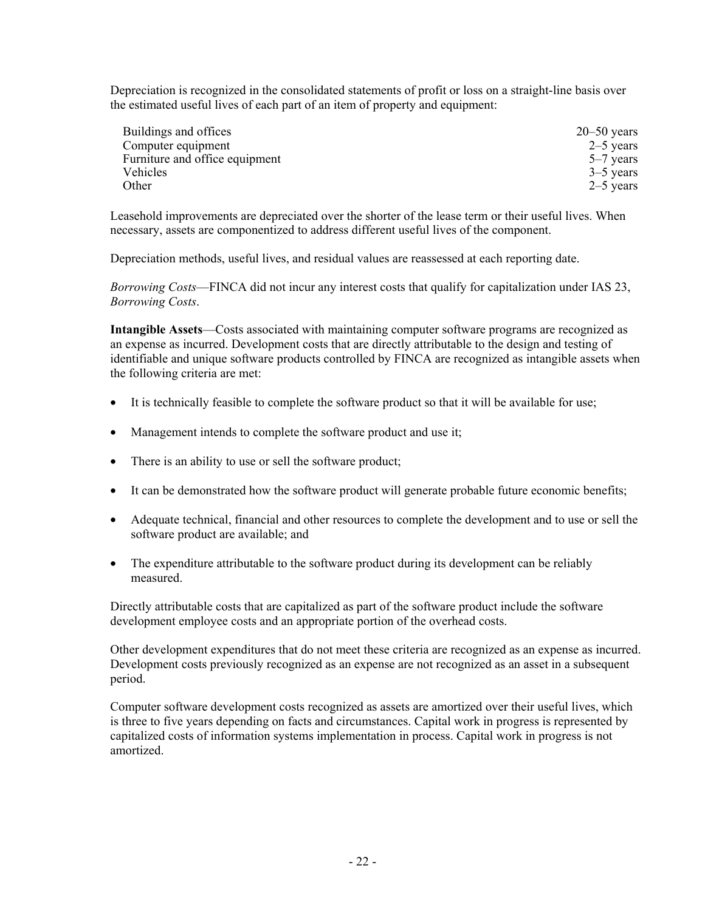Depreciation is recognized in the consolidated statements of profit or loss on a straight-line basis over the estimated useful lives of each part of an item of property and equipment:

| | |
|---|---|
| Buildings and offices | 20–50 years |
| Computer equipment | 2–5 years |
| Furniture and office equipment | 5–7 years |
| Vehicles | 3–5 years |
| Other | 2–5 years |

Leasehold improvements are depreciated over the shorter of the lease term or their useful lives. When necessary, assets are componentized to address different useful lives of the component.

Depreciation methods, useful lives, and residual values are reassessed at each reporting date.

*Borrowing Costs*—FINCA did not incur any interest costs that qualify for capitalization under IAS 23, *Borrowing Costs*.

**Intangible Assets**—Costs associated with maintaining computer software programs are recognized as an expense as incurred. Development costs that are directly attributable to the design and testing of identifiable and unique software products controlled by FINCA are recognized as intangible assets when the following criteria are met:

- It is technically feasible to complete the software product so that it will be available for use;
- Management intends to complete the software product and use it;
- There is an ability to use or sell the software product;
- It can be demonstrated how the software product will generate probable future economic benefits;
- Adequate technical, financial and other resources to complete the development and to use or sell the software product are available; and
- The expenditure attributable to the software product during its development can be reliably measured.

Directly attributable costs that are capitalized as part of the software product include the software development employee costs and an appropriate portion of the overhead costs.

Other development expenditures that do not meet these criteria are recognized as an expense as incurred. Development costs previously recognized as an expense are not recognized as an asset in a subsequent period.

Computer software development costs recognized as assets are amortized over their useful lives, which is three to five years depending on facts and circumstances. Capital work in progress is represented by capitalized costs of information systems implementation in process. Capital work in progress is not amortized.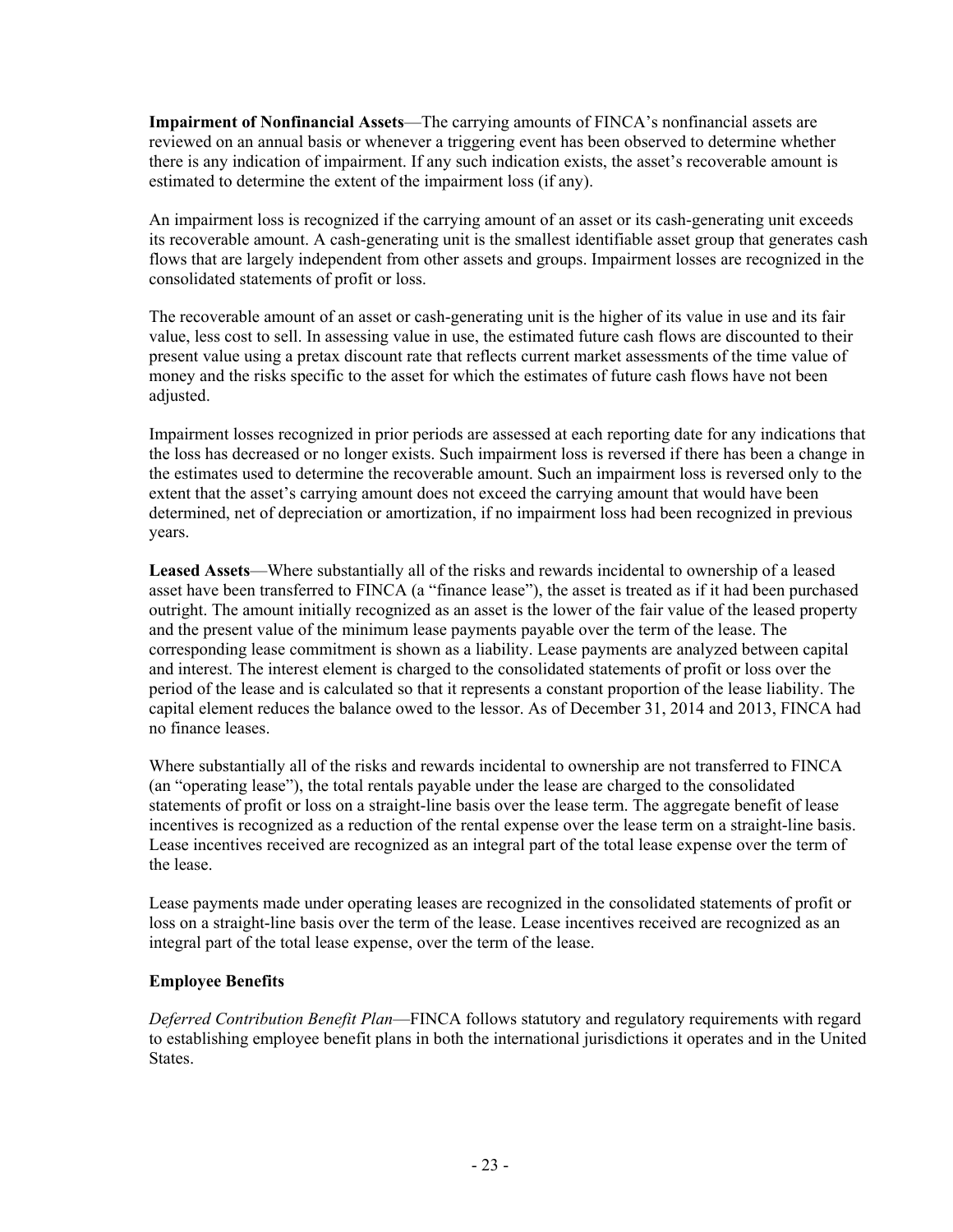**Impairment of Nonfinancial Assets**—The carrying amounts of FINCA's nonfinancial assets are reviewed on an annual basis or whenever a triggering event has been observed to determine whether there is any indication of impairment. If any such indication exists, the asset's recoverable amount is estimated to determine the extent of the impairment loss (if any).

An impairment loss is recognized if the carrying amount of an asset or its cash-generating unit exceeds its recoverable amount. A cash-generating unit is the smallest identifiable asset group that generates cash flows that are largely independent from other assets and groups. Impairment losses are recognized in the consolidated statements of profit or loss.

The recoverable amount of an asset or cash-generating unit is the higher of its value in use and its fair value, less cost to sell. In assessing value in use, the estimated future cash flows are discounted to their present value using a pretax discount rate that reflects current market assessments of the time value of money and the risks specific to the asset for which the estimates of future cash flows have not been adjusted.

Impairment losses recognized in prior periods are assessed at each reporting date for any indications that the loss has decreased or no longer exists. Such impairment loss is reversed if there has been a change in the estimates used to determine the recoverable amount. Such an impairment loss is reversed only to the extent that the asset's carrying amount does not exceed the carrying amount that would have been determined, net of depreciation or amortization, if no impairment loss had been recognized in previous years.

**Leased Assets**—Where substantially all of the risks and rewards incidental to ownership of a leased asset have been transferred to FINCA (a "finance lease"), the asset is treated as if it had been purchased outright. The amount initially recognized as an asset is the lower of the fair value of the leased property and the present value of the minimum lease payments payable over the term of the lease. The corresponding lease commitment is shown as a liability. Lease payments are analyzed between capital and interest. The interest element is charged to the consolidated statements of profit or loss over the period of the lease and is calculated so that it represents a constant proportion of the lease liability. The capital element reduces the balance owed to the lessor. As of December 31, 2014 and 2013, FINCA had no finance leases.

Where substantially all of the risks and rewards incidental to ownership are not transferred to FINCA (an "operating lease"), the total rentals payable under the lease are charged to the consolidated statements of profit or loss on a straight-line basis over the lease term. The aggregate benefit of lease incentives is recognized as a reduction of the rental expense over the lease term on a straight-line basis. Lease incentives received are recognized as an integral part of the total lease expense over the term of the lease.

Lease payments made under operating leases are recognized in the consolidated statements of profit or loss on a straight-line basis over the term of the lease. Lease incentives received are recognized as an integral part of the total lease expense, over the term of the lease.

**Employee Benefits**

*Deferred Contribution Benefit Plan*—FINCA follows statutory and regulatory requirements with regard to establishing employee benefit plans in both the international jurisdictions it operates and in the United States.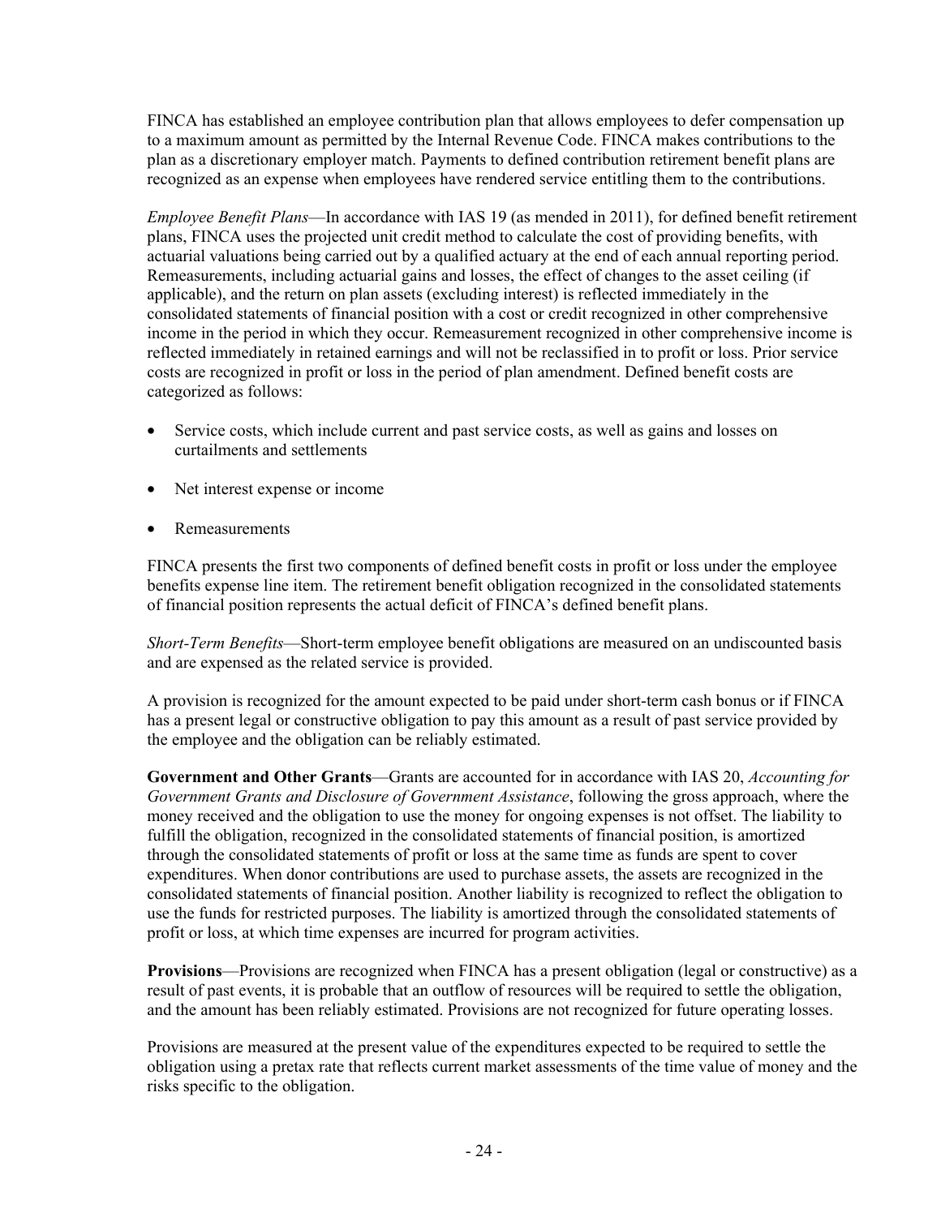FINCA has established an employee contribution plan that allows employees to defer compensation up to a maximum amount as permitted by the Internal Revenue Code. FINCA makes contributions to the plan as a discretionary employer match. Payments to defined contribution retirement benefit plans are recognized as an expense when employees have rendered service entitling them to the contributions.

*Employee Benefit Plans*—In accordance with IAS 19 (as mended in 2011), for defined benefit retirement plans, FINCA uses the projected unit credit method to calculate the cost of providing benefits, with actuarial valuations being carried out by a qualified actuary at the end of each annual reporting period. Remeasurements, including actuarial gains and losses, the effect of changes to the asset ceiling (if applicable), and the return on plan assets (excluding interest) is reflected immediately in the consolidated statements of financial position with a cost or credit recognized in other comprehensive income in the period in which they occur. Remeasurement recognized in other comprehensive income is reflected immediately in retained earnings and will not be reclassified in to profit or loss. Prior service costs are recognized in profit or loss in the period of plan amendment. Defined benefit costs are categorized as follows:

- Service costs, which include current and past service costs, as well as gains and losses on curtailments and settlements
- Net interest expense or income
- Remeasurements

FINCA presents the first two components of defined benefit costs in profit or loss under the employee benefits expense line item. The retirement benefit obligation recognized in the consolidated statements of financial position represents the actual deficit of FINCA's defined benefit plans.

*Short-Term Benefits*—Short-term employee benefit obligations are measured on an undiscounted basis and are expensed as the related service is provided.

A provision is recognized for the amount expected to be paid under short-term cash bonus or if FINCA has a present legal or constructive obligation to pay this amount as a result of past service provided by the employee and the obligation can be reliably estimated.

**Government and Other Grants**—Grants are accounted for in accordance with IAS 20, *Accounting for Government Grants and Disclosure of Government Assistance*, following the gross approach, where the money received and the obligation to use the money for ongoing expenses is not offset. The liability to fulfill the obligation, recognized in the consolidated statements of financial position, is amortized through the consolidated statements of profit or loss at the same time as funds are spent to cover expenditures. When donor contributions are used to purchase assets, the assets are recognized in the consolidated statements of financial position. Another liability is recognized to reflect the obligation to use the funds for restricted purposes. The liability is amortized through the consolidated statements of profit or loss, at which time expenses are incurred for program activities.

**Provisions**—Provisions are recognized when FINCA has a present obligation (legal or constructive) as a result of past events, it is probable that an outflow of resources will be required to settle the obligation, and the amount has been reliably estimated. Provisions are not recognized for future operating losses.

Provisions are measured at the present value of the expenditures expected to be required to settle the obligation using a pretax rate that reflects current market assessments of the time value of money and the risks specific to the obligation.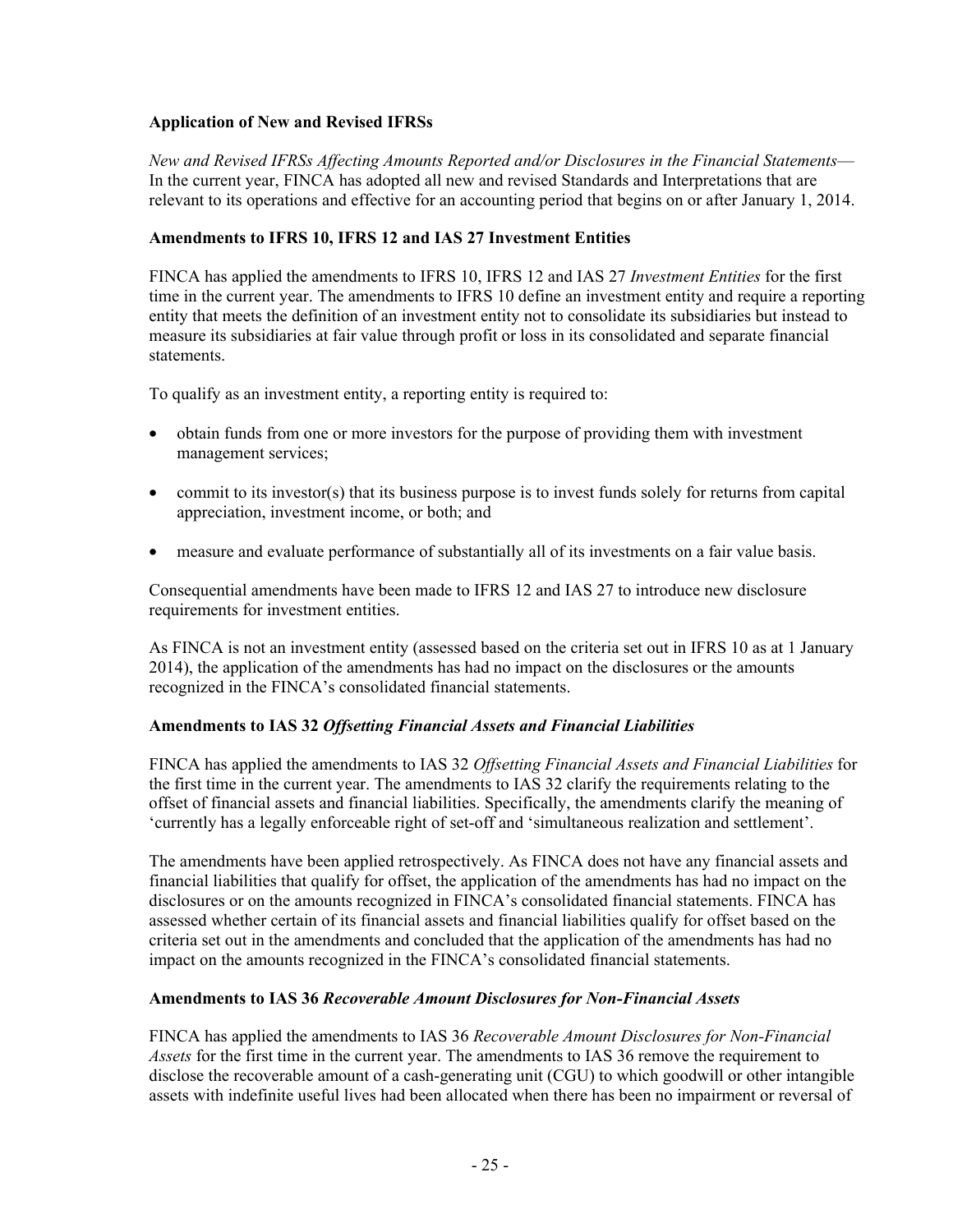**Application of New and Revised IFRSs**

*New and Revised IFRSs Affecting Amounts Reported and/or Disclosures in the Financial Statements*— In the current year, FINCA has adopted all new and revised Standards and Interpretations that are relevant to its operations and effective for an accounting period that begins on or after January 1, 2014.

**Amendments to IFRS 10, IFRS 12 and IAS 27 Investment Entities**

FINCA has applied the amendments to IFRS 10, IFRS 12 and IAS 27 *Investment Entities* for the first time in the current year. The amendments to IFRS 10 define an investment entity and require a reporting entity that meets the definition of an investment entity not to consolidate its subsidiaries but instead to measure its subsidiaries at fair value through profit or loss in its consolidated and separate financial statements.

To qualify as an investment entity, a reporting entity is required to:

- obtain funds from one or more investors for the purpose of providing them with investment management services;
- commit to its investor(s) that its business purpose is to invest funds solely for returns from capital appreciation, investment income, or both; and
- measure and evaluate performance of substantially all of its investments on a fair value basis.

Consequential amendments have been made to IFRS 12 and IAS 27 to introduce new disclosure requirements for investment entities.

As FINCA is not an investment entity (assessed based on the criteria set out in IFRS 10 as at 1 January 2014), the application of the amendments has had no impact on the disclosures or the amounts recognized in the FINCA's consolidated financial statements.

**Amendments to IAS 32 *Offsetting Financial Assets and Financial Liabilities***

FINCA has applied the amendments to IAS 32 *Offsetting Financial Assets and Financial Liabilities* for the first time in the current year. The amendments to IAS 32 clarify the requirements relating to the offset of financial assets and financial liabilities. Specifically, the amendments clarify the meaning of 'currently has a legally enforceable right of set-off and 'simultaneous realization and settlement'.

The amendments have been applied retrospectively. As FINCA does not have any financial assets and financial liabilities that qualify for offset, the application of the amendments has had no impact on the disclosures or on the amounts recognized in FINCA's consolidated financial statements. FINCA has assessed whether certain of its financial assets and financial liabilities qualify for offset based on the criteria set out in the amendments and concluded that the application of the amendments has had no impact on the amounts recognized in the FINCA's consolidated financial statements.

**Amendments to IAS 36 *Recoverable Amount Disclosures for Non-Financial Assets***

FINCA has applied the amendments to IAS 36 *Recoverable Amount Disclosures for Non-Financial Assets* for the first time in the current year. The amendments to IAS 36 remove the requirement to disclose the recoverable amount of a cash-generating unit (CGU) to which goodwill or other intangible assets with indefinite useful lives had been allocated when there has been no impairment or reversal of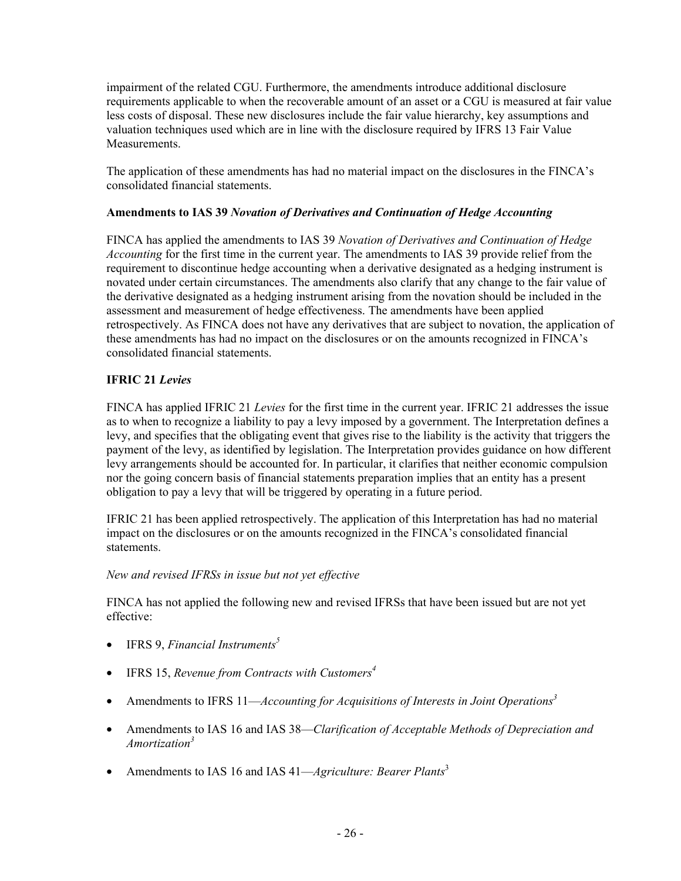impairment of the related CGU. Furthermore, the amendments introduce additional disclosure requirements applicable to when the recoverable amount of an asset or a CGU is measured at fair value less costs of disposal. These new disclosures include the fair value hierarchy, key assumptions and valuation techniques used which are in line with the disclosure required by IFRS 13 Fair Value Measurements.

The application of these amendments has had no material impact on the disclosures in the FINCA's consolidated financial statements.

**Amendments to IAS 39** ***Novation of Derivatives and Continuation of Hedge Accounting***

FINCA has applied the amendments to IAS 39 *Novation of Derivatives and Continuation of Hedge Accounting* for the first time in the current year. The amendments to IAS 39 provide relief from the requirement to discontinue hedge accounting when a derivative designated as a hedging instrument is novated under certain circumstances. The amendments also clarify that any change to the fair value of the derivative designated as a hedging instrument arising from the novation should be included in the assessment and measurement of hedge effectiveness. The amendments have been applied retrospectively. As FINCA does not have any derivatives that are subject to novation, the application of these amendments has had no impact on the disclosures or on the amounts recognized in FINCA's consolidated financial statements.

**IFRIC 21** ***Levies***

FINCA has applied IFRIC 21 *Levies* for the first time in the current year. IFRIC 21 addresses the issue as to when to recognize a liability to pay a levy imposed by a government. The Interpretation defines a levy, and specifies that the obligating event that gives rise to the liability is the activity that triggers the payment of the levy, as identified by legislation. The Interpretation provides guidance on how different levy arrangements should be accounted for. In particular, it clarifies that neither economic compulsion nor the going concern basis of financial statements preparation implies that an entity has a present obligation to pay a levy that will be triggered by operating in a future period.

IFRIC 21 has been applied retrospectively. The application of this Interpretation has had no material impact on the disclosures or on the amounts recognized in the FINCA's consolidated financial statements.

*New and revised IFRSs in issue but not yet effective*

FINCA has not applied the following new and revised IFRSs that have been issued but are not yet effective:

- IFRS 9, *Financial Instruments*[5]
- IFRS 15, *Revenue from Contracts with Customers*[4]
- Amendments to IFRS 11—*Accounting for Acquisitions of Interests in Joint Operations*[3]
- Amendments to IAS 16 and IAS 38—*Clarification of Acceptable Methods of Depreciation and Amortization*[3]
- Amendments to IAS 16 and IAS 41—*Agriculture: Bearer Plants*[3]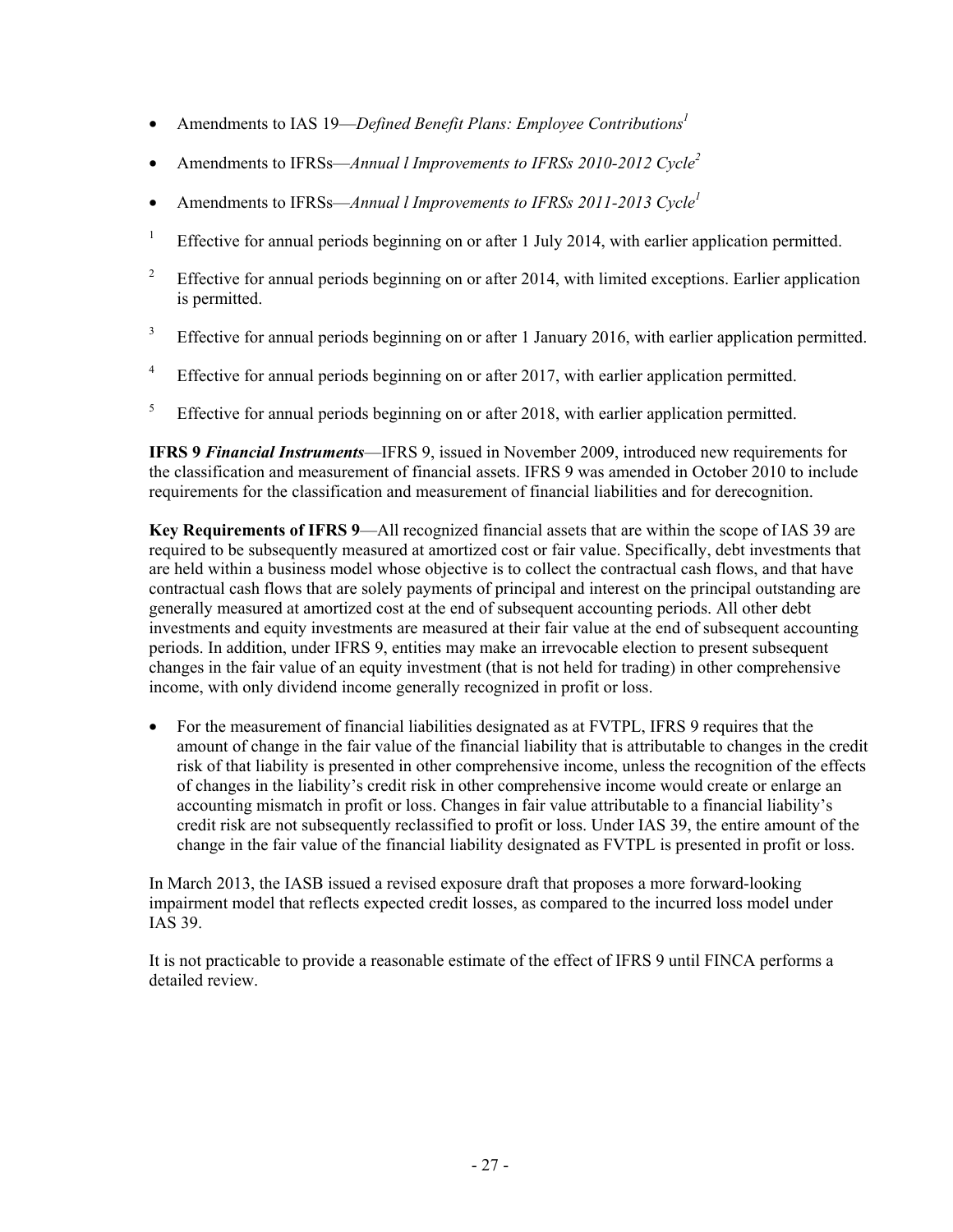- Amendments to IAS 19—*Defined Benefit Plans: Employee Contributions*[1]
- Amendments to IFRSs—*Annual l Improvements to IFRSs 2010-2012 Cycle*[2]
- Amendments to IFRSs—*Annual l Improvements to IFRSs 2011-2013 Cycle*[1]

[1] Effective for annual periods beginning on or after 1 July 2014, with earlier application permitted.

[2] Effective for annual periods beginning on or after 2014, with limited exceptions. Earlier application is permitted.

[3] Effective for annual periods beginning on or after 1 January 2016, with earlier application permitted.

[4] Effective for annual periods beginning on or after 2017, with earlier application permitted.

[5] Effective for annual periods beginning on or after 2018, with earlier application permitted.

**IFRS 9 *Financial Instruments***—IFRS 9, issued in November 2009, introduced new requirements for the classification and measurement of financial assets. IFRS 9 was amended in October 2010 to include requirements for the classification and measurement of financial liabilities and for derecognition.

**Key Requirements of IFRS 9**—All recognized financial assets that are within the scope of IAS 39 are required to be subsequently measured at amortized cost or fair value. Specifically, debt investments that are held within a business model whose objective is to collect the contractual cash flows, and that have contractual cash flows that are solely payments of principal and interest on the principal outstanding are generally measured at amortized cost at the end of subsequent accounting periods. All other debt investments and equity investments are measured at their fair value at the end of subsequent accounting periods. In addition, under IFRS 9, entities may make an irrevocable election to present subsequent changes in the fair value of an equity investment (that is not held for trading) in other comprehensive income, with only dividend income generally recognized in profit or loss.

- For the measurement of financial liabilities designated as at FVTPL, IFRS 9 requires that the amount of change in the fair value of the financial liability that is attributable to changes in the credit risk of that liability is presented in other comprehensive income, unless the recognition of the effects of changes in the liability's credit risk in other comprehensive income would create or enlarge an accounting mismatch in profit or loss. Changes in fair value attributable to a financial liability's credit risk are not subsequently reclassified to profit or loss. Under IAS 39, the entire amount of the change in the fair value of the financial liability designated as FVTPL is presented in profit or loss.

In March 2013, the IASB issued a revised exposure draft that proposes a more forward-looking impairment model that reflects expected credit losses, as compared to the incurred loss model under IAS 39.

It is not practicable to provide a reasonable estimate of the effect of IFRS 9 until FINCA performs a detailed review.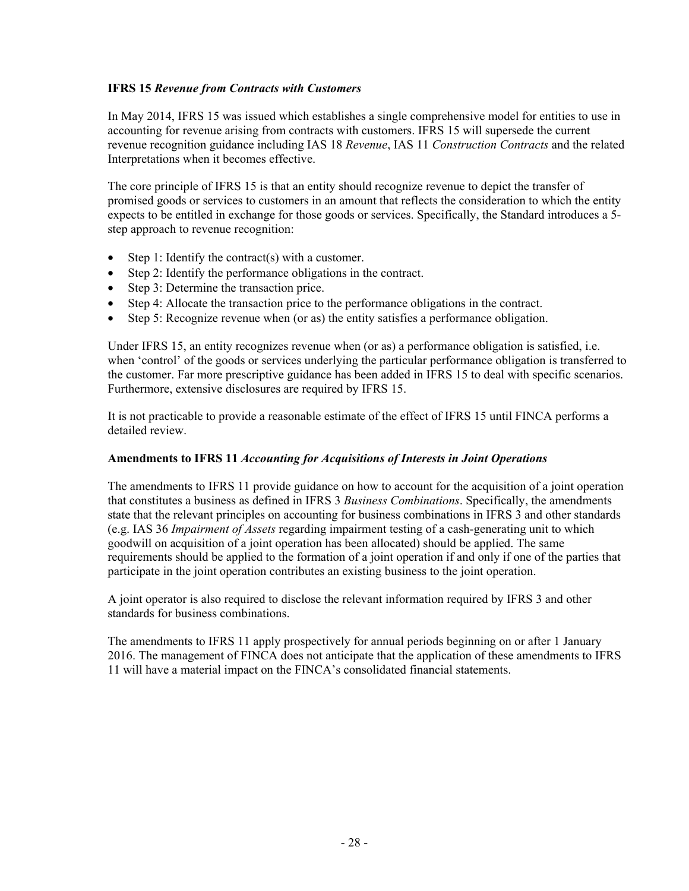**IFRS 15** ***Revenue from Contracts with Customers***

In May 2014, IFRS 15 was issued which establishes a single comprehensive model for entities to use in accounting for revenue arising from contracts with customers. IFRS 15 will supersede the current revenue recognition guidance including IAS 18 *Revenue*, IAS 11 *Construction Contracts* and the related Interpretations when it becomes effective.

The core principle of IFRS 15 is that an entity should recognize revenue to depict the transfer of promised goods or services to customers in an amount that reflects the consideration to which the entity expects to be entitled in exchange for those goods or services. Specifically, the Standard introduces a 5-step approach to revenue recognition:

- Step 1: Identify the contract(s) with a customer.
- Step 2: Identify the performance obligations in the contract.
- Step 3: Determine the transaction price.
- Step 4: Allocate the transaction price to the performance obligations in the contract.
- Step 5: Recognize revenue when (or as) the entity satisfies a performance obligation.

Under IFRS 15, an entity recognizes revenue when (or as) a performance obligation is satisfied, i.e. when 'control' of the goods or services underlying the particular performance obligation is transferred to the customer. Far more prescriptive guidance has been added in IFRS 15 to deal with specific scenarios. Furthermore, extensive disclosures are required by IFRS 15.

It is not practicable to provide a reasonable estimate of the effect of IFRS 15 until FINCA performs a detailed review.

**Amendments to IFRS 11** ***Accounting for Acquisitions of Interests in Joint Operations***

The amendments to IFRS 11 provide guidance on how to account for the acquisition of a joint operation that constitutes a business as defined in IFRS 3 *Business Combinations*. Specifically, the amendments state that the relevant principles on accounting for business combinations in IFRS 3 and other standards (e.g. IAS 36 *Impairment of Assets* regarding impairment testing of a cash-generating unit to which goodwill on acquisition of a joint operation has been allocated) should be applied. The same requirements should be applied to the formation of a joint operation if and only if one of the parties that participate in the joint operation contributes an existing business to the joint operation.

A joint operator is also required to disclose the relevant information required by IFRS 3 and other standards for business combinations.

The amendments to IFRS 11 apply prospectively for annual periods beginning on or after 1 January 2016. The management of FINCA does not anticipate that the application of these amendments to IFRS 11 will have a material impact on the FINCA's consolidated financial statements.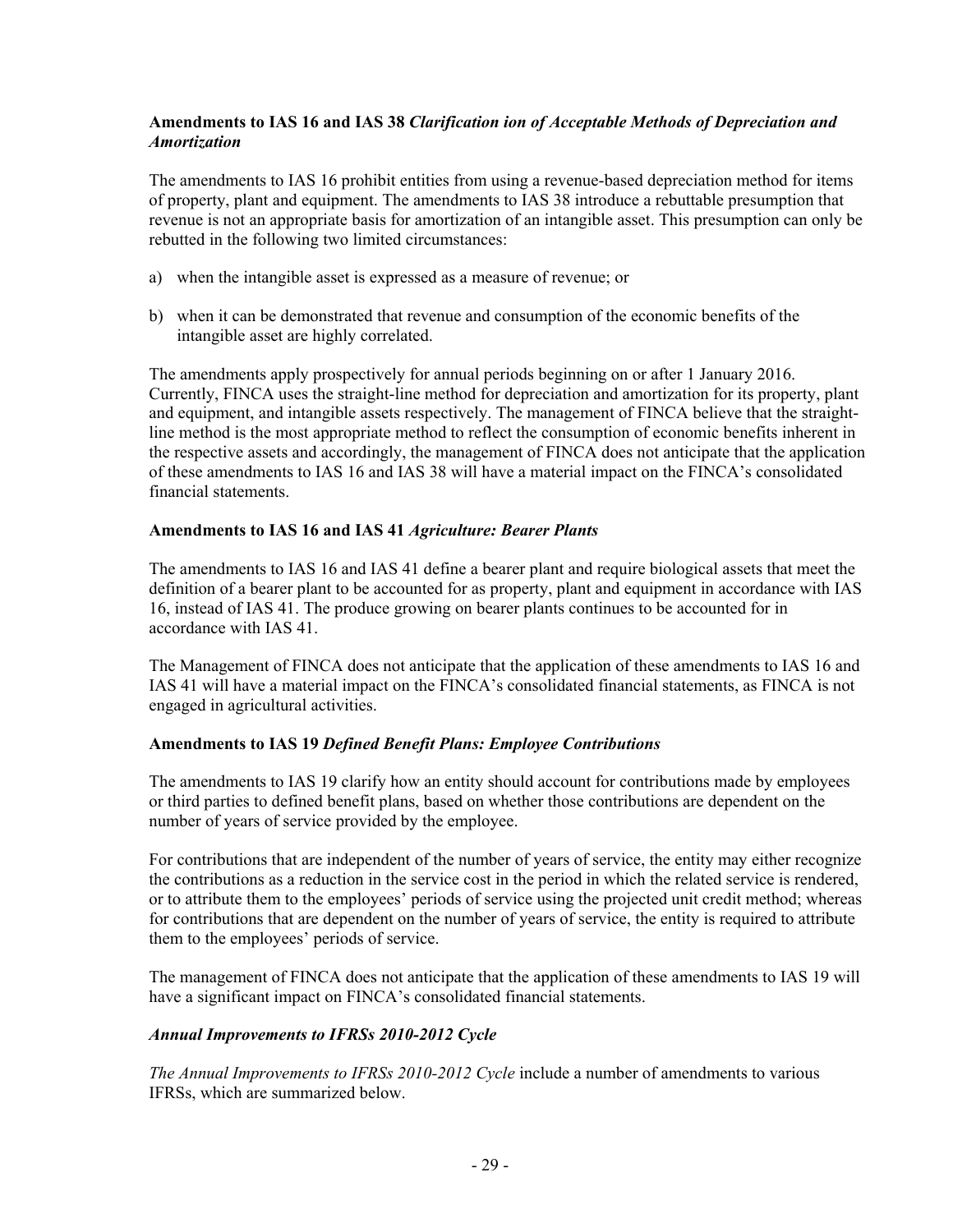**Amendments to IAS 16 and IAS 38** ***Clarification ion of Acceptable Methods of Depreciation and Amortization***

The amendments to IAS 16 prohibit entities from using a revenue-based depreciation method for items of property, plant and equipment. The amendments to IAS 38 introduce a rebuttable presumption that revenue is not an appropriate basis for amortization of an intangible asset. This presumption can only be rebutted in the following two limited circumstances:

a) when the intangible asset is expressed as a measure of revenue; or

b) when it can be demonstrated that revenue and consumption of the economic benefits of the intangible asset are highly correlated.

The amendments apply prospectively for annual periods beginning on or after 1 January 2016. Currently, FINCA uses the straight-line method for depreciation and amortization for its property, plant and equipment, and intangible assets respectively. The management of FINCA believe that the straight-line method is the most appropriate method to reflect the consumption of economic benefits inherent in the respective assets and accordingly, the management of FINCA does not anticipate that the application of these amendments to IAS 16 and IAS 38 will have a material impact on the FINCA's consolidated financial statements.

**Amendments to IAS 16 and IAS 41** ***Agriculture: Bearer Plants***

The amendments to IAS 16 and IAS 41 define a bearer plant and require biological assets that meet the definition of a bearer plant to be accounted for as property, plant and equipment in accordance with IAS 16, instead of IAS 41. The produce growing on bearer plants continues to be accounted for in accordance with IAS 41.

The Management of FINCA does not anticipate that the application of these amendments to IAS 16 and IAS 41 will have a material impact on the FINCA's consolidated financial statements, as FINCA is not engaged in agricultural activities.

**Amendments to IAS 19** ***Defined Benefit Plans: Employee Contributions***

The amendments to IAS 19 clarify how an entity should account for contributions made by employees or third parties to defined benefit plans, based on whether those contributions are dependent on the number of years of service provided by the employee.

For contributions that are independent of the number of years of service, the entity may either recognize the contributions as a reduction in the service cost in the period in which the related service is rendered, or to attribute them to the employees' periods of service using the projected unit credit method; whereas for contributions that are dependent on the number of years of service, the entity is required to attribute them to the employees' periods of service.

The management of FINCA does not anticipate that the application of these amendments to IAS 19 will have a significant impact on FINCA's consolidated financial statements.

***Annual Improvements to IFRSs 2010-2012 Cycle***

*The Annual Improvements to IFRSs 2010-2012 Cycle* include a number of amendments to various IFRSs, which are summarized below.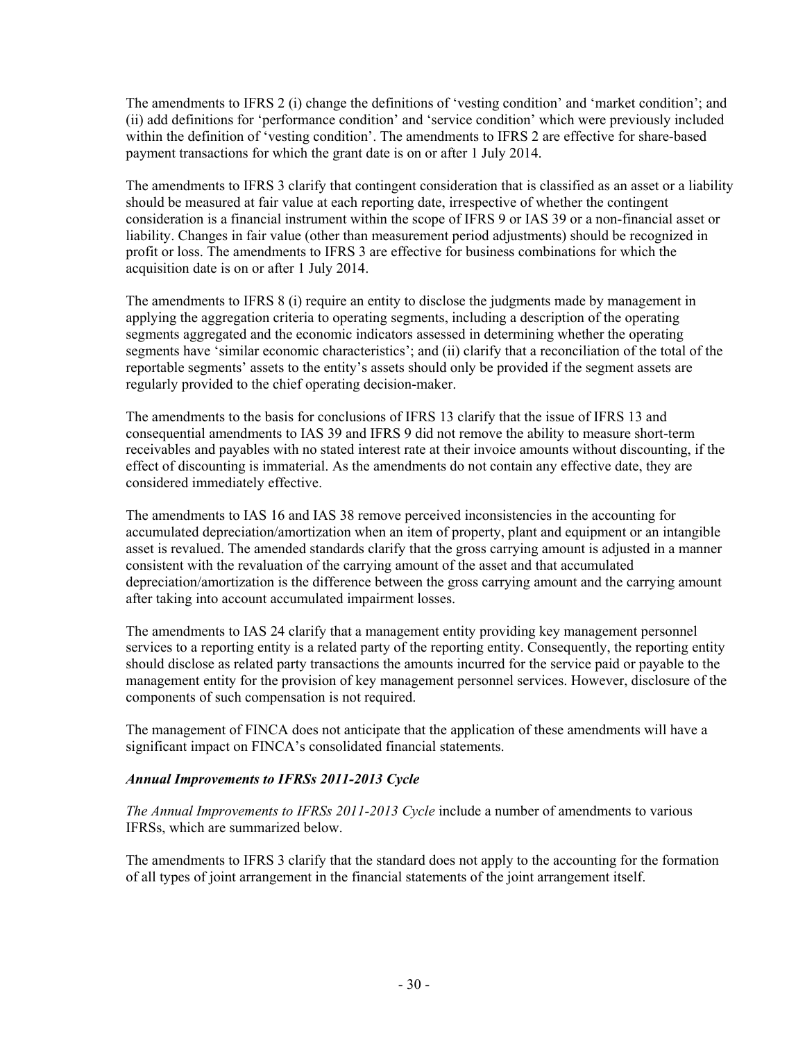The amendments to IFRS 2 (i) change the definitions of 'vesting condition' and 'market condition'; and (ii) add definitions for 'performance condition' and 'service condition' which were previously included within the definition of 'vesting condition'. The amendments to IFRS 2 are effective for share-based payment transactions for which the grant date is on or after 1 July 2014.

The amendments to IFRS 3 clarify that contingent consideration that is classified as an asset or a liability should be measured at fair value at each reporting date, irrespective of whether the contingent consideration is a financial instrument within the scope of IFRS 9 or IAS 39 or a non-financial asset or liability. Changes in fair value (other than measurement period adjustments) should be recognized in profit or loss. The amendments to IFRS 3 are effective for business combinations for which the acquisition date is on or after 1 July 2014.

The amendments to IFRS 8 (i) require an entity to disclose the judgments made by management in applying the aggregation criteria to operating segments, including a description of the operating segments aggregated and the economic indicators assessed in determining whether the operating segments have 'similar economic characteristics'; and (ii) clarify that a reconciliation of the total of the reportable segments' assets to the entity's assets should only be provided if the segment assets are regularly provided to the chief operating decision-maker.

The amendments to the basis for conclusions of IFRS 13 clarify that the issue of IFRS 13 and consequential amendments to IAS 39 and IFRS 9 did not remove the ability to measure short-term receivables and payables with no stated interest rate at their invoice amounts without discounting, if the effect of discounting is immaterial. As the amendments do not contain any effective date, they are considered immediately effective.

The amendments to IAS 16 and IAS 38 remove perceived inconsistencies in the accounting for accumulated depreciation/amortization when an item of property, plant and equipment or an intangible asset is revalued. The amended standards clarify that the gross carrying amount is adjusted in a manner consistent with the revaluation of the carrying amount of the asset and that accumulated depreciation/amortization is the difference between the gross carrying amount and the carrying amount after taking into account accumulated impairment losses.

The amendments to IAS 24 clarify that a management entity providing key management personnel services to a reporting entity is a related party of the reporting entity. Consequently, the reporting entity should disclose as related party transactions the amounts incurred for the service paid or payable to the management entity for the provision of key management personnel services. However, disclosure of the components of such compensation is not required.

The management of FINCA does not anticipate that the application of these amendments will have a significant impact on FINCA's consolidated financial statements.

***Annual Improvements to IFRSs 2011-2013 Cycle***

*The Annual Improvements to IFRSs 2011-2013 Cycle* include a number of amendments to various IFRSs, which are summarized below.

The amendments to IFRS 3 clarify that the standard does not apply to the accounting for the formation of all types of joint arrangement in the financial statements of the joint arrangement itself.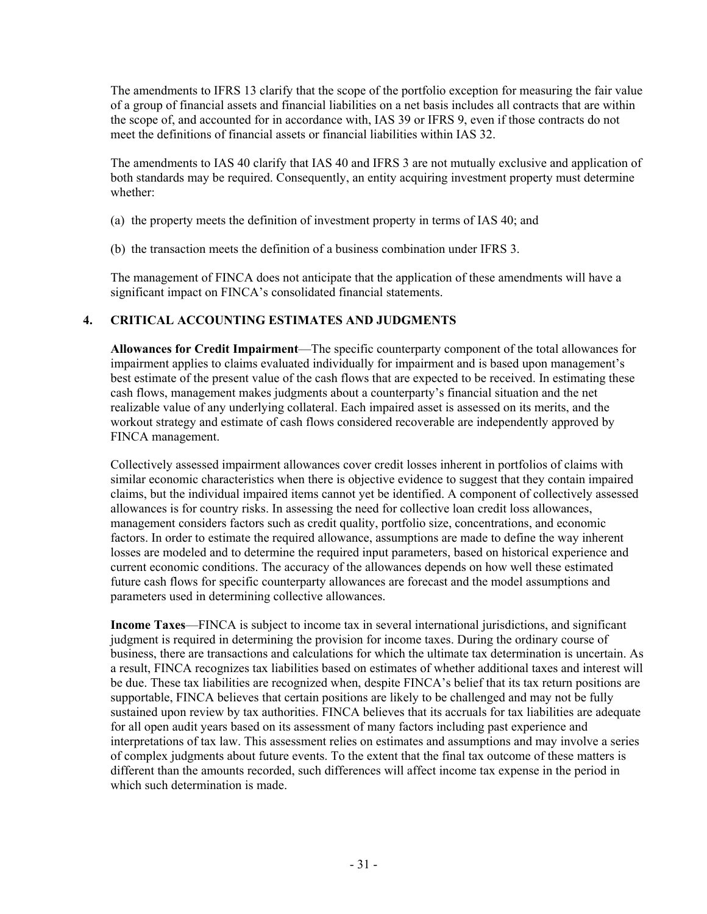The amendments to IFRS 13 clarify that the scope of the portfolio exception for measuring the fair value of a group of financial assets and financial liabilities on a net basis includes all contracts that are within the scope of, and accounted for in accordance with, IAS 39 or IFRS 9, even if those contracts do not meet the definitions of financial assets or financial liabilities within IAS 32.

The amendments to IAS 40 clarify that IAS 40 and IFRS 3 are not mutually exclusive and application of both standards may be required. Consequently, an entity acquiring investment property must determine whether:

(a) the property meets the definition of investment property in terms of IAS 40; and

(b) the transaction meets the definition of a business combination under IFRS 3.

The management of FINCA does not anticipate that the application of these amendments will have a significant impact on FINCA's consolidated financial statements.

## 4. CRITICAL ACCOUNTING ESTIMATES AND JUDGMENTS

**Allowances for Credit Impairment**—The specific counterparty component of the total allowances for impairment applies to claims evaluated individually for impairment and is based upon management's best estimate of the present value of the cash flows that are expected to be received. In estimating these cash flows, management makes judgments about a counterparty's financial situation and the net realizable value of any underlying collateral. Each impaired asset is assessed on its merits, and the workout strategy and estimate of cash flows considered recoverable are independently approved by FINCA management.

Collectively assessed impairment allowances cover credit losses inherent in portfolios of claims with similar economic characteristics when there is objective evidence to suggest that they contain impaired claims, but the individual impaired items cannot yet be identified. A component of collectively assessed allowances is for country risks. In assessing the need for collective loan credit loss allowances, management considers factors such as credit quality, portfolio size, concentrations, and economic factors. In order to estimate the required allowance, assumptions are made to define the way inherent losses are modeled and to determine the required input parameters, based on historical experience and current economic conditions. The accuracy of the allowances depends on how well these estimated future cash flows for specific counterparty allowances are forecast and the model assumptions and parameters used in determining collective allowances.

**Income Taxes**—FINCA is subject to income tax in several international jurisdictions, and significant judgment is required in determining the provision for income taxes. During the ordinary course of business, there are transactions and calculations for which the ultimate tax determination is uncertain. As a result, FINCA recognizes tax liabilities based on estimates of whether additional taxes and interest will be due. These tax liabilities are recognized when, despite FINCA's belief that its tax return positions are supportable, FINCA believes that certain positions are likely to be challenged and may not be fully sustained upon review by tax authorities. FINCA believes that its accruals for tax liabilities are adequate for all open audit years based on its assessment of many factors including past experience and interpretations of tax law. This assessment relies on estimates and assumptions and may involve a series of complex judgments about future events. To the extent that the final tax outcome of these matters is different than the amounts recorded, such differences will affect income tax expense in the period in which such determination is made.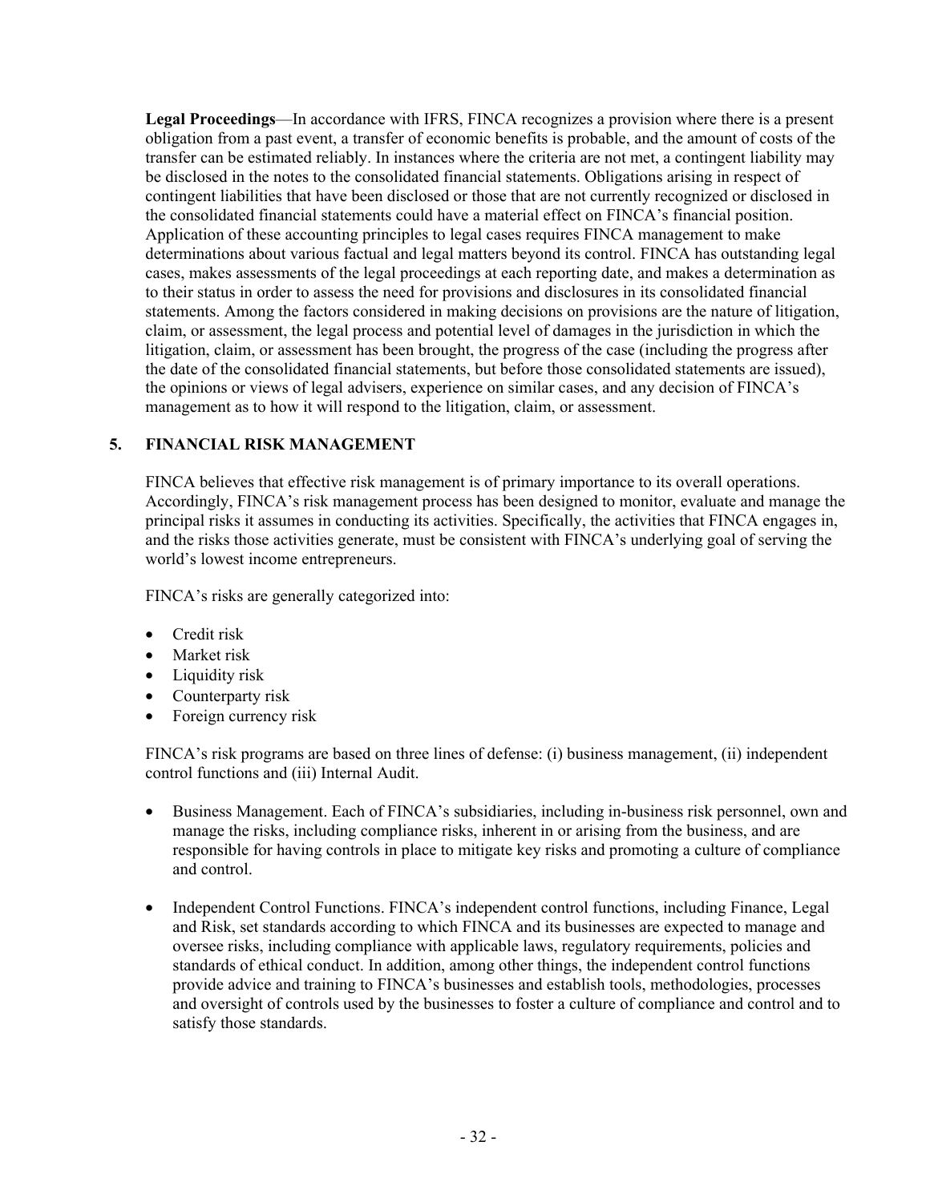**Legal Proceedings**—In accordance with IFRS, FINCA recognizes a provision where there is a present obligation from a past event, a transfer of economic benefits is probable, and the amount of costs of the transfer can be estimated reliably. In instances where the criteria are not met, a contingent liability may be disclosed in the notes to the consolidated financial statements. Obligations arising in respect of contingent liabilities that have been disclosed or those that are not currently recognized or disclosed in the consolidated financial statements could have a material effect on FINCA's financial position. Application of these accounting principles to legal cases requires FINCA management to make determinations about various factual and legal matters beyond its control. FINCA has outstanding legal cases, makes assessments of the legal proceedings at each reporting date, and makes a determination as to their status in order to assess the need for provisions and disclosures in its consolidated financial statements. Among the factors considered in making decisions on provisions are the nature of litigation, claim, or assessment, the legal process and potential level of damages in the jurisdiction in which the litigation, claim, or assessment has been brought, the progress of the case (including the progress after the date of the consolidated financial statements, but before those consolidated statements are issued), the opinions or views of legal advisers, experience on similar cases, and any decision of FINCA's management as to how it will respond to the litigation, claim, or assessment.

## 5. FINANCIAL RISK MANAGEMENT

FINCA believes that effective risk management is of primary importance to its overall operations. Accordingly, FINCA's risk management process has been designed to monitor, evaluate and manage the principal risks it assumes in conducting its activities. Specifically, the activities that FINCA engages in, and the risks those activities generate, must be consistent with FINCA's underlying goal of serving the world's lowest income entrepreneurs.

FINCA's risks are generally categorized into:

- Credit risk
- Market risk
- Liquidity risk
- Counterparty risk
- Foreign currency risk

FINCA's risk programs are based on three lines of defense: (i) business management, (ii) independent control functions and (iii) Internal Audit.

- Business Management. Each of FINCA's subsidiaries, including in-business risk personnel, own and manage the risks, including compliance risks, inherent in or arising from the business, and are responsible for having controls in place to mitigate key risks and promoting a culture of compliance and control.

- Independent Control Functions. FINCA's independent control functions, including Finance, Legal and Risk, set standards according to which FINCA and its businesses are expected to manage and oversee risks, including compliance with applicable laws, regulatory requirements, policies and standards of ethical conduct. In addition, among other things, the independent control functions provide advice and training to FINCA's businesses and establish tools, methodologies, processes and oversight of controls used by the businesses to foster a culture of compliance and control and to satisfy those standards.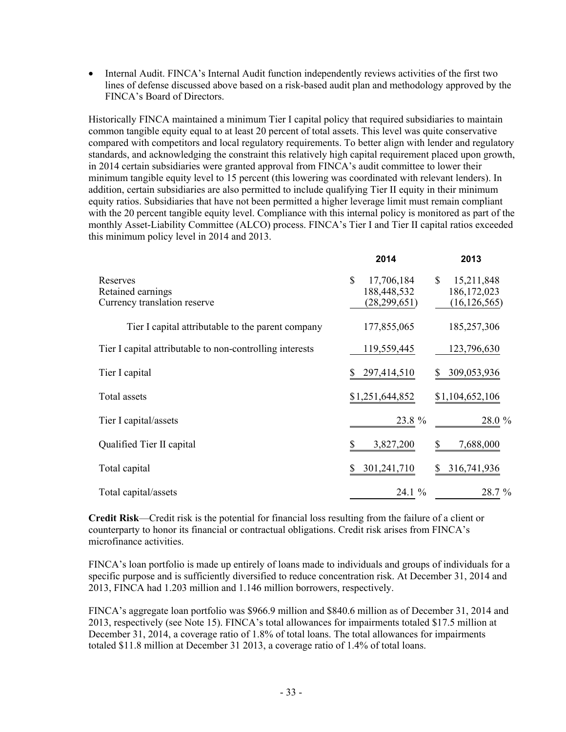- Internal Audit. FINCA's Internal Audit function independently reviews activities of the first two lines of defense discussed above based on a risk-based audit plan and methodology approved by the FINCA's Board of Directors.

Historically FINCA maintained a minimum Tier I capital policy that required subsidiaries to maintain common tangible equity equal to at least 20 percent of total assets. This level was quite conservative compared with competitors and local regulatory requirements. To better align with lender and regulatory standards, and acknowledging the constraint this relatively high capital requirement placed upon growth, in 2014 certain subsidiaries were granted approval from FINCA's audit committee to lower their minimum tangible equity level to 15 percent (this lowering was coordinated with relevant lenders). In addition, certain subsidiaries are also permitted to include qualifying Tier II equity in their minimum equity ratios. Subsidiaries that have not been permitted a higher leverage limit must remain compliant with the 20 percent tangible equity level. Compliance with this internal policy is monitored as part of the monthly Asset-Liability Committee (ALCO) process. FINCA's Tier I and Tier II capital ratios exceeded this minimum policy level in 2014 and 2013.

| | 2014 | 2013 |
|---|---|---|
| Reserves | $ 17,706,184 | $ 15,211,848 |
| Retained earnings | 188,448,532 | 186,172,023 |
| Currency translation reserve | (28,299,651) | (16,126,565) |
| Tier I capital attributable to the parent company | 177,855,065 | 185,257,306 |
| Tier I capital attributable to non-controlling interests | 119,559,445 | 123,796,630 |
| Tier I capital | $ 297,414,510 | $ 309,053,936 |
| Total assets | $1,251,644,852 | $1,104,652,106 |
| Tier I capital/assets | 23.8 % | 28.0 % |
| Qualified Tier II capital | $ 3,827,200 | $ 7,688,000 |
| Total capital | $ 301,241,710 | $ 316,741,936 |
| Total capital/assets | 24.1 % | 28.7 % |

**Credit Risk**—Credit risk is the potential for financial loss resulting from the failure of a client or counterparty to honor its financial or contractual obligations. Credit risk arises from FINCA's microfinance activities.

FINCA's loan portfolio is made up entirely of loans made to individuals and groups of individuals for a specific purpose and is sufficiently diversified to reduce concentration risk. At December 31, 2014 and 2013, FINCA had 1.203 million and 1.146 million borrowers, respectively.

FINCA's aggregate loan portfolio was $966.9 million and $840.6 million as of December 31, 2014 and 2013, respectively (see Note 15). FINCA's total allowances for impairments totaled $17.5 million at December 31, 2014, a coverage ratio of 1.8% of total loans. The total allowances for impairments totaled $11.8 million at December 31 2013, a coverage ratio of 1.4% of total loans.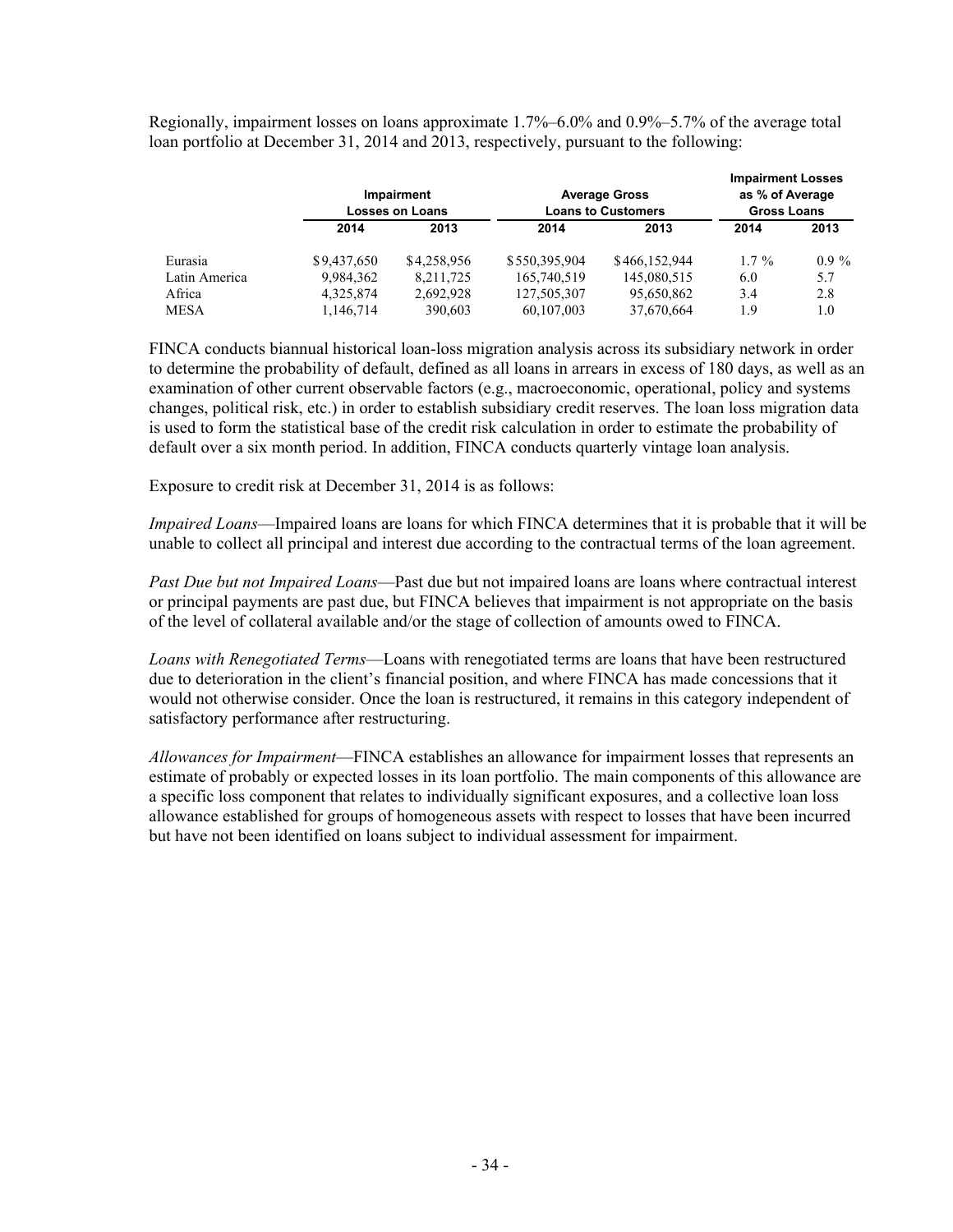Regionally, impairment losses on loans approximate 1.7%–6.0% and 0.9%–5.7% of the average total loan portfolio at December 31, 2014 and 2013, respectively, pursuant to the following:

| | Impairment Losses on Loans | | Average Gross Loans to Customers | | Impairment Losses as % of Average Gross Loans | |
|---|---|---|---|---|---|---|
| | 2014 | 2013 | 2014 | 2013 | 2014 | 2013 |
| Eurasia | $9,437,650 | $4,258,956 | $550,395,904 | $466,152,944 | 1.7 % | 0.9 % |
| Latin America | 9,984,362 | 8,211,725 | 165,740,519 | 145,080,515 | 6.0 | 5.7 |
| Africa | 4,325,874 | 2,692,928 | 127,505,307 | 95,650,862 | 3.4 | 2.8 |
| MESA | 1,146,714 | 390,603 | 60,107,003 | 37,670,664 | 1.9 | 1.0 |

FINCA conducts biannual historical loan-loss migration analysis across its subsidiary network in order to determine the probability of default, defined as all loans in arrears in excess of 180 days, as well as an examination of other current observable factors (e.g., macroeconomic, operational, policy and systems changes, political risk, etc.) in order to establish subsidiary credit reserves. The loan loss migration data is used to form the statistical base of the credit risk calculation in order to estimate the probability of default over a six month period. In addition, FINCA conducts quarterly vintage loan analysis.

Exposure to credit risk at December 31, 2014 is as follows:

*Impaired Loans*—Impaired loans are loans for which FINCA determines that it is probable that it will be unable to collect all principal and interest due according to the contractual terms of the loan agreement.

*Past Due but not Impaired Loans*—Past due but not impaired loans are loans where contractual interest or principal payments are past due, but FINCA believes that impairment is not appropriate on the basis of the level of collateral available and/or the stage of collection of amounts owed to FINCA.

*Loans with Renegotiated Terms*—Loans with renegotiated terms are loans that have been restructured due to deterioration in the client's financial position, and where FINCA has made concessions that it would not otherwise consider. Once the loan is restructured, it remains in this category independent of satisfactory performance after restructuring.

*Allowances for Impairment*—FINCA establishes an allowance for impairment losses that represents an estimate of probably or expected losses in its loan portfolio. The main components of this allowance are a specific loss component that relates to individually significant exposures, and a collective loan loss allowance established for groups of homogeneous assets with respect to losses that have been incurred but have not been identified on loans subject to individual assessment for impairment.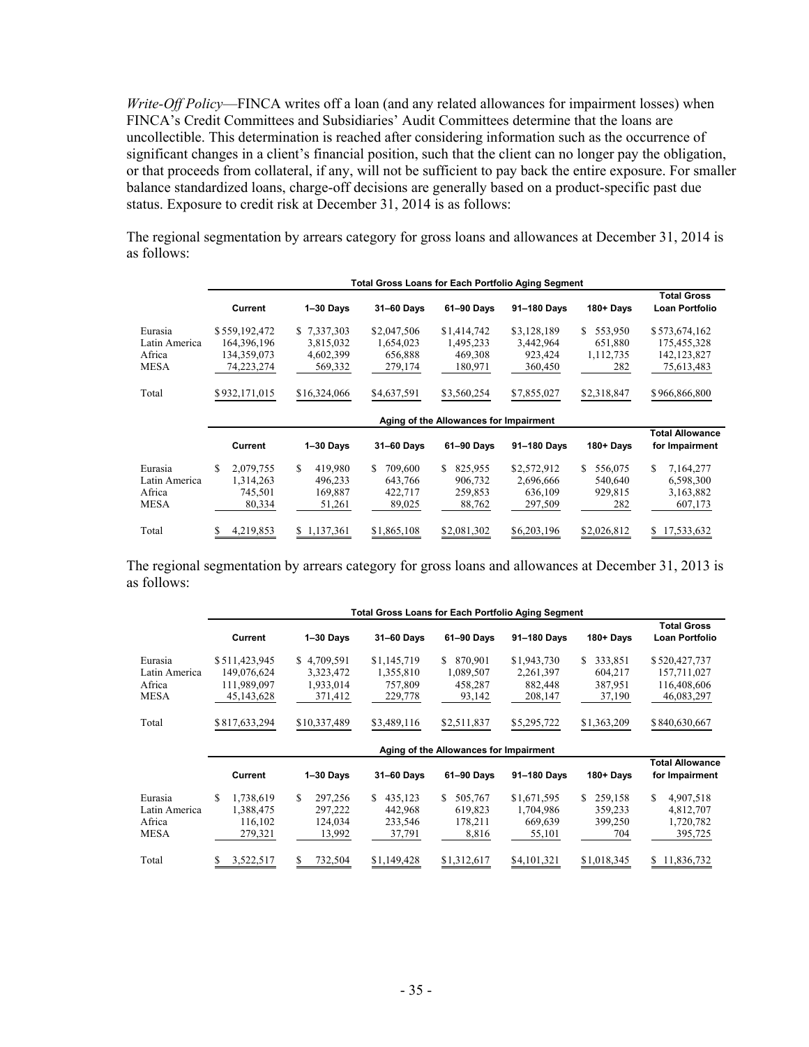*Write-Off Policy*—FINCA writes off a loan (and any related allowances for impairment losses) when FINCA's Credit Committees and Subsidiaries' Audit Committees determine that the loans are uncollectible. This determination is reached after considering information such as the occurrence of significant changes in a client's financial position, such that the client can no longer pay the obligation, or that proceeds from collateral, if any, will not be sufficient to pay back the entire exposure. For smaller balance standardized loans, charge-off decisions are generally based on a product-specific past due status. Exposure to credit risk at December 31, 2014 is as follows:

The regional segmentation by arrears category for gross loans and allowances at December 31, 2014 is as follows:

| | Total Gross Loans for Each Portfolio Aging Segment | | | | | | |
|---|---|---|---|---|---|---|---|
| | Current | 1–30 Days | 31–60 Days | 61–90 Days | 91–180 Days | 180+ Days | Total Gross Loan Portfolio |
| Eurasia | $559,192,472 | $ 7,337,303 | $2,047,506 | $1,414,742 | $3,128,189 | $ 553,950 | $573,674,162 |
| Latin America | 164,396,196 | 3,815,032 | 1,654,023 | 1,495,233 | 3,442,964 | 651,880 | 175,455,328 |
| Africa | 134,359,073 | 4,602,399 | 656,888 | 469,308 | 923,424 | 1,112,735 | 142,123,827 |
| MESA | 74,223,274 | 569,332 | 279,174 | 180,971 | 360,450 | 282 | 75,613,483 |
| Total | $932,171,015 | $16,324,066 | $4,637,591 | $3,560,254 | $7,855,027 | $2,318,847 | $966,866,800 |

| | Aging of the Allowances for Impairment | | | | | | |
|---|---|---|---|---|---|---|---|
| | Current | 1–30 Days | 31–60 Days | 61–90 Days | 91–180 Days | 180+ Days | Total Allowance for Impairment |
| Eurasia | $ 2,079,755 | $ 419,980 | $ 709,600 | $ 825,955 | $2,572,912 | $ 556,075 | $ 7,164,277 |
| Latin America | 1,314,263 | 496,233 | 643,766 | 906,732 | 2,696,666 | 540,640 | 6,598,300 |
| Africa | 745,501 | 169,887 | 422,717 | 259,853 | 636,109 | 929,815 | 3,163,882 |
| MESA | 80,334 | 51,261 | 89,025 | 88,762 | 297,509 | 282 | 607,173 |
| Total | $ 4,219,853 | $ 1,137,361 | $1,865,108 | $2,081,302 | $6,203,196 | $2,026,812 | $ 17,533,632 |

The regional segmentation by arrears category for gross loans and allowances at December 31, 2013 is as follows:

| | Total Gross Loans for Each Portfolio Aging Segment | | | | | | |
|---|---|---|---|---|---|---|---|
| | Current | 1–30 Days | 31–60 Days | 61–90 Days | 91–180 Days | 180+ Days | Total Gross Loan Portfolio |
| Eurasia | $511,423,945 | $ 4,709,591 | $1,145,719 | $ 870,901 | $1,943,730 | $ 333,851 | $520,427,737 |
| Latin America | 149,076,624 | 3,323,472 | 1,355,810 | 1,089,507 | 2,261,397 | 604,217 | 157,711,027 |
| Africa | 111,989,097 | 1,933,014 | 757,809 | 458,287 | 882,448 | 387,951 | 116,408,606 |
| MESA | 45,143,628 | 371,412 | 229,778 | 93,142 | 208,147 | 37,190 | 46,083,297 |
| Total | $817,633,294 | $10,337,489 | $3,489,116 | $2,511,837 | $5,295,722 | $1,363,209 | $840,630,667 |

| | Aging of the Allowances for Impairment | | | | | | |
|---|---|---|---|---|---|---|---|
| | Current | 1–30 Days | 31–60 Days | 61–90 Days | 91–180 Days | 180+ Days | Total Allowance for Impairment |
| Eurasia | $ 1,738,619 | $ 297,256 | $ 435,123 | $ 505,767 | $1,671,595 | $ 259,158 | $ 4,907,518 |
| Latin America | 1,388,475 | 297,222 | 442,968 | 619,823 | 1,704,986 | 359,233 | 4,812,707 |
| Africa | 116,102 | 124,034 | 233,546 | 178,211 | 669,639 | 399,250 | 1,720,782 |
| MESA | 279,321 | 13,992 | 37,791 | 8,816 | 55,101 | 704 | 395,725 |
| Total | $ 3,522,517 | $ 732,504 | $1,149,428 | $1,312,617 | $4,101,321 | $1,018,345 | $ 11,836,732 |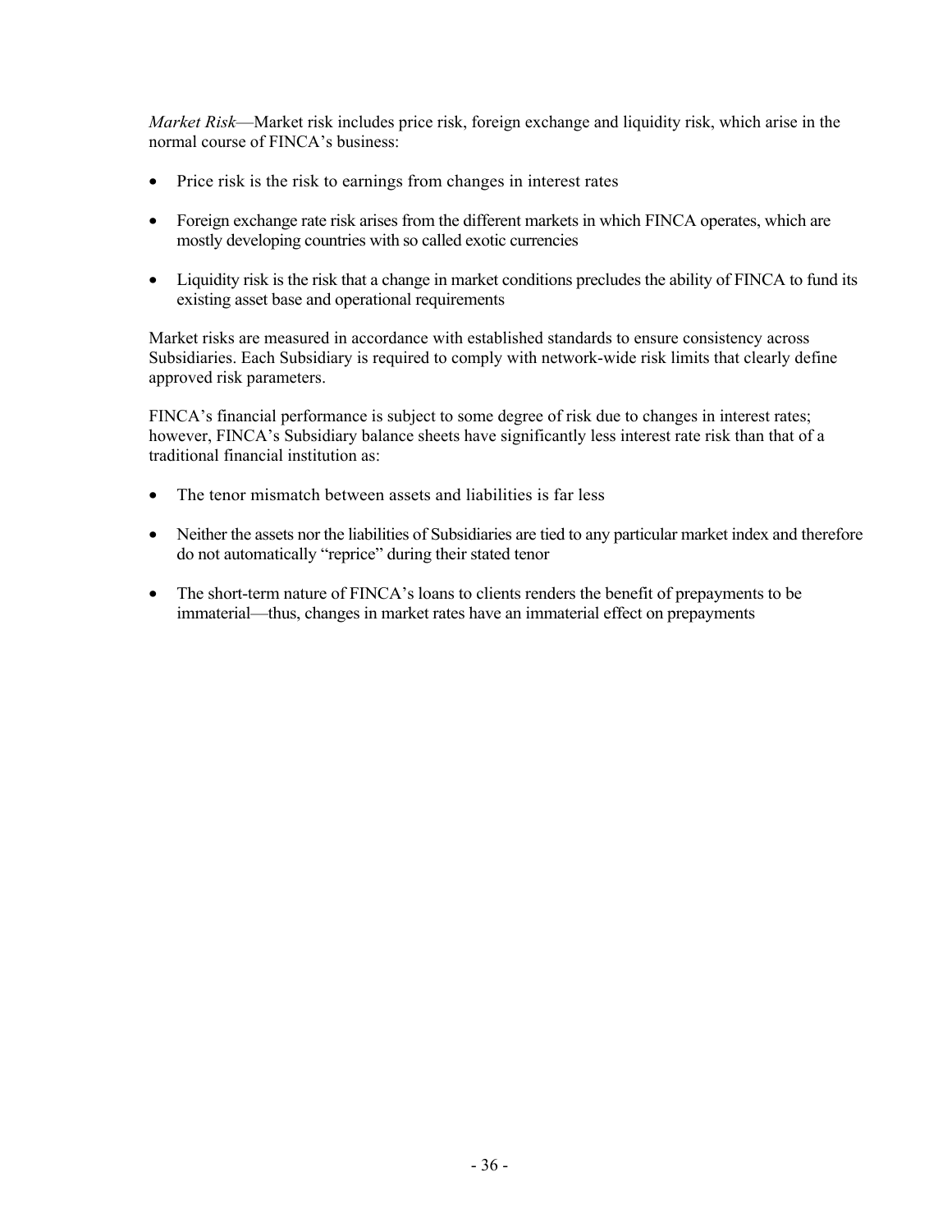*Market Risk*—Market risk includes price risk, foreign exchange and liquidity risk, which arise in the normal course of FINCA's business:

- Price risk is the risk to earnings from changes in interest rates
- Foreign exchange rate risk arises from the different markets in which FINCA operates, which are mostly developing countries with so called exotic currencies
- Liquidity risk is the risk that a change in market conditions precludes the ability of FINCA to fund its existing asset base and operational requirements

Market risks are measured in accordance with established standards to ensure consistency across Subsidiaries. Each Subsidiary is required to comply with network-wide risk limits that clearly define approved risk parameters.

FINCA's financial performance is subject to some degree of risk due to changes in interest rates; however, FINCA's Subsidiary balance sheets have significantly less interest rate risk than that of a traditional financial institution as:

- The tenor mismatch between assets and liabilities is far less
- Neither the assets nor the liabilities of Subsidiaries are tied to any particular market index and therefore do not automatically "reprice" during their stated tenor
- The short-term nature of FINCA's loans to clients renders the benefit of prepayments to be immaterial—thus, changes in market rates have an immaterial effect on prepayments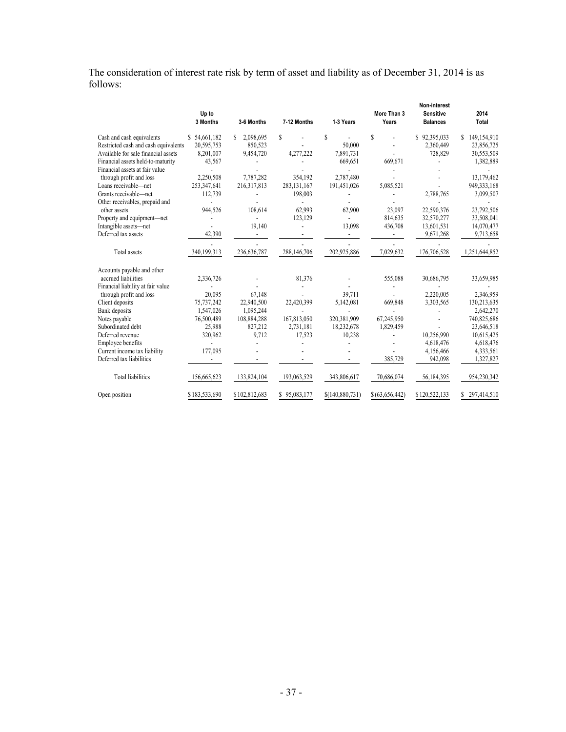The consideration of interest rate risk by term of asset and liability as of December 31, 2014 is as follows:

| | Up to 3 Months | 3-6 Months | 7-12 Months | 1-3 Years | More Than 3 Years | Non-interest Sensitive Balances | 2014 Total |
|---|---|---|---|---|---|---|---|
| Cash and cash equivalents | $ 54,661,182 | $ 2,098,695 | $ - | $ - | $ - | $ 92,395,033 | $ 149,154,910 |
| Restricted cash and cash equivalents | 20,595,753 | 850,523 | - | 50,000 | - | 2,360,449 | 23,856,725 |
| Available for sale financial assets | 8,201,007 | 9,454,720 | 4,277,222 | 7,891,731 | - | 728,829 | 30,553,509 |
| Financial assets held-to-maturity | 43,567 | - | - | 669,651 | 669,671 | - | 1,382,889 |
| Financial assets at fair value through profit and loss | 2,250,508 | 7,787,282 | 354,192 | 2,787,480 | - | - | 13,179,462 |
| Loans receivable—net | 253,347,641 | 216,317,813 | 283,131,167 | 191,451,026 | 5,085,521 | - | 949,333,168 |
| Grants receivable—net | 112,739 | - | 198,003 | - | - | 2,788,765 | 3,099,507 |
| Other receivables, prepaid and other assets | 944,526 | 108,614 | 62,993 | 62,900 | 23,097 | 22,590,376 | 23,792,506 |
| Property and equipment—net | - | - | 123,129 | - | 814,635 | 32,570,277 | 33,508,041 |
| Intangible assets—net | - | 19,140 | - | 13,098 | 436,708 | 13,601,531 | 14,070,477 |
| Deferred tax assets | 42,390 | - | - | - | - | 9,671,268 | 9,713,658 |
| Total assets | 340,199,313 | 236,636,787 | 288,146,706 | 202,925,886 | 7,029,632 | 176,706,528 | 1,251,644,852 |
| Accounts payable and other accrued liabilities | 2,336,726 | - | 81,376 | - | 555,088 | 30,686,795 | 33,659,985 |
| Financial liability at fair value through profit and loss | 20,095 | 67,148 | - | 39,711 | - | 2,220,005 | 2,346,959 |
| Client deposits | 75,737,242 | 22,940,500 | 22,420,399 | 5,142,081 | 669,848 | 3,303,565 | 130,213,635 |
| Bank deposits | 1,547,026 | 1,095,244 | - | - | - | - | 2,642,270 |
| Notes payable | 76,500,489 | 108,884,288 | 167,813,050 | 320,381,909 | 67,245,950 | - | 740,825,686 |
| Subordinated debt | 25,988 | 827,212 | 2,731,181 | 18,232,678 | 1,829,459 | - | 23,646,518 |
| Deferred revenue | 320,962 | 9,712 | 17,523 | 10,238 | - | 10,256,990 | 10,615,425 |
| Employee benefits | - | - | - | - | - | 4,618,476 | 4,618,476 |
| Current income tax liability | 177,095 | - | - | - | - | 4,156,466 | 4,333,561 |
| Deferred tax liabilities | - | - | - | - | 385,729 | 942,098 | 1,327,827 |
| Total liabilities | 156,665,623 | 133,824,104 | 193,063,529 | 343,806,617 | 70,686,074 | 56,184,395 | 954,230,342 |
| Open position | $183,533,690 | $102,812,683 | $ 95,083,177 | $(140,880,731) | $(63,656,442) | $120,522,133 | $ 297,414,510 |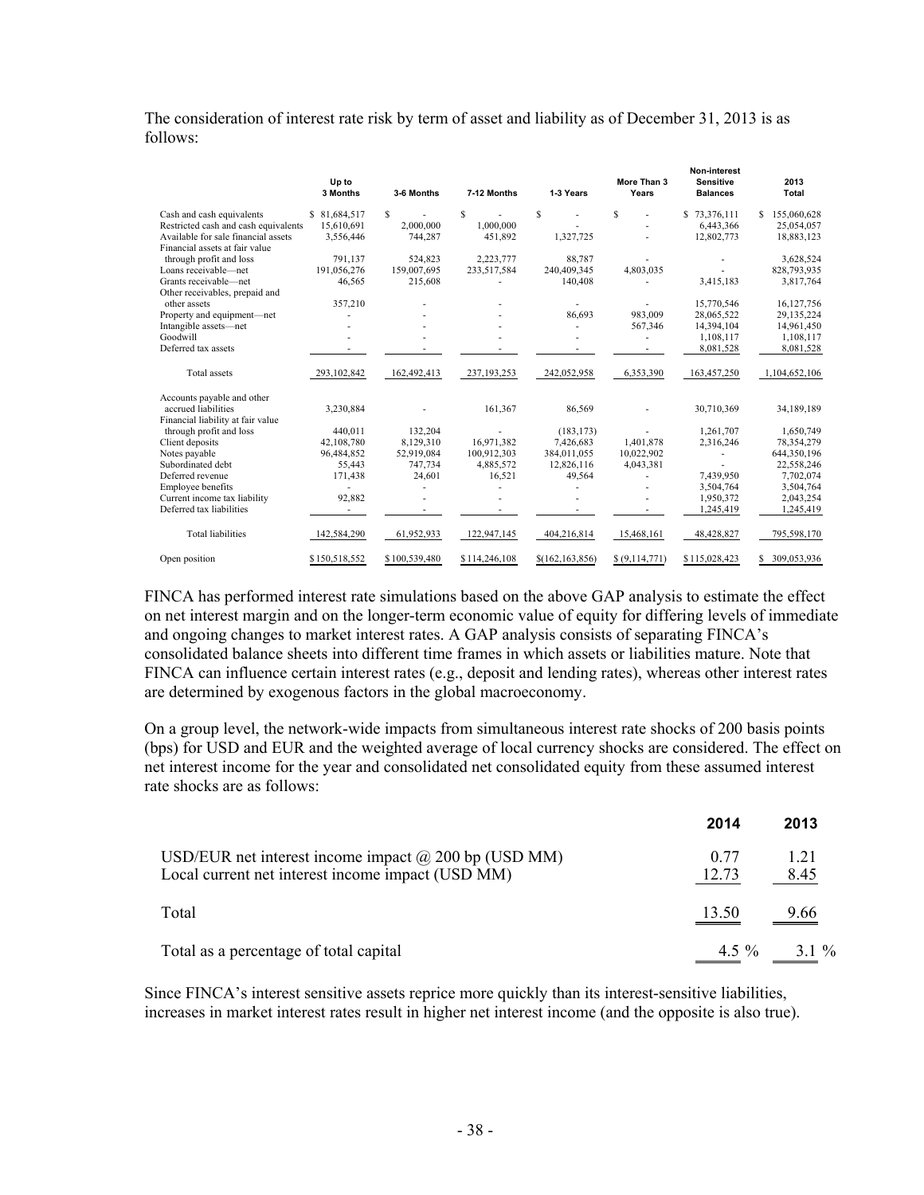The consideration of interest rate risk by term of asset and liability as of December 31, 2013 is as follows:

| | Up to 3 Months | 3-6 Months | 7-12 Months | 1-3 Years | More Than 3 Years | Non-interest Sensitive Balances | 2013 Total |
|---|---|---|---|---|---|---|---|
| Cash and cash equivalents | $ 81,684,517 | $ - | $ - | $ - | $ - | $ 73,376,111 | $ 155,060,628 |
| Restricted cash and cash equivalents | 15,610,691 | 2,000,000 | 1,000,000 | - | - | 6,443,366 | 25,054,057 |
| Available for sale financial assets | 3,556,446 | 744,287 | 451,892 | 1,327,725 | - | 12,802,773 | 18,883,123 |
| Financial assets at fair value through profit and loss | 791,137 | 524,823 | 2,223,777 | 88,787 | - | - | 3,628,524 |
| Loans receivable—net | 191,056,276 | 159,007,695 | 233,517,584 | 240,409,345 | 4,803,035 | - | 828,793,935 |
| Grants receivable—net | 46,565 | 215,608 | - | 140,408 | - | 3,415,183 | 3,817,764 |
| Other receivables, prepaid and other assets | 357,210 | - | - | - | - | 15,770,546 | 16,127,756 |
| Property and equipment—net | - | - | - | 86,693 | 983,009 | 28,065,522 | 29,135,224 |
| Intangible assets—net | - | - | - | - | 567,346 | 14,394,104 | 14,961,450 |
| Goodwill | - | - | - | - | - | 1,108,117 | 1,108,117 |
| Deferred tax assets | - | - | - | - | - | 8,081,528 | 8,081,528 |
| Total assets | 293,102,842 | 162,492,413 | 237,193,253 | 242,052,958 | 6,353,390 | 163,457,250 | 1,104,652,106 |
| Accounts payable and other accrued liabilities | 3,230,884 | - | 161,367 | 86,569 | - | 30,710,369 | 34,189,189 |
| Financial liability at fair value through profit and loss | 440,011 | 132,204 | - | (183,173) | - | 1,261,707 | 1,650,749 |
| Client deposits | 42,108,780 | 8,129,310 | 16,971,382 | 7,426,683 | 1,401,878 | 2,316,246 | 78,354,279 |
| Notes payable | 96,484,852 | 52,919,084 | 100,912,303 | 384,011,055 | 10,022,902 | - | 644,350,196 |
| Subordinated debt | 55,443 | 747,734 | 4,885,572 | 12,826,116 | 4,043,381 | - | 22,558,246 |
| Deferred revenue | 171,438 | 24,601 | 16,521 | 49,564 | - | 7,439,950 | 7,702,074 |
| Employee benefits | - | - | - | - | - | 3,504,764 | 3,504,764 |
| Current income tax liability | 92,882 | - | - | - | - | 1,950,372 | 2,043,254 |
| Deferred tax liabilities | - | - | - | - | - | 1,245,419 | 1,245,419 |
| Total liabilities | 142,584,290 | 61,952,933 | 122,947,145 | 404,216,814 | 15,468,161 | 48,428,827 | 795,598,170 |
| Open position | $150,518,552 | $100,539,480 | $114,246,108 | $(162,163,856) | $(9,114,771) | $115,028,423 | $ 309,053,936 |

FINCA has performed interest rate simulations based on the above GAP analysis to estimate the effect on net interest margin and on the longer-term economic value of equity for differing levels of immediate and ongoing changes to market interest rates. A GAP analysis consists of separating FINCA's consolidated balance sheets into different time frames in which assets or liabilities mature. Note that FINCA can influence certain interest rates (e.g., deposit and lending rates), whereas other interest rates are determined by exogenous factors in the global macroeconomy.

On a group level, the network-wide impacts from simultaneous interest rate shocks of 200 basis points (bps) for USD and EUR and the weighted average of local currency shocks are considered. The effect on net interest income for the year and consolidated net consolidated equity from these assumed interest rate shocks are as follows:

| | 2014 | 2013 |
|---|---|---|
| USD/EUR net interest income impact @ 200 bp (USD MM) | 0.77 | 1.21 |
| Local current net interest income impact (USD MM) | 12.73 | 8.45 |
| Total | 13.50 | 9.66 |
| Total as a percentage of total capital | 4.5 % | 3.1 % |

Since FINCA's interest sensitive assets reprice more quickly than its interest-sensitive liabilities, increases in market interest rates result in higher net interest income (and the opposite is also true).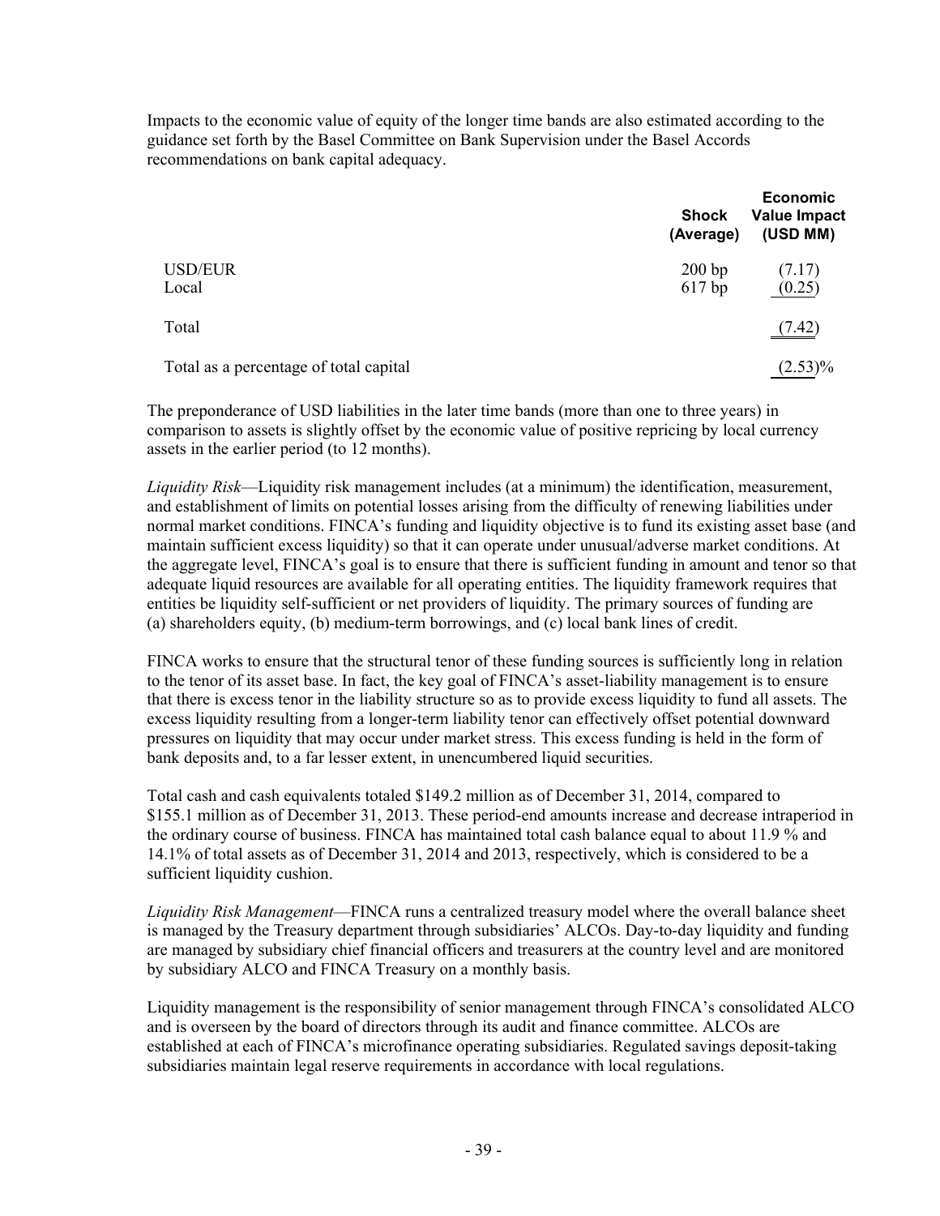Impacts to the economic value of equity of the longer time bands are also estimated according to the guidance set forth by the Basel Committee on Bank Supervision under the Basel Accords recommendations on bank capital adequacy.

| | Shock (Average) | Economic Value Impact (USD MM) |
|---|---|---|
| USD/EUR | 200 bp | (7.17) |
| Local | 617 bp | (0.25) |
| Total | | (7.42) |
| Total as a percentage of total capital | | (2.53)% |

The preponderance of USD liabilities in the later time bands (more than one to three years) in comparison to assets is slightly offset by the economic value of positive repricing by local currency assets in the earlier period (to 12 months).

*Liquidity Risk*—Liquidity risk management includes (at a minimum) the identification, measurement, and establishment of limits on potential losses arising from the difficulty of renewing liabilities under normal market conditions. FINCA's funding and liquidity objective is to fund its existing asset base (and maintain sufficient excess liquidity) so that it can operate under unusual/adverse market conditions. At the aggregate level, FINCA's goal is to ensure that there is sufficient funding in amount and tenor so that adequate liquid resources are available for all operating entities. The liquidity framework requires that entities be liquidity self-sufficient or net providers of liquidity. The primary sources of funding are (a) shareholders equity, (b) medium-term borrowings, and (c) local bank lines of credit.

FINCA works to ensure that the structural tenor of these funding sources is sufficiently long in relation to the tenor of its asset base. In fact, the key goal of FINCA's asset-liability management is to ensure that there is excess tenor in the liability structure so as to provide excess liquidity to fund all assets. The excess liquidity resulting from a longer-term liability tenor can effectively offset potential downward pressures on liquidity that may occur under market stress. This excess funding is held in the form of bank deposits and, to a far lesser extent, in unencumbered liquid securities.

Total cash and cash equivalents totaled $149.2 million as of December 31, 2014, compared to $155.1 million as of December 31, 2013. These period-end amounts increase and decrease intraperiod in the ordinary course of business. FINCA has maintained total cash balance equal to about 11.9 % and 14.1% of total assets as of December 31, 2014 and 2013, respectively, which is considered to be a sufficient liquidity cushion.

*Liquidity Risk Management*—FINCA runs a centralized treasury model where the overall balance sheet is managed by the Treasury department through subsidiaries' ALCOs. Day-to-day liquidity and funding are managed by subsidiary chief financial officers and treasurers at the country level and are monitored by subsidiary ALCO and FINCA Treasury on a monthly basis.

Liquidity management is the responsibility of senior management through FINCA's consolidated ALCO and is overseen by the board of directors through its audit and finance committee. ALCOs are established at each of FINCA's microfinance operating subsidiaries. Regulated savings deposit-taking subsidiaries maintain legal reserve requirements in accordance with local regulations.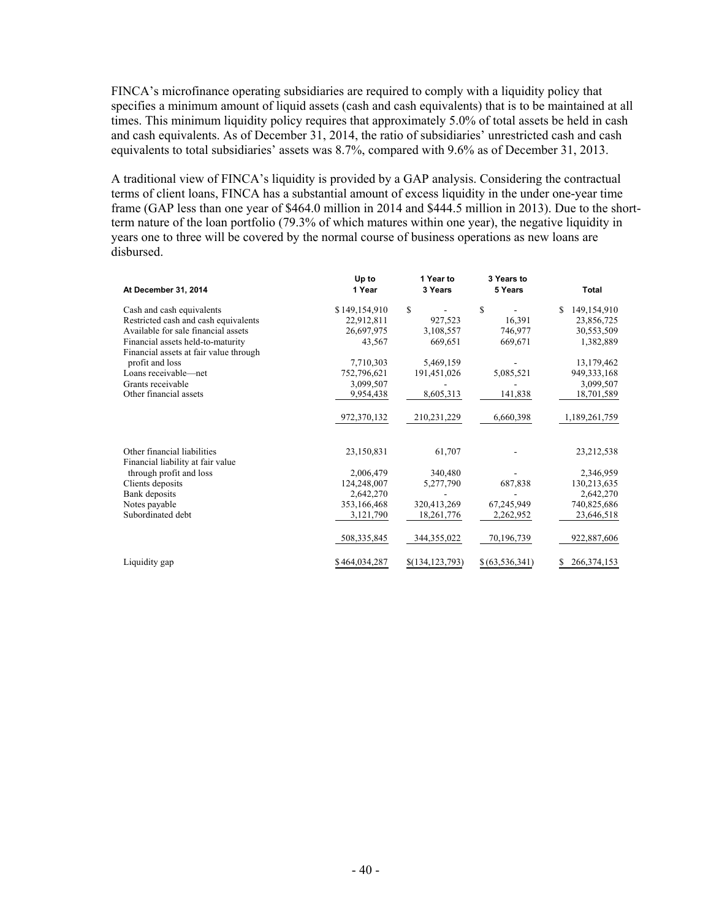FINCA's microfinance operating subsidiaries are required to comply with a liquidity policy that specifies a minimum amount of liquid assets (cash and cash equivalents) that is to be maintained at all times. This minimum liquidity policy requires that approximately 5.0% of total assets be held in cash and cash equivalents. As of December 31, 2014, the ratio of subsidiaries' unrestricted cash and cash equivalents to total subsidiaries' assets was 8.7%, compared with 9.6% as of December 31, 2013.

A traditional view of FINCA's liquidity is provided by a GAP analysis. Considering the contractual terms of client loans, FINCA has a substantial amount of excess liquidity in the under one-year time frame (GAP less than one year of $464.0 million in 2014 and $444.5 million in 2013). Due to the short-term nature of the loan portfolio (79.3% of which matures within one year), the negative liquidity in years one to three will be covered by the normal course of business operations as new loans are disbursed.

| At December 31, 2014 | Up to 1 Year | 1 Year to 3 Years | 3 Years to 5 Years | Total |
|---|---|---|---|---|
| Cash and cash equivalents | $149,154,910 | $ - | $ - | $ 149,154,910 |
| Restricted cash and cash equivalents | 22,912,811 | 927,523 | 16,391 | 23,856,725 |
| Available for sale financial assets | 26,697,975 | 3,108,557 | 746,977 | 30,553,509 |
| Financial assets held-to-maturity | 43,567 | 669,651 | 669,671 | 1,382,889 |
| Financial assets at fair value through profit and loss | 7,710,303 | 5,469,159 | - | 13,179,462 |
| Loans receivable—net | 752,796,621 | 191,451,026 | 5,085,521 | 949,333,168 |
| Grants receivable | 3,099,507 | - | - | 3,099,507 |
| Other financial assets | 9,954,438 | 8,605,313 | 141,838 | 18,701,589 |
| | 972,370,132 | 210,231,229 | 6,660,398 | 1,189,261,759 |
| Other financial liabilities | 23,150,831 | 61,707 | - | 23,212,538 |
| Financial liability at fair value through profit and loss | 2,006,479 | 340,480 | - | 2,346,959 |
| Clients deposits | 124,248,007 | 5,277,790 | 687,838 | 130,213,635 |
| Bank deposits | 2,642,270 | - | - | 2,642,270 |
| Notes payable | 353,166,468 | 320,413,269 | 67,245,949 | 740,825,686 |
| Subordinated debt | 3,121,790 | 18,261,776 | 2,262,952 | 23,646,518 |
| | 508,335,845 | 344,355,022 | 70,196,739 | 922,887,606 |
| Liquidity gap | $464,034,287 | $(134,123,793) | $(63,536,341) | $ 266,374,153 |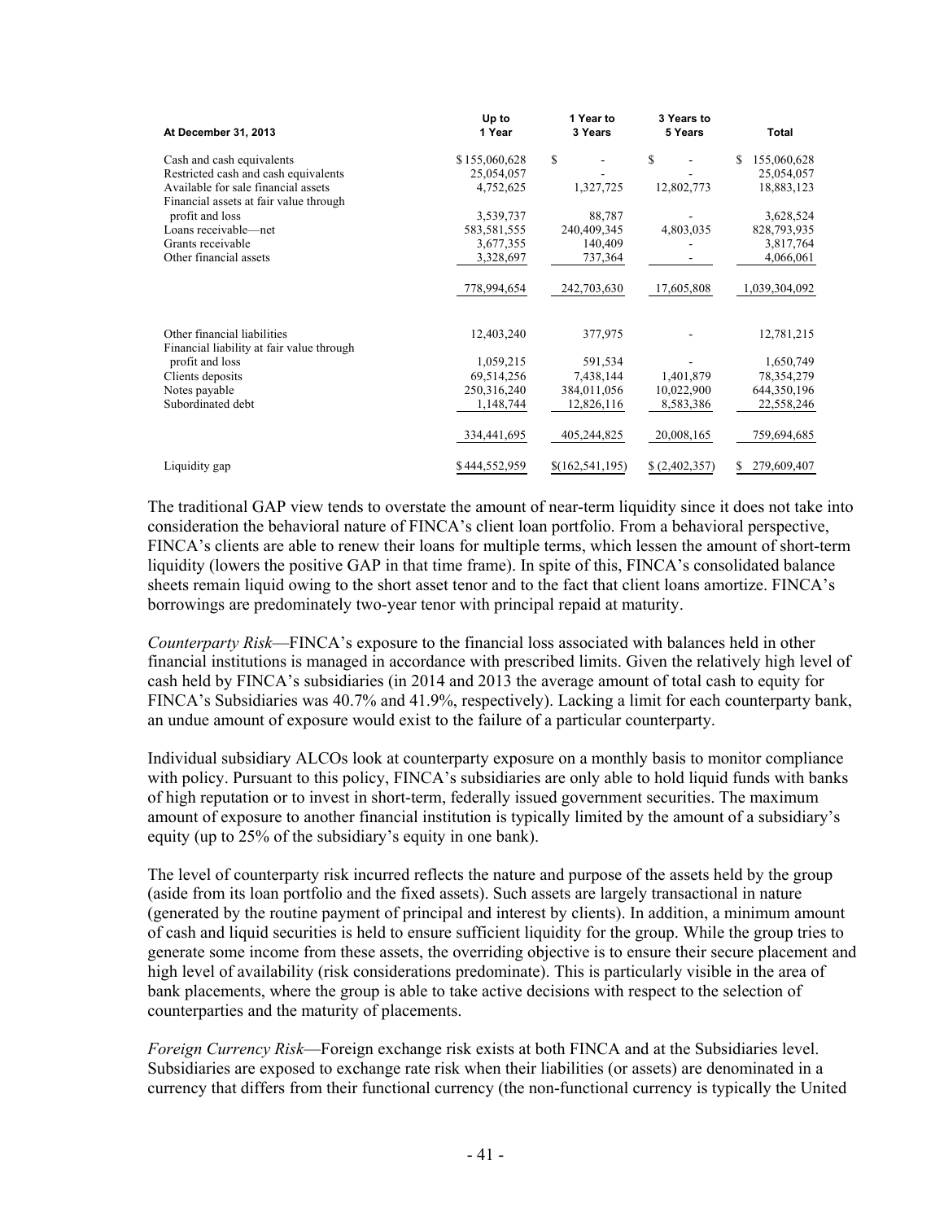| At December 31, 2013 | Up to 1 Year | 1 Year to 3 Years | 3 Years to 5 Years | Total |
|---|---|---|---|---|
| Cash and cash equivalents | $155,060,628 | $ - | $ - | $ 155,060,628 |
| Restricted cash and cash equivalents | 25,054,057 | - | - | 25,054,057 |
| Available for sale financial assets | 4,752,625 | 1,327,725 | 12,802,773 | 18,883,123 |
| Financial assets at fair value through profit and loss | 3,539,737 | 88,787 | - | 3,628,524 |
| Loans receivable—net | 583,581,555 | 240,409,345 | 4,803,035 | 828,793,935 |
| Grants receivable | 3,677,355 | 140,409 | - | 3,817,764 |
| Other financial assets | 3,328,697 | 737,364 | - | 4,066,061 |
| | 778,994,654 | 242,703,630 | 17,605,808 | 1,039,304,092 |
| Other financial liabilities | 12,403,240 | 377,975 | - | 12,781,215 |
| Financial liability at fair value through profit and loss | 1,059,215 | 591,534 | - | 1,650,749 |
| Clients deposits | 69,514,256 | 7,438,144 | 1,401,879 | 78,354,279 |
| Notes payable | 250,316,240 | 384,011,056 | 10,022,900 | 644,350,196 |
| Subordinated debt | 1,148,744 | 12,826,116 | 8,583,386 | 22,558,246 |
| | 334,441,695 | 405,244,825 | 20,008,165 | 759,694,685 |
| Liquidity gap | $444,552,959 | $(162,541,195) | $ (2,402,357) | $ 279,609,407 |

The traditional GAP view tends to overstate the amount of near-term liquidity since it does not take into consideration the behavioral nature of FINCA's client loan portfolio. From a behavioral perspective, FINCA's clients are able to renew their loans for multiple terms, which lessen the amount of short-term liquidity (lowers the positive GAP in that time frame). In spite of this, FINCA's consolidated balance sheets remain liquid owing to the short asset tenor and to the fact that client loans amortize. FINCA's borrowings are predominately two-year tenor with principal repaid at maturity.

*Counterparty Risk*—FINCA's exposure to the financial loss associated with balances held in other financial institutions is managed in accordance with prescribed limits. Given the relatively high level of cash held by FINCA's subsidiaries (in 2014 and 2013 the average amount of total cash to equity for FINCA's Subsidiaries was 40.7% and 41.9%, respectively). Lacking a limit for each counterparty bank, an undue amount of exposure would exist to the failure of a particular counterparty.

Individual subsidiary ALCOs look at counterparty exposure on a monthly basis to monitor compliance with policy. Pursuant to this policy, FINCA's subsidiaries are only able to hold liquid funds with banks of high reputation or to invest in short-term, federally issued government securities. The maximum amount of exposure to another financial institution is typically limited by the amount of a subsidiary's equity (up to 25% of the subsidiary's equity in one bank).

The level of counterparty risk incurred reflects the nature and purpose of the assets held by the group (aside from its loan portfolio and the fixed assets). Such assets are largely transactional in nature (generated by the routine payment of principal and interest by clients). In addition, a minimum amount of cash and liquid securities is held to ensure sufficient liquidity for the group. While the group tries to generate some income from these assets, the overriding objective is to ensure their secure placement and high level of availability (risk considerations predominate). This is particularly visible in the area of bank placements, where the group is able to take active decisions with respect to the selection of counterparties and the maturity of placements.

*Foreign Currency Risk*—Foreign exchange risk exists at both FINCA and at the Subsidiaries level. Subsidiaries are exposed to exchange rate risk when their liabilities (or assets) are denominated in a currency that differs from their functional currency (the non-functional currency is typically the United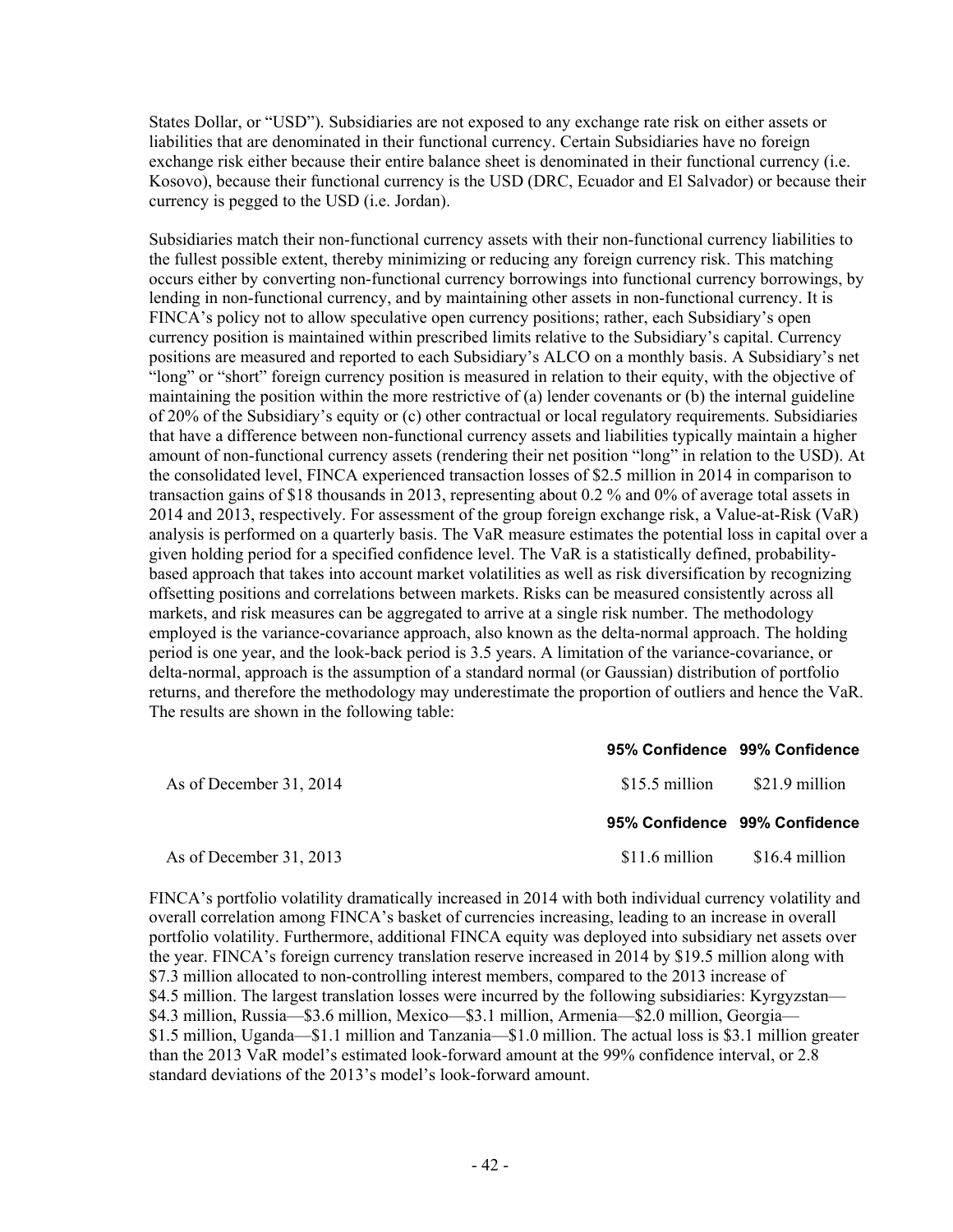States Dollar, or "USD"). Subsidiaries are not exposed to any exchange rate risk on either assets or liabilities that are denominated in their functional currency. Certain Subsidiaries have no foreign exchange risk either because their entire balance sheet is denominated in their functional currency (i.e. Kosovo), because their functional currency is the USD (DRC, Ecuador and El Salvador) or because their currency is pegged to the USD (i.e. Jordan).

Subsidiaries match their non-functional currency assets with their non-functional currency liabilities to the fullest possible extent, thereby minimizing or reducing any foreign currency risk. This matching occurs either by converting non-functional currency borrowings into functional currency borrowings, by lending in non-functional currency, and by maintaining other assets in non-functional currency. It is FINCA's policy not to allow speculative open currency positions; rather, each Subsidiary's open currency position is maintained within prescribed limits relative to the Subsidiary's capital. Currency positions are measured and reported to each Subsidiary's ALCO on a monthly basis. A Subsidiary's net "long" or "short" foreign currency position is measured in relation to their equity, with the objective of maintaining the position within the more restrictive of (a) lender covenants or (b) the internal guideline of 20% of the Subsidiary's equity or (c) other contractual or local regulatory requirements. Subsidiaries that have a difference between non-functional currency assets and liabilities typically maintain a higher amount of non-functional currency assets (rendering their net position "long" in relation to the USD). At the consolidated level, FINCA experienced transaction losses of $2.5 million in 2014 in comparison to transaction gains of $18 thousands in 2013, representing about 0.2 % and 0% of average total assets in 2014 and 2013, respectively. For assessment of the group foreign exchange risk, a Value-at-Risk (VaR) analysis is performed on a quarterly basis. The VaR measure estimates the potential loss in capital over a given holding period for a specified confidence level. The VaR is a statistically defined, probability-based approach that takes into account market volatilities as well as risk diversification by recognizing offsetting positions and correlations between markets. Risks can be measured consistently across all markets, and risk measures can be aggregated to arrive at a single risk number. The methodology employed is the variance-covariance approach, also known as the delta-normal approach. The holding period is one year, and the look-back period is 3.5 years. A limitation of the variance-covariance, or delta-normal, approach is the assumption of a standard normal (or Gaussian) distribution of portfolio returns, and therefore the methodology may underestimate the proportion of outliers and hence the VaR. The results are shown in the following table:

| | **95% Confidence** | **99% Confidence** |
|---|---|---|
| As of December 31, 2014 | $15.5 million | $21.9 million |
| | **95% Confidence** | **99% Confidence** |
| As of December 31, 2013 | $11.6 million | $16.4 million |

FINCA's portfolio volatility dramatically increased in 2014 with both individual currency volatility and overall correlation among FINCA's basket of currencies increasing, leading to an increase in overall portfolio volatility. Furthermore, additional FINCA equity was deployed into subsidiary net assets over the year. FINCA's foreign currency translation reserve increased in 2014 by $19.5 million along with $7.3 million allocated to non-controlling interest members, compared to the 2013 increase of $4.5 million. The largest translation losses were incurred by the following subsidiaries: Kyrgyzstan—$4.3 million, Russia—$3.6 million, Mexico—$3.1 million, Armenia—$2.0 million, Georgia—$1.5 million, Uganda—$1.1 million and Tanzania—$1.0 million. The actual loss is $3.1 million greater than the 2013 VaR model's estimated look-forward amount at the 99% confidence interval, or 2.8 standard deviations of the 2013's model's look-forward amount.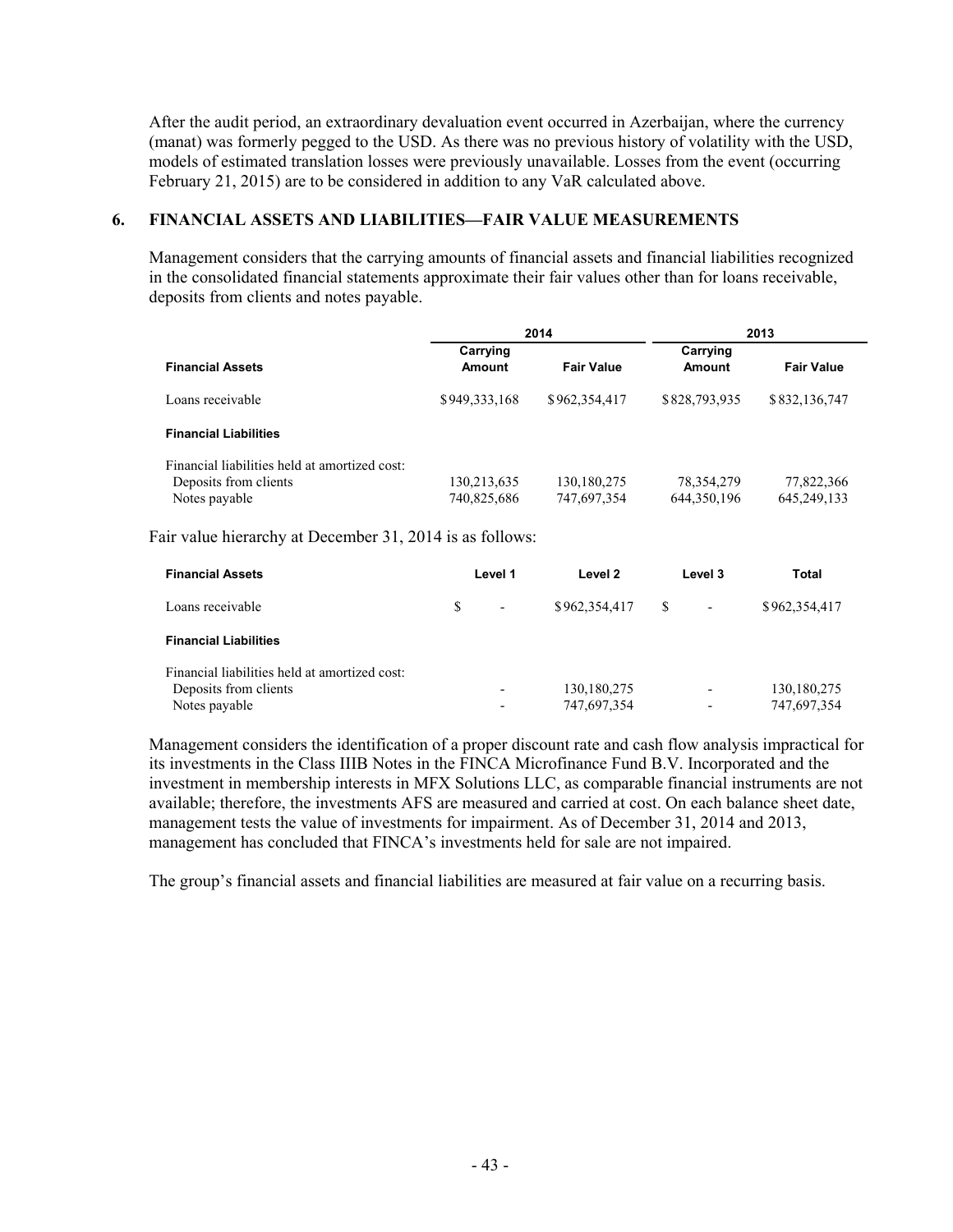After the audit period, an extraordinary devaluation event occurred in Azerbaijan, where the currency (manat) was formerly pegged to the USD. As there was no previous history of volatility with the USD, models of estimated translation losses were previously unavailable. Losses from the event (occurring February 21, 2015) are to be considered in addition to any VaR calculated above.

## 6. FINANCIAL ASSETS AND LIABILITIES—FAIR VALUE MEASUREMENTS

Management considers that the carrying amounts of financial assets and financial liabilities recognized in the consolidated financial statements approximate their fair values other than for loans receivable, deposits from clients and notes payable.

| | 2014 | | 2013 | |
|---|---|---|---|---|
| **Financial Assets** | **Carrying Amount** | **Fair Value** | **Carrying Amount** | **Fair Value** |
| Loans receivable | $949,333,168 | $962,354,417 | $828,793,935 | $832,136,747 |
| **Financial Liabilities** | | | | |
| Financial liabilities held at amortized cost: | | | | |
| Deposits from clients | 130,213,635 | 130,180,275 | 78,354,279 | 77,822,366 |
| Notes payable | 740,825,686 | 747,697,354 | 644,350,196 | 645,249,133 |

Fair value hierarchy at December 31, 2014 is as follows:

| **Financial Assets** | **Level 1** | **Level 2** | **Level 3** | **Total** |
|---|---|---|---|---|
| Loans receivable | $ - | $962,354,417 | $ - | $962,354,417 |
| **Financial Liabilities** | | | | |
| Financial liabilities held at amortized cost: | | | | |
| Deposits from clients | - | 130,180,275 | - | 130,180,275 |
| Notes payable | - | 747,697,354 | - | 747,697,354 |

Management considers the identification of a proper discount rate and cash flow analysis impractical for its investments in the Class IIIB Notes in the FINCA Microfinance Fund B.V. Incorporated and the investment in membership interests in MFX Solutions LLC, as comparable financial instruments are not available; therefore, the investments AFS are measured and carried at cost. On each balance sheet date, management tests the value of investments for impairment. As of December 31, 2014 and 2013, management has concluded that FINCA's investments held for sale are not impaired.

The group's financial assets and financial liabilities are measured at fair value on a recurring basis.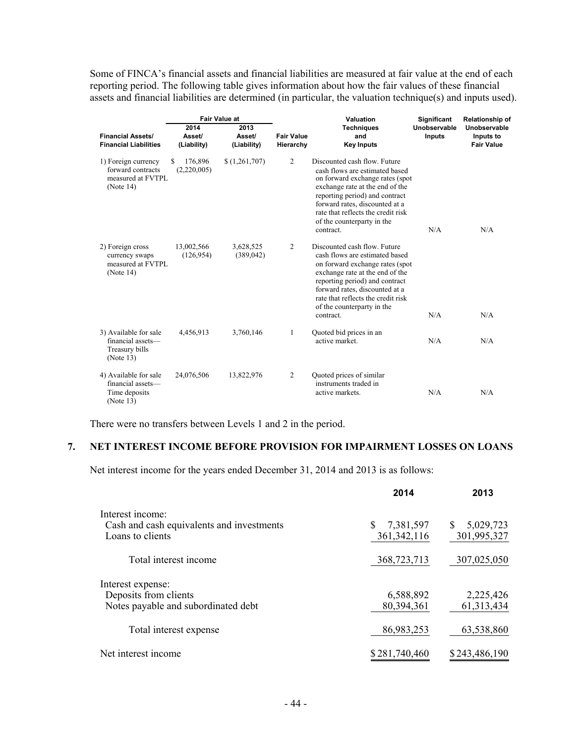Some of FINCA's financial assets and financial liabilities are measured at fair value at the end of each reporting period. The following table gives information about how the fair values of these financial assets and financial liabilities are determined (in particular, the valuation technique(s) and inputs used).

| Financial Assets/ Financial Liabilities | Fair Value at 2014 Asset/ (Liability) | Fair Value at 2013 Asset/ (Liability) | Fair Value Hierarchy | Valuation Techniques and Key Inputs | Significant Unobservable Inputs | Relationship of Unobservable Inputs to Fair Value |
|---|---|---|---|---|---|---|
| 1) Foreign currency forward contracts measured at FVTPL (Note 14) | $ 176,896 (2,220,005) | $ (1,261,707) | 2 | Discounted cash flow. Future cash flows are estimated based on forward exchange rates (spot exchange rate at the end of the reporting period) and contract forward rates, discounted at a rate that reflects the credit risk of the counterparty in the contract. | N/A | N/A |
| 2) Foreign cross currency swaps measured at FVTPL (Note 14) | 13,002,566 (126,954) | 3,628,525 (389,042) | 2 | Discounted cash flow. Future cash flows are estimated based on forward exchange rates (spot exchange rate at the end of the reporting period) and contract forward rates, discounted at a rate that reflects the credit risk of the counterparty in the contract. | N/A | N/A |
| 3) Available for sale financial assets— Treasury bills (Note 13) | 4,456,913 | 3,760,146 | 1 | Quoted bid prices in an active market. | N/A | N/A |
| 4) Available for sale financial assets— Time deposits (Note 13) | 24,076,506 | 13,822,976 | 2 | Quoted prices of similar instruments traded in active markets. | N/A | N/A |

There were no transfers between Levels 1 and 2 in the period.

## 7. NET INTEREST INCOME BEFORE PROVISION FOR IMPAIRMENT LOSSES ON LOANS

Net interest income for the years ended December 31, 2014 and 2013 is as follows:

| | 2014 | 2013 |
|---|---|---|
| Interest income: | | |
| Cash and cash equivalents and investments | $ 7,381,597 | $ 5,029,723 |
| Loans to clients | 361,342,116 | 301,995,327 |
| Total interest income | 368,723,713 | 307,025,050 |
| Interest expense: | | |
| Deposits from clients | 6,588,892 | 2,225,426 |
| Notes payable and subordinated debt | 80,394,361 | 61,313,434 |
| Total interest expense | 86,983,253 | 63,538,860 |
| Net interest income | $ 281,740,460 | $ 243,486,190 |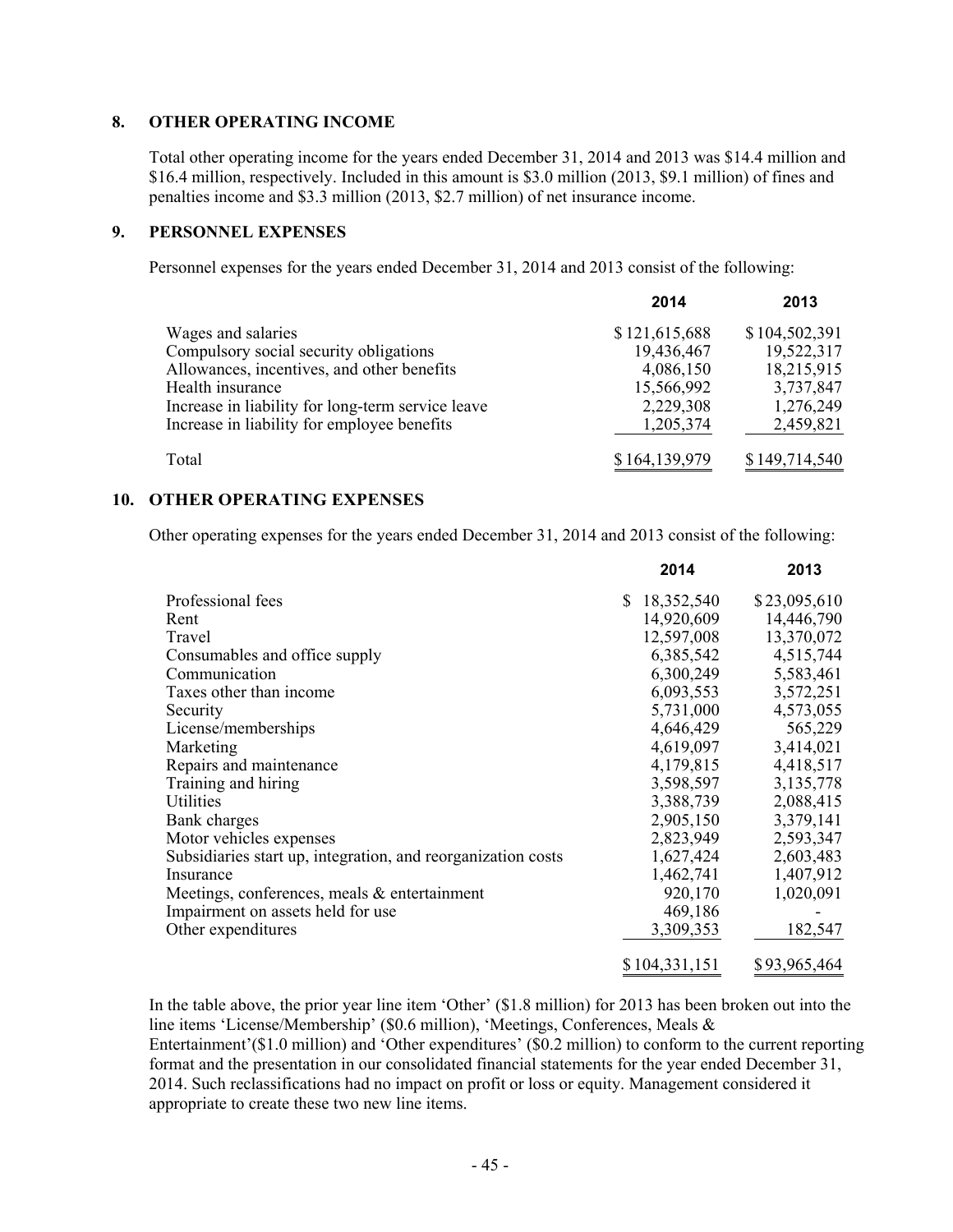## 8. OTHER OPERATING INCOME

Total other operating income for the years ended December 31, 2014 and 2013 was $14.4 million and $16.4 million, respectively. Included in this amount is $3.0 million (2013, $9.1 million) of fines and penalties income and $3.3 million (2013, $2.7 million) of net insurance income.

## 9. PERSONNEL EXPENSES

Personnel expenses for the years ended December 31, 2014 and 2013 consist of the following:

| | 2014 | 2013 |
|---|---|---|
| Wages and salaries | $ 121,615,688 | $ 104,502,391 |
| Compulsory social security obligations | 19,436,467 | 19,522,317 |
| Allowances, incentives, and other benefits | 4,086,150 | 18,215,915 |
| Health insurance | 15,566,992 | 3,737,847 |
| Increase in liability for long-term service leave | 2,229,308 | 1,276,249 |
| Increase in liability for employee benefits | 1,205,374 | 2,459,821 |
| Total | $ 164,139,979 | $ 149,714,540 |

## 10. OTHER OPERATING EXPENSES

Other operating expenses for the years ended December 31, 2014 and 2013 consist of the following:

| | 2014 | 2013 |
|---|---|---|
| Professional fees | $ 18,352,540 | $ 23,095,610 |
| Rent | 14,920,609 | 14,446,790 |
| Travel | 12,597,008 | 13,370,072 |
| Consumables and office supply | 6,385,542 | 4,515,744 |
| Communication | 6,300,249 | 5,583,461 |
| Taxes other than income | 6,093,553 | 3,572,251 |
| Security | 5,731,000 | 4,573,055 |
| License/memberships | 4,646,429 | 565,229 |
| Marketing | 4,619,097 | 3,414,021 |
| Repairs and maintenance | 4,179,815 | 4,418,517 |
| Training and hiring | 3,598,597 | 3,135,778 |
| Utilities | 3,388,739 | 2,088,415 |
| Bank charges | 2,905,150 | 3,379,141 |
| Motor vehicles expenses | 2,823,949 | 2,593,347 |
| Subsidiaries start up, integration, and reorganization costs | 1,627,424 | 2,603,483 |
| Insurance | 1,462,741 | 1,407,912 |
| Meetings, conferences, meals & entertainment | 920,170 | 1,020,091 |
| Impairment on assets held for use | 469,186 | - |
| Other expenditures | 3,309,353 | 182,547 |
| | $ 104,331,151 | $ 93,965,464 |

In the table above, the prior year line item 'Other' ($1.8 million) for 2013 has been broken out into the line items 'License/Membership' ($0.6 million), 'Meetings, Conferences, Meals & Entertainment'($1.0 million) and 'Other expenditures' ($0.2 million) to conform to the current reporting format and the presentation in our consolidated financial statements for the year ended December 31, 2014. Such reclassifications had no impact on profit or loss or equity. Management considered it appropriate to create these two new line items.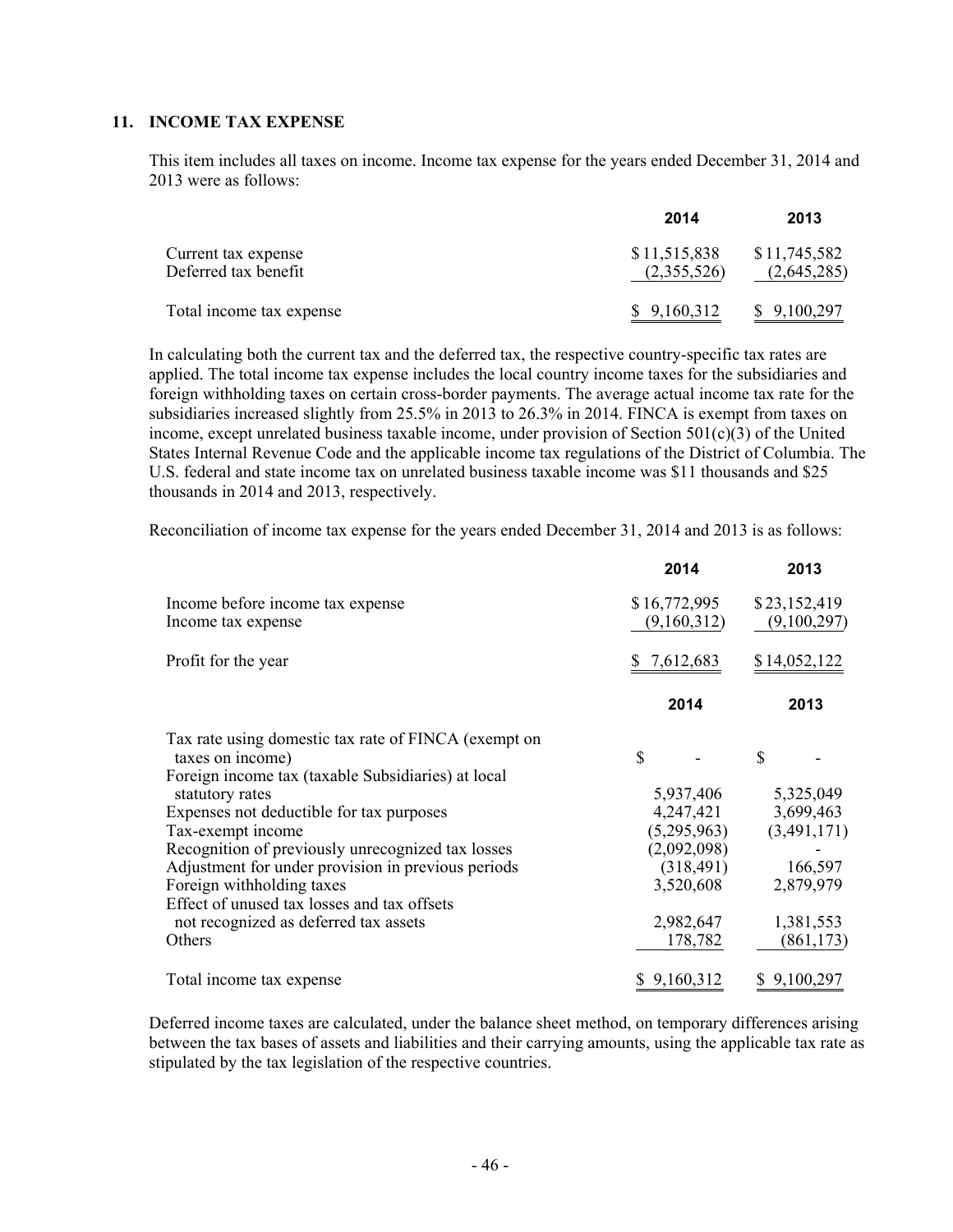## 11. INCOME TAX EXPENSE

This item includes all taxes on income. Income tax expense for the years ended December 31, 2014 and 2013 were as follows:

| | 2014 | 2013 |
|---|---|---|
| Current tax expense | $ 11,515,838 | $ 11,745,582 |
| Deferred tax benefit | (2,355,526) | (2,645,285) |
| Total income tax expense | $ 9,160,312 | $ 9,100,297 |

In calculating both the current tax and the deferred tax, the respective country-specific tax rates are applied. The total income tax expense includes the local country income taxes for the subsidiaries and foreign withholding taxes on certain cross-border payments. The average actual income tax rate for the subsidiaries increased slightly from 25.5% in 2013 to 26.3% in 2014. FINCA is exempt from taxes on income, except unrelated business taxable income, under provision of Section 501(c)(3) of the United States Internal Revenue Code and the applicable income tax regulations of the District of Columbia. The U.S. federal and state income tax on unrelated business taxable income was $11 thousands and $25 thousands in 2014 and 2013, respectively.

Reconciliation of income tax expense for the years ended December 31, 2014 and 2013 is as follows:

| | 2014 | 2013 |
|---|---|---|
| Income before income tax expense | $ 16,772,995 | $ 23,152,419 |
| Income tax expense | (9,160,312) | (9,100,297) |
| Profit for the year | $ 7,612,683 | $ 14,052,122 |

| | 2014 | 2013 |
|---|---|---|
| Tax rate using domestic tax rate of FINCA (exempt on taxes on income) | $ - | $ - |
| Foreign income tax (taxable Subsidiaries) at local statutory rates | 5,937,406 | 5,325,049 |
| Expenses not deductible for tax purposes | 4,247,421 | 3,699,463 |
| Tax-exempt income | (5,295,963) | (3,491,171) |
| Recognition of previously unrecognized tax losses | (2,092,098) | - |
| Adjustment for under provision in previous periods | (318,491) | 166,597 |
| Foreign withholding taxes | 3,520,608 | 2,879,979 |
| Effect of unused tax losses and tax offsets not recognized as deferred tax assets | 2,982,647 | 1,381,553 |
| Others | 178,782 | (861,173) |
| Total income tax expense | $ 9,160,312 | $ 9,100,297 |

Deferred income taxes are calculated, under the balance sheet method, on temporary differences arising between the tax bases of assets and liabilities and their carrying amounts, using the applicable tax rate as stipulated by the tax legislation of the respective countries.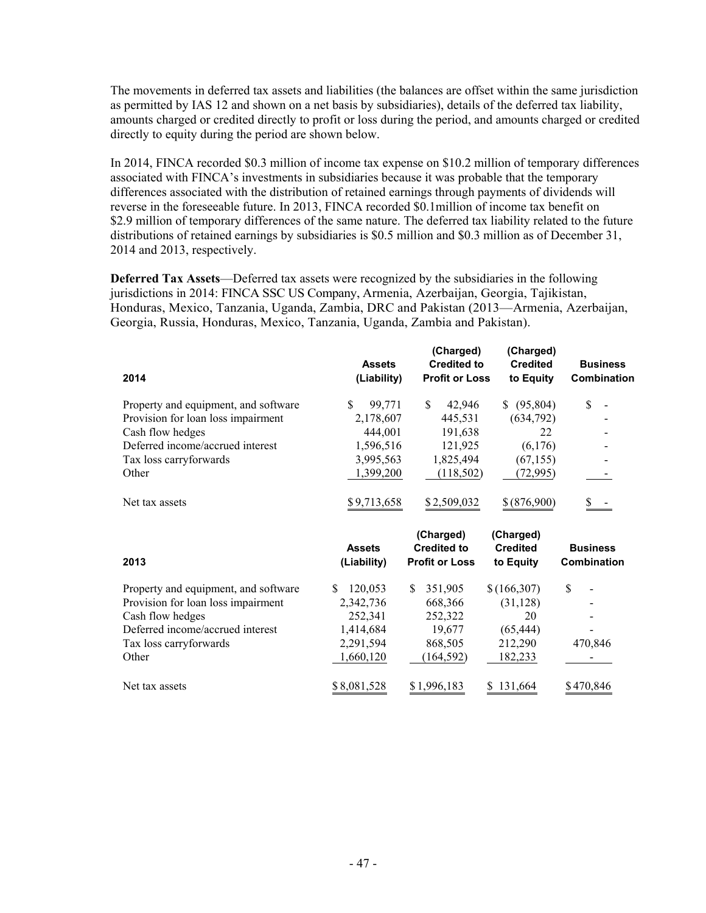The movements in deferred tax assets and liabilities (the balances are offset within the same jurisdiction as permitted by IAS 12 and shown on a net basis by subsidiaries), details of the deferred tax liability, amounts charged or credited directly to profit or loss during the period, and amounts charged or credited directly to equity during the period are shown below.

In 2014, FINCA recorded $0.3 million of income tax expense on $10.2 million of temporary differences associated with FINCA's investments in subsidiaries because it was probable that the temporary differences associated with the distribution of retained earnings through payments of dividends will reverse in the foreseeable future. In 2013, FINCA recorded $0.1million of income tax benefit on $2.9 million of temporary differences of the same nature. The deferred tax liability related to the future distributions of retained earnings by subsidiaries is $0.5 million and $0.3 million as of December 31, 2014 and 2013, respectively.

**Deferred Tax Assets**—Deferred tax assets were recognized by the subsidiaries in the following jurisdictions in 2014: FINCA SSC US Company, Armenia, Azerbaijan, Georgia, Tajikistan, Honduras, Mexico, Tanzania, Uganda, Zambia, DRC and Pakistan (2013—Armenia, Azerbaijan, Georgia, Russia, Honduras, Mexico, Tanzania, Uganda, Zambia and Pakistan).

| 2014 | Assets (Liability) | (Charged) Credited to Profit or Loss | (Charged) Credited to Equity | Business Combination |
|---|---|---|---|---|
| Property and equipment, and software | $ 99,771 | $ 42,946 | $ (95,804) | $ - |
| Provision for loan loss impairment | 2,178,607 | 445,531 | (634,792) | - |
| Cash flow hedges | 444,001 | 191,638 | 22 | - |
| Deferred income/accrued interest | 1,596,516 | 121,925 | (6,176) | - |
| Tax loss carryforwards | 3,995,563 | 1,825,494 | (67,155) | - |
| Other | 1,399,200 | (118,502) | (72,995) | - |
| Net tax assets | $ 9,713,658 | $ 2,509,032 | $ (876,900) | $ - |

| 2013 | Assets (Liability) | (Charged) Credited to Profit or Loss | (Charged) Credited to Equity | Business Combination |
|---|---|---|---|---|
| Property and equipment, and software | $ 120,053 | $ 351,905 | $ (166,307) | $ - |
| Provision for loan loss impairment | 2,342,736 | 668,366 | (31,128) | - |
| Cash flow hedges | 252,341 | 252,322 | 20 | - |
| Deferred income/accrued interest | 1,414,684 | 19,677 | (65,444) | - |
| Tax loss carryforwards | 2,291,594 | 868,505 | 212,290 | 470,846 |
| Other | 1,660,120 | (164,592) | 182,233 | - |
| Net tax assets | $ 8,081,528 | $ 1,996,183 | $ 131,664 | $ 470,846 |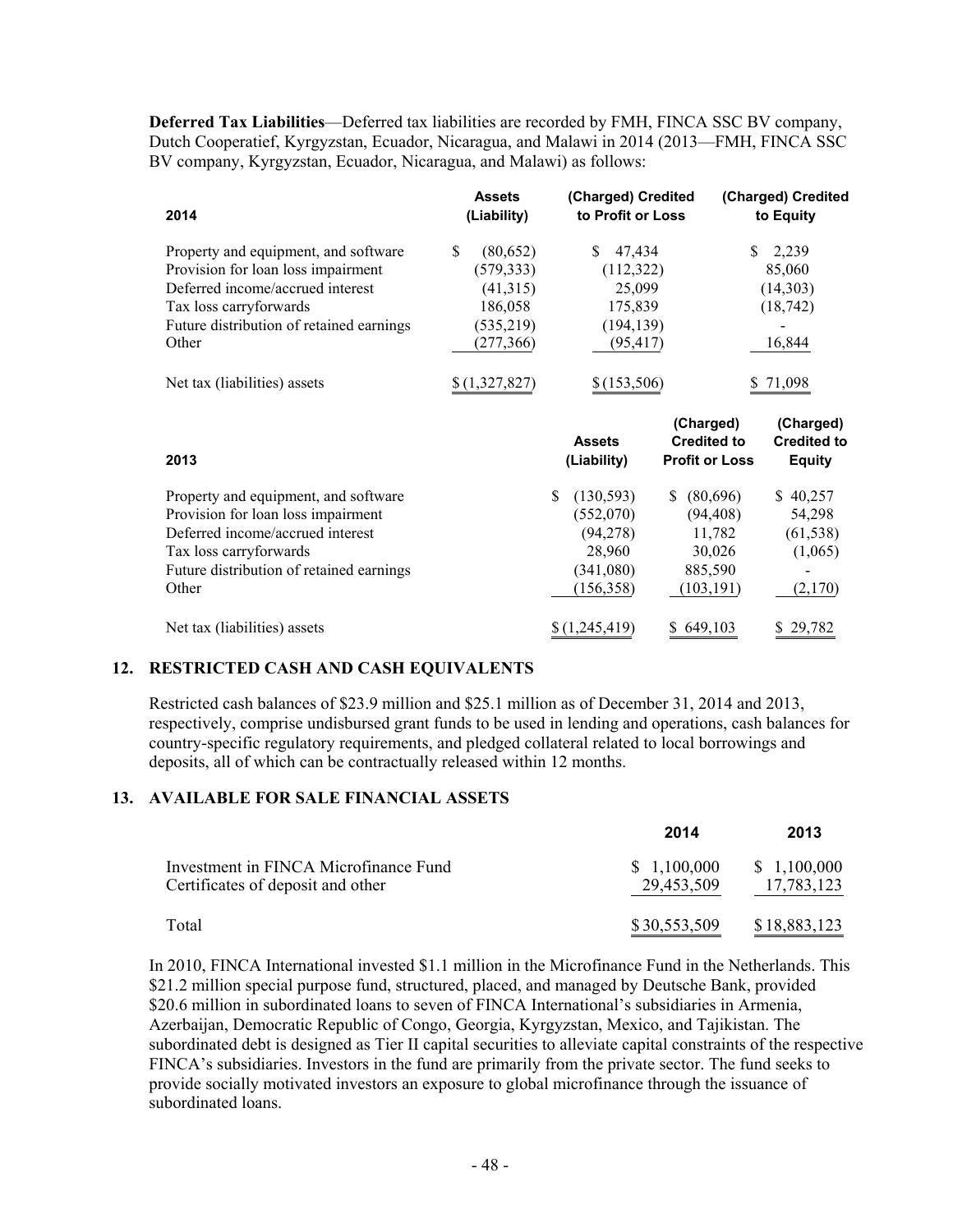**Deferred Tax Liabilities**—Deferred tax liabilities are recorded by FMH, FINCA SSC BV company, Dutch Cooperatief, Kyrgyzstan, Ecuador, Nicaragua, and Malawi in 2014 (2013—FMH, FINCA SSC BV company, Kyrgyzstan, Ecuador, Nicaragua, and Malawi) as follows:

| 2014 | Assets (Liability) | (Charged) Credited to Profit or Loss | (Charged) Credited to Equity |
|---|---|---|---|
| Property and equipment, and software | $ (80,652) | $ 47,434 | $ 2,239 |
| Provision for loan loss impairment | (579,333) | (112,322) | 85,060 |
| Deferred income/accrued interest | (41,315) | 25,099 | (14,303) |
| Tax loss carryforwards | 186,058 | 175,839 | (18,742) |
| Future distribution of retained earnings | (535,219) | (194,139) | - |
| Other | (277,366) | (95,417) | 16,844 |
| Net tax (liabilities) assets | $ (1,327,827) | $ (153,506) | $ 71,098 |

| 2013 | Assets (Liability) | (Charged) Credited to Profit or Loss | (Charged) Credited to Equity |
|---|---|---|---|
| Property and equipment, and software | $ (130,593) | $ (80,696) | $ 40,257 |
| Provision for loan loss impairment | (552,070) | (94,408) | 54,298 |
| Deferred income/accrued interest | (94,278) | 11,782 | (61,538) |
| Tax loss carryforwards | 28,960 | 30,026 | (1,065) |
| Future distribution of retained earnings | (341,080) | 885,590 | - |
| Other | (156,358) | (103,191) | (2,170) |
| Net tax (liabilities) assets | $ (1,245,419) | $ 649,103 | $ 29,782 |

## 12. RESTRICTED CASH AND CASH EQUIVALENTS

Restricted cash balances of $23.9 million and $25.1 million as of December 31, 2014 and 2013, respectively, comprise undisbursed grant funds to be used in lending and operations, cash balances for country-specific regulatory requirements, and pledged collateral related to local borrowings and deposits, all of which can be contractually released within 12 months.

## 13. AVAILABLE FOR SALE FINANCIAL ASSETS

| | 2014 | 2013 |
|---|---|---|
| Investment in FINCA Microfinance Fund | $ 1,100,000 | $ 1,100,000 |
| Certificates of deposit and other | 29,453,509 | 17,783,123 |
| Total | $ 30,553,509 | $ 18,883,123 |

In 2010, FINCA International invested $1.1 million in the Microfinance Fund in the Netherlands. This $21.2 million special purpose fund, structured, placed, and managed by Deutsche Bank, provided $20.6 million in subordinated loans to seven of FINCA International's subsidiaries in Armenia, Azerbaijan, Democratic Republic of Congo, Georgia, Kyrgyzstan, Mexico, and Tajikistan. The subordinated debt is designed as Tier II capital securities to alleviate capital constraints of the respective FINCA's subsidiaries. Investors in the fund are primarily from the private sector. The fund seeks to provide socially motivated investors an exposure to global microfinance through the issuance of subordinated loans.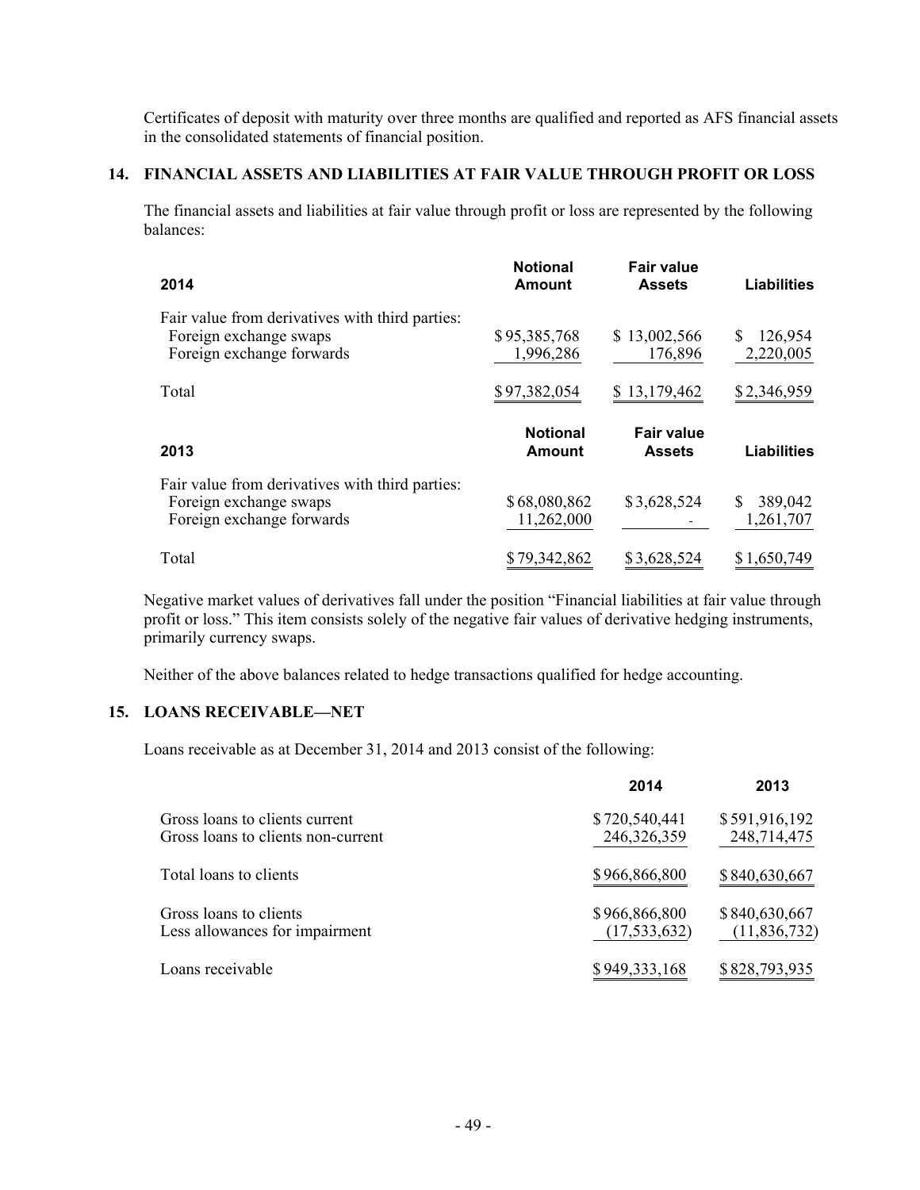Certificates of deposit with maturity over three months are qualified and reported as AFS financial assets in the consolidated statements of financial position.

## 14. FINANCIAL ASSETS AND LIABILITIES AT FAIR VALUE THROUGH PROFIT OR LOSS

The financial assets and liabilities at fair value through profit or loss are represented by the following balances:

| 2014 | Notional Amount | Fair value Assets | Liabilities |
|---|---|---|---|
| Fair value from derivatives with third parties: | | | |
| Foreign exchange swaps | $95,385,768 | $ 13,002,566 | $ 126,954 |
| Foreign exchange forwards | 1,996,286 | 176,896 | 2,220,005 |
| Total | $97,382,054 | $ 13,179,462 | $2,346,959 |

| 2013 | Notional Amount | Fair value Assets | Liabilities |
|---|---|---|---|
| Fair value from derivatives with third parties: | | | |
| Foreign exchange swaps | $68,080,862 | $3,628,524 | $ 389,042 |
| Foreign exchange forwards | 11,262,000 | - | 1,261,707 |
| Total | $79,342,862 | $3,628,524 | $1,650,749 |

Negative market values of derivatives fall under the position "Financial liabilities at fair value through profit or loss." This item consists solely of the negative fair values of derivative hedging instruments, primarily currency swaps.

Neither of the above balances related to hedge transactions qualified for hedge accounting.

## 15. LOANS RECEIVABLE—NET

Loans receivable as at December 31, 2014 and 2013 consist of the following:

| | 2014 | 2013 |
|---|---|---|
| Gross loans to clients current | $720,540,441 | $591,916,192 |
| Gross loans to clients non-current | 246,326,359 | 248,714,475 |
| Total loans to clients | $966,866,800 | $840,630,667 |
| Gross loans to clients | $966,866,800 | $840,630,667 |
| Less allowances for impairment | (17,533,632) | (11,836,732) |
| Loans receivable | $949,333,168 | $828,793,935 |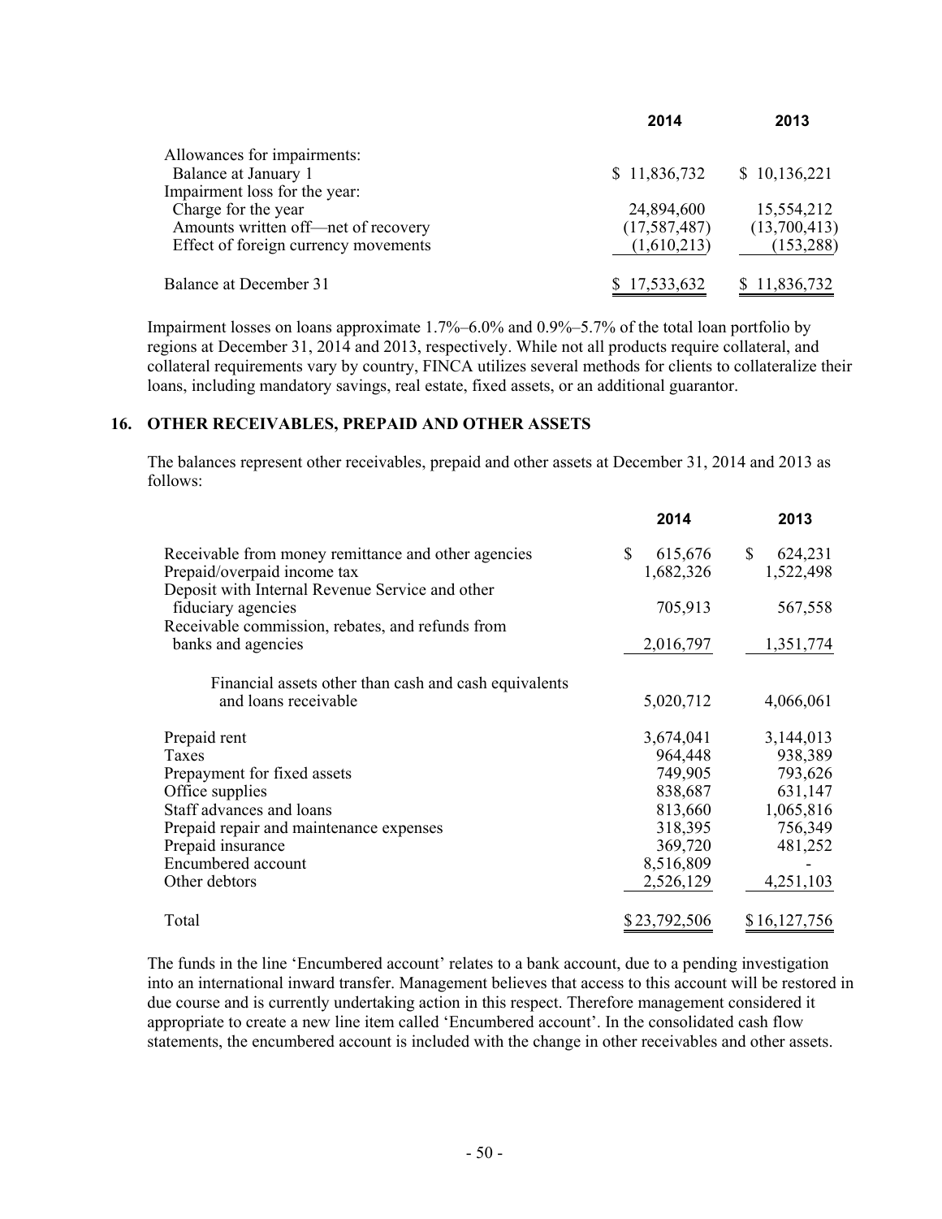| | 2014 | 2013 |
|---|---|---|
| Allowances for impairments: | | |
| Balance at January 1 | $ 11,836,732 | $ 10,136,221 |
| Impairment loss for the year: | | |
| Charge for the year | 24,894,600 | 15,554,212 |
| Amounts written off—net of recovery | (17,587,487) | (13,700,413) |
| Effect of foreign currency movements | (1,610,213) | (153,288) |
| Balance at December 31 | $ 17,533,632 | $ 11,836,732 |

Impairment losses on loans approximate 1.7%–6.0% and 0.9%–5.7% of the total loan portfolio by regions at December 31, 2014 and 2013, respectively. While not all products require collateral, and collateral requirements vary by country, FINCA utilizes several methods for clients to collateralize their loans, including mandatory savings, real estate, fixed assets, or an additional guarantor.

## 16. OTHER RECEIVABLES, PREPAID AND OTHER ASSETS

The balances represent other receivables, prepaid and other assets at December 31, 2014 and 2013 as follows:

| | 2014 | 2013 |
|---|---|---|
| Receivable from money remittance and other agencies | $ 615,676 | $ 624,231 |
| Prepaid/overpaid income tax | 1,682,326 | 1,522,498 |
| Deposit with Internal Revenue Service and other fiduciary agencies | 705,913 | 567,558 |
| Receivable commission, rebates, and refunds from banks and agencies | 2,016,797 | 1,351,774 |
| Financial assets other than cash and cash equivalents and loans receivable | 5,020,712 | 4,066,061 |
| Prepaid rent | 3,674,041 | 3,144,013 |
| Taxes | 964,448 | 938,389 |
| Prepayment for fixed assets | 749,905 | 793,626 |
| Office supplies | 838,687 | 631,147 |
| Staff advances and loans | 813,660 | 1,065,816 |
| Prepaid repair and maintenance expenses | 318,395 | 756,349 |
| Prepaid insurance | 369,720 | 481,252 |
| Encumbered account | 8,516,809 | - |
| Other debtors | 2,526,129 | 4,251,103 |
| Total | $ 23,792,506 | $ 16,127,756 |

The funds in the line 'Encumbered account' relates to a bank account, due to a pending investigation into an international inward transfer. Management believes that access to this account will be restored in due course and is currently undertaking action in this respect. Therefore management considered it appropriate to create a new line item called 'Encumbered account'. In the consolidated cash flow statements, the encumbered account is included with the change in other receivables and other assets.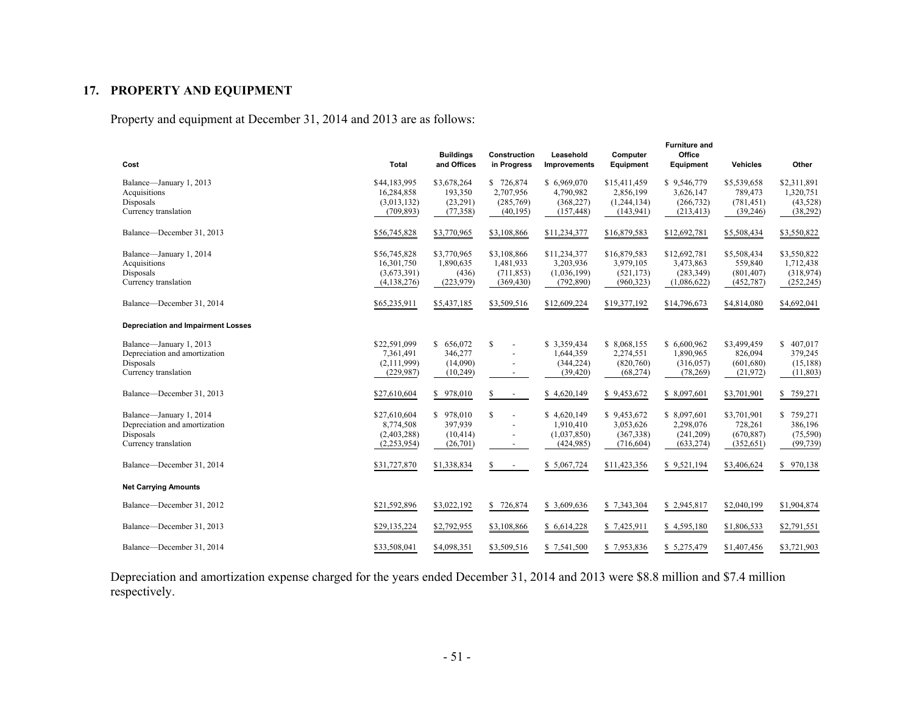## 17. PROPERTY AND EQUIPMENT

Property and equipment at December 31, 2014 and 2013 are as follows:

| Cost | Total | Buildings and Offices | Construction in Progress | Leasehold Improvements | Computer Equipment | Furniture and Office Equipment | Vehicles | Other |
|---|---|---|---|---|---|---|---|---|
| Balance—January 1, 2013 | $44,183,995 | $3,678,264 | $ 726,874 | $ 6,969,070 | $15,411,459 | $ 9,546,779 | $5,539,658 | $2,311,891 |
| Acquisitions | 16,284,858 | 193,350 | 2,707,956 | 4,790,982 | 2,856,199 | 3,626,147 | 789,473 | 1,320,751 |
| Disposals | (3,013,132) | (23,291) | (285,769) | (368,227) | (1,244,134) | (266,732) | (781,451) | (43,528) |
| Currency translation | (709,893) | (77,358) | (40,195) | (157,448) | (143,941) | (213,413) | (39,246) | (38,292) |
| Balance—December 31, 2013 | $56,745,828 | $3,770,965 | $3,108,866 | $11,234,377 | $16,879,583 | $12,692,781 | $5,508,434 | $3,550,822 |
| Balance—January 1, 2014 | $56,745,828 | $3,770,965 | $3,108,866 | $11,234,377 | $16,879,583 | $12,692,781 | $5,508,434 | $3,550,822 |
| Acquisitions | 16,301,750 | 1,890,635 | 1,481,933 | 3,203,936 | 3,979,105 | 3,473,863 | 559,840 | 1,712,438 |
| Disposals | (3,673,391) | (436) | (711,853) | (1,036,199) | (521,173) | (283,349) | (801,407) | (318,974) |
| Currency translation | (4,138,276) | (223,979) | (369,430) | (792,890) | (960,323) | (1,086,622) | (452,787) | (252,245) |
| Balance—December 31, 2014 | $65,235,911 | $5,437,185 | $3,509,516 | $12,609,224 | $19,377,192 | $14,796,673 | $4,814,080 | $4,692,041 |
| **Depreciation and Impairment Losses** | | | | | | | | |
| Balance—January 1, 2013 | $22,591,099 | $ 656,072 | $ - | $ 3,359,434 | $ 8,068,155 | $ 6,600,962 | $3,499,459 | $ 407,017 |
| Depreciation and amortization | 7,361,491 | 346,277 | - | 1,644,359 | 2,274,551 | 1,890,965 | 826,094 | 379,245 |
| Disposals | (2,111,999) | (14,090) | - | (344,224) | (820,760) | (316,057) | (601,680) | (15,188) |
| Currency translation | (229,987) | (10,249) | - | (39,420) | (68,274) | (78,269) | (21,972) | (11,803) |
| Balance—December 31, 2013 | $27,610,604 | $ 978,010 | $ - | $ 4,620,149 | $ 9,453,672 | $ 8,097,601 | $3,701,901 | $ 759,271 |
| Balance—January 1, 2014 | $27,610,604 | $ 978,010 | $ - | $ 4,620,149 | $ 9,453,672 | $ 8,097,601 | $3,701,901 | $ 759,271 |
| Depreciation and amortization | 8,774,508 | 397,939 | - | 1,910,410 | 3,053,626 | 2,298,076 | 728,261 | 386,196 |
| Disposals | (2,403,288) | (10,414) | - | (1,037,850) | (367,338) | (241,209) | (670,887) | (75,590) |
| Currency translation | (2,253,954) | (26,701) | - | (424,985) | (716,604) | (633,274) | (352,651) | (99,739) |
| Balance—December 31, 2014 | $31,727,870 | $1,338,834 | $ - | $ 5,067,724 | $11,423,356 | $ 9,521,194 | $3,406,624 | $ 970,138 |
| **Net Carrying Amounts** | | | | | | | | |
| Balance—December 31, 2012 | $21,592,896 | $3,022,192 | $ 726,874 | $ 3,609,636 | $ 7,343,304 | $ 2,945,817 | $2,040,199 | $1,904,874 |
| Balance—December 31, 2013 | $29,135,224 | $2,792,955 | $3,108,866 | $ 6,614,228 | $ 7,425,911 | $ 4,595,180 | $1,806,533 | $2,791,551 |
| Balance—December 31, 2014 | $33,508,041 | $4,098,351 | $3,509,516 | $ 7,541,500 | $ 7,953,836 | $ 5,275,479 | $1,407,456 | $3,721,903 |

Depreciation and amortization expense charged for the years ended December 31, 2014 and 2013 were $8.8 million and $7.4 million respectively.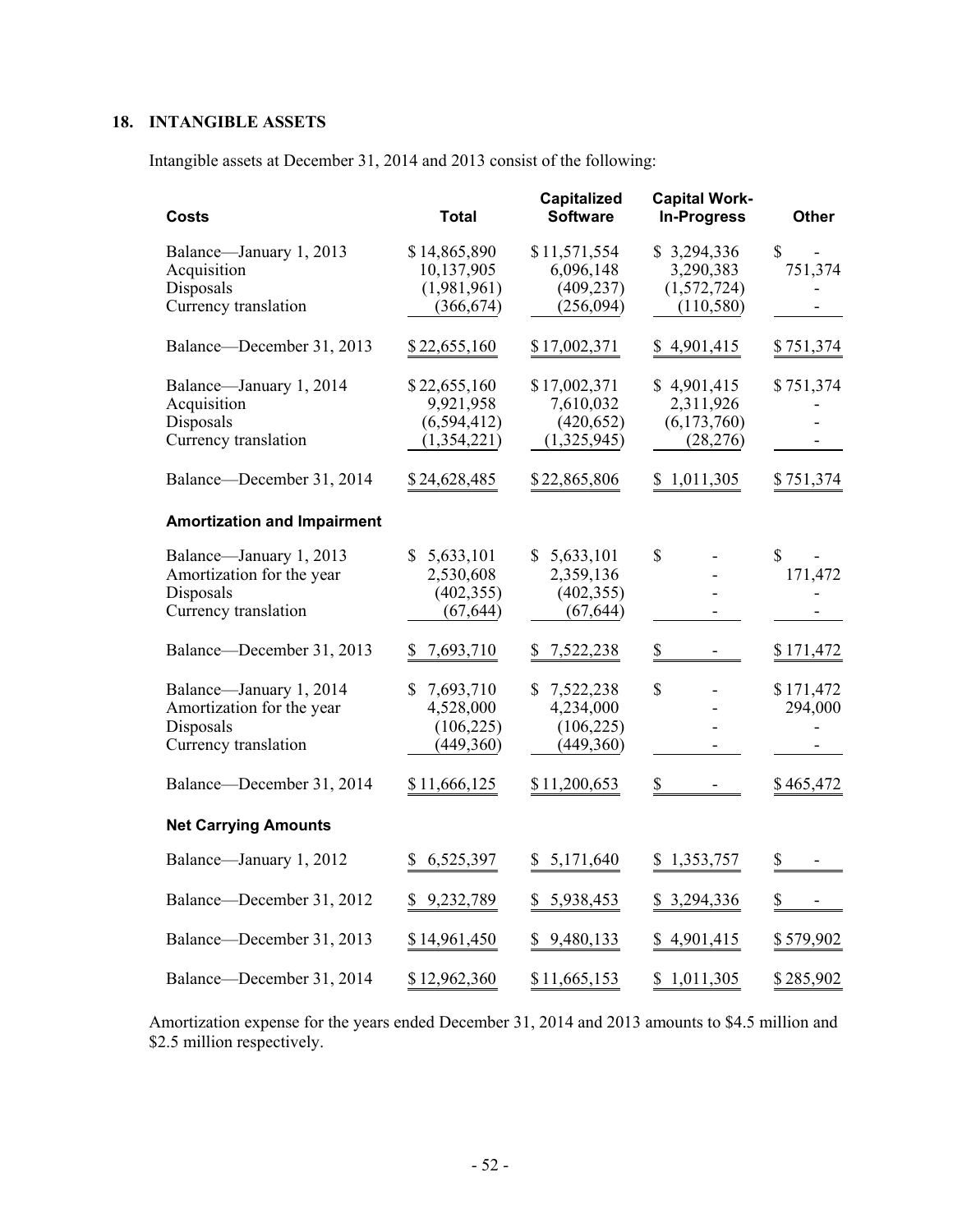## 18. INTANGIBLE ASSETS

Intangible assets at December 31, 2014 and 2013 consist of the following:

| Costs | Total | Capitalized Software | Capital Work-In-Progress | Other |
|---|---|---|---|---|
| Balance—January 1, 2013 | $14,865,890 | $11,571,554 | $ 3,294,336 | $ - |
| Acquisition | 10,137,905 | 6,096,148 | 3,290,383 | 751,374 |
| Disposals | (1,981,961) | (409,237) | (1,572,724) | - |
| Currency translation | (366,674) | (256,094) | (110,580) | - |
| Balance—December 31, 2013 | $22,655,160 | $17,002,371 | $ 4,901,415 | $751,374 |
| Balance—January 1, 2014 | $22,655,160 | $17,002,371 | $ 4,901,415 | $751,374 |
| Acquisition | 9,921,958 | 7,610,032 | 2,311,926 | - |
| Disposals | (6,594,412) | (420,652) | (6,173,760) | - |
| Currency translation | (1,354,221) | (1,325,945) | (28,276) | - |
| Balance—December 31, 2014 | $24,628,485 | $22,865,806 | $ 1,011,305 | $751,374 |
| **Amortization and Impairment** | | | | |
| Balance—January 1, 2013 | $ 5,633,101 | $ 5,633,101 | $ - | $ - |
| Amortization for the year | 2,530,608 | 2,359,136 | - | 171,472 |
| Disposals | (402,355) | (402,355) | - | - |
| Currency translation | (67,644) | (67,644) | - | - |
| Balance—December 31, 2013 | $ 7,693,710 | $ 7,522,238 | $ - | $171,472 |
| Balance—January 1, 2014 | $ 7,693,710 | $ 7,522,238 | $ - | $171,472 |
| Amortization for the year | 4,528,000 | 4,234,000 | - | 294,000 |
| Disposals | (106,225) | (106,225) | - | - |
| Currency translation | (449,360) | (449,360) | - | - |
| Balance—December 31, 2014 | $11,666,125 | $11,200,653 | $ - | $465,472 |
| **Net Carrying Amounts** | | | | |
| Balance—January 1, 2012 | $ 6,525,397 | $ 5,171,640 | $ 1,353,757 | $ - |
| Balance—December 31, 2012 | $ 9,232,789 | $ 5,938,453 | $ 3,294,336 | $ - |
| Balance—December 31, 2013 | $14,961,450 | $ 9,480,133 | $ 4,901,415 | $579,902 |
| Balance—December 31, 2014 | $12,962,360 | $11,665,153 | $ 1,011,305 | $285,902 |

Amortization expense for the years ended December 31, 2014 and 2013 amounts to $4.5 million and $2.5 million respectively.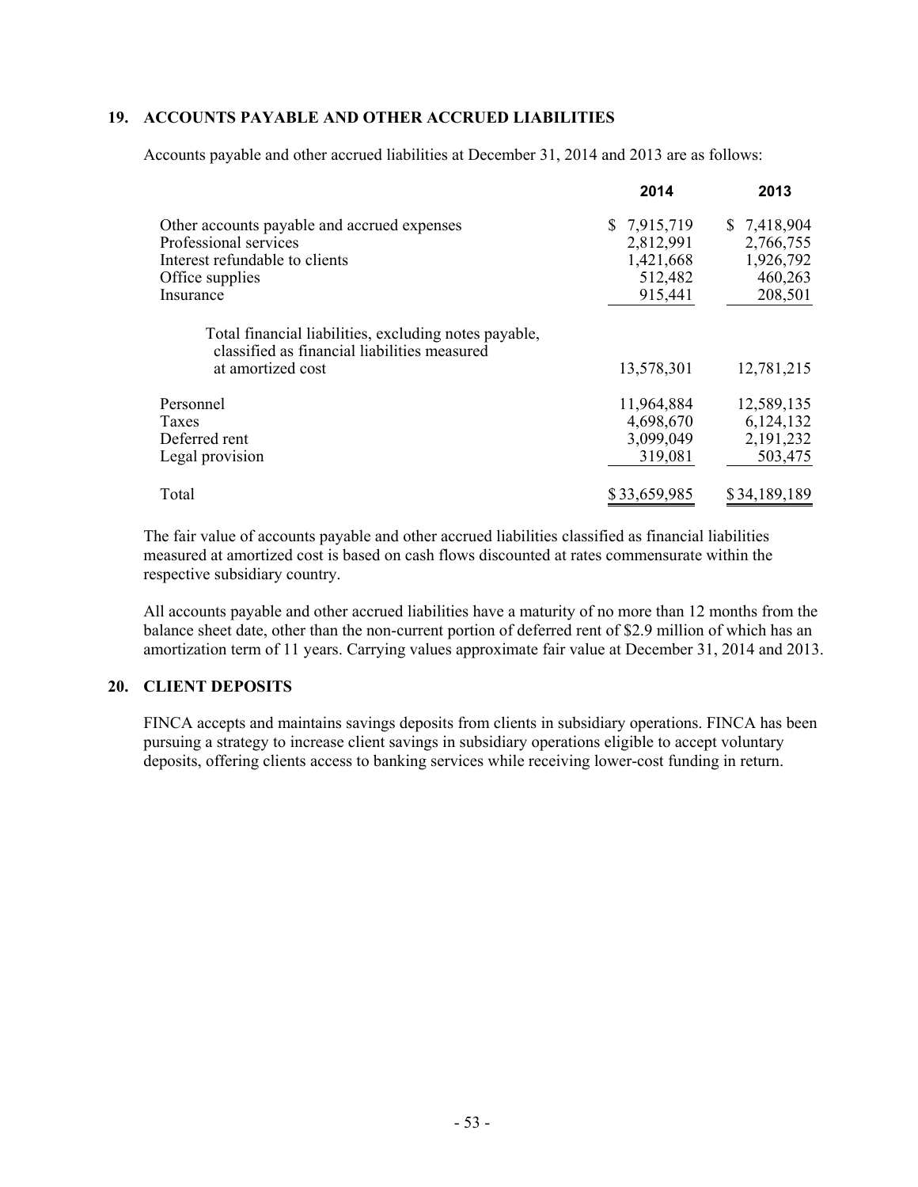## 19. ACCOUNTS PAYABLE AND OTHER ACCRUED LIABILITIES

Accounts payable and other accrued liabilities at December 31, 2014 and 2013 are as follows:

| | 2014 | 2013 |
|---|---|---|
| Other accounts payable and accrued expenses | $ 7,915,719 | $ 7,418,904 |
| Professional services | 2,812,991 | 2,766,755 |
| Interest refundable to clients | 1,421,668 | 1,926,792 |
| Office supplies | 512,482 | 460,263 |
| Insurance | 915,441 | 208,501 |
| Total financial liabilities, excluding notes payable, classified as financial liabilities measured at amortized cost | 13,578,301 | 12,781,215 |
| Personnel | 11,964,884 | 12,589,135 |
| Taxes | 4,698,670 | 6,124,132 |
| Deferred rent | 3,099,049 | 2,191,232 |
| Legal provision | 319,081 | 503,475 |
| Total | $33,659,985 | $34,189,189 |

The fair value of accounts payable and other accrued liabilities classified as financial liabilities measured at amortized cost is based on cash flows discounted at rates commensurate within the respective subsidiary country.

All accounts payable and other accrued liabilities have a maturity of no more than 12 months from the balance sheet date, other than the non-current portion of deferred rent of $2.9 million of which has an amortization term of 11 years. Carrying values approximate fair value at December 31, 2014 and 2013.

## 20. CLIENT DEPOSITS

FINCA accepts and maintains savings deposits from clients in subsidiary operations. FINCA has been pursuing a strategy to increase client savings in subsidiary operations eligible to accept voluntary deposits, offering clients access to banking services while receiving lower-cost funding in return.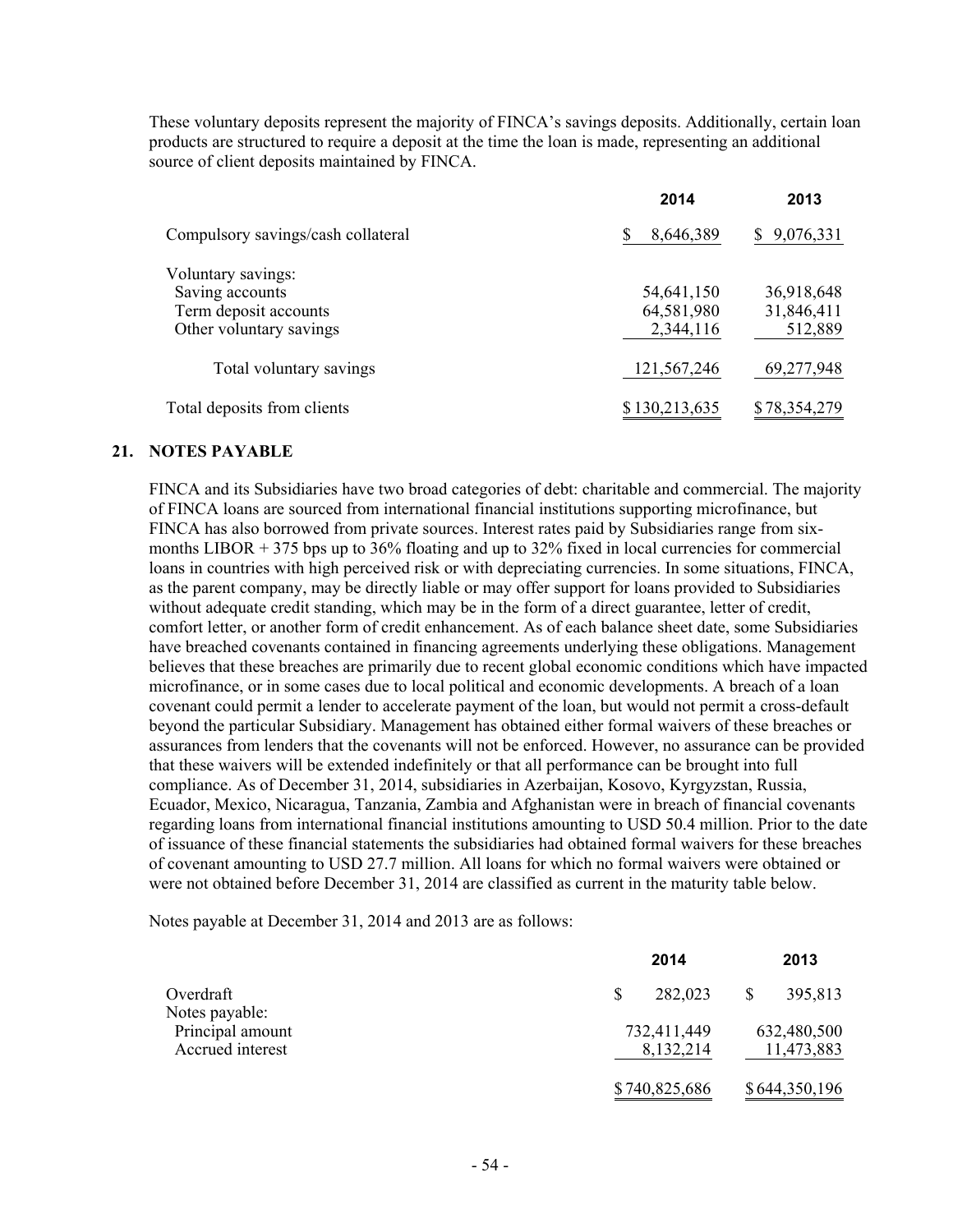These voluntary deposits represent the majority of FINCA's savings deposits. Additionally, certain loan products are structured to require a deposit at the time the loan is made, representing an additional source of client deposits maintained by FINCA.

| | 2014 | 2013 |
|---|---|---|
| Compulsory savings/cash collateral | $ 8,646,389 | $ 9,076,331 |
| Voluntary savings: | | |
| Saving accounts | 54,641,150 | 36,918,648 |
| Term deposit accounts | 64,581,980 | 31,846,411 |
| Other voluntary savings | 2,344,116 | 512,889 |
| Total voluntary savings | 121,567,246 | 69,277,948 |
| Total deposits from clients | $ 130,213,635 | $ 78,354,279 |

## 21. NOTES PAYABLE

FINCA and its Subsidiaries have two broad categories of debt: charitable and commercial. The majority of FINCA loans are sourced from international financial institutions supporting microfinance, but FINCA has also borrowed from private sources. Interest rates paid by Subsidiaries range from six-months LIBOR + 375 bps up to 36% floating and up to 32% fixed in local currencies for commercial loans in countries with high perceived risk or with depreciating currencies. In some situations, FINCA, as the parent company, may be directly liable or may offer support for loans provided to Subsidiaries without adequate credit standing, which may be in the form of a direct guarantee, letter of credit, comfort letter, or another form of credit enhancement. As of each balance sheet date, some Subsidiaries have breached covenants contained in financing agreements underlying these obligations. Management believes that these breaches are primarily due to recent global economic conditions which have impacted microfinance, or in some cases due to local political and economic developments. A breach of a loan covenant could permit a lender to accelerate payment of the loan, but would not permit a cross-default beyond the particular Subsidiary. Management has obtained either formal waivers of these breaches or assurances from lenders that the covenants will not be enforced. However, no assurance can be provided that these waivers will be extended indefinitely or that all performance can be brought into full compliance. As of December 31, 2014, subsidiaries in Azerbaijan, Kosovo, Kyrgyzstan, Russia, Ecuador, Mexico, Nicaragua, Tanzania, Zambia and Afghanistan were in breach of financial covenants regarding loans from international financial institutions amounting to USD 50.4 million. Prior to the date of issuance of these financial statements the subsidiaries had obtained formal waivers for these breaches of covenant amounting to USD 27.7 million. All loans for which no formal waivers were obtained or were not obtained before December 31, 2014 are classified as current in the maturity table below.

Notes payable at December 31, 2014 and 2013 are as follows:

| | 2014 | 2013 |
|---|---|---|
| Overdraft | $ 282,023 | $ 395,813 |
| Notes payable: | | |
| Principal amount | 732,411,449 | 632,480,500 |
| Accrued interest | 8,132,214 | 11,473,883 |
| | $ 740,825,686 | $ 644,350,196 |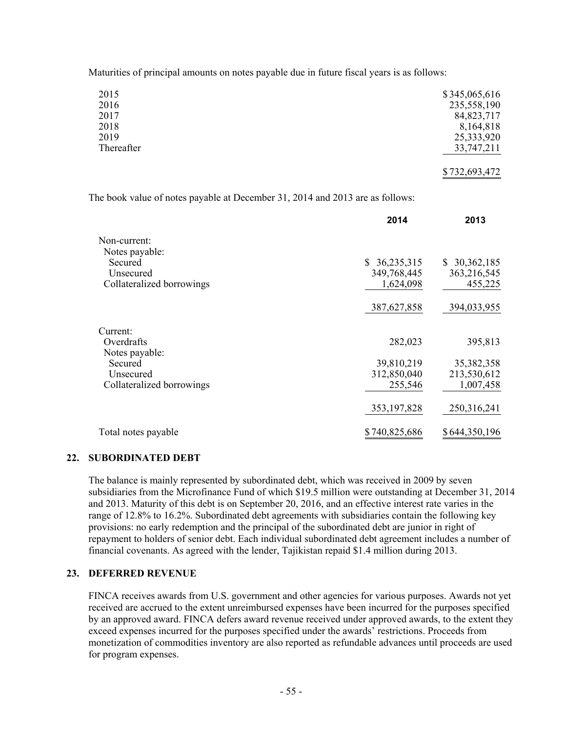Maturities of principal amounts on notes payable due in future fiscal years is as follows:

| | |
|---|---:|
| 2015 | $345,065,616 |
| 2016 | 235,558,190 |
| 2017 | 84,823,717 |
| 2018 | 8,164,818 |
| 2019 | 25,333,920 |
| Thereafter | 33,747,211 |
| | $732,693,472 |

The book value of notes payable at December 31, 2014 and 2013 are as follows:

| | 2014 | 2013 |
|---|---:|---:|
| Non-current: | | |
| Notes payable: | | |
| Secured | $ 36,235,315 | $ 30,362,185 |
| Unsecured | 349,768,445 | 363,216,545 |
| Collateralized borrowings | 1,624,098 | 455,225 |
| | 387,627,858 | 394,033,955 |
| Current: | | |
| Overdrafts | 282,023 | 395,813 |
| Notes payable: | | |
| Secured | 39,810,219 | 35,382,358 |
| Unsecured | 312,850,040 | 213,530,612 |
| Collateralized borrowings | 255,546 | 1,007,458 |
| | 353,197,828 | 250,316,241 |
| Total notes payable | $740,825,686 | $644,350,196 |

## 22. SUBORDINATED DEBT

The balance is mainly represented by subordinated debt, which was received in 2009 by seven subsidiaries from the Microfinance Fund of which $19.5 million were outstanding at December 31, 2014 and 2013. Maturity of this debt is on September 20, 2016, and an effective interest rate varies in the range of 12.8% to 16.2%. Subordinated debt agreements with subsidiaries contain the following key provisions: no early redemption and the principal of the subordinated debt are junior in right of repayment to holders of senior debt. Each individual subordinated debt agreement includes a number of financial covenants. As agreed with the lender, Tajikistan repaid $1.4 million during 2013.

## 23. DEFERRED REVENUE

FINCA receives awards from U.S. government and other agencies for various purposes. Awards not yet received are accrued to the extent unreimbursed expenses have been incurred for the purposes specified by an approved award. FINCA defers award revenue received under approved awards, to the extent they exceed expenses incurred for the purposes specified under the awards' restrictions. Proceeds from monetization of commodities inventory are also reported as refundable advances until proceeds are used for program expenses.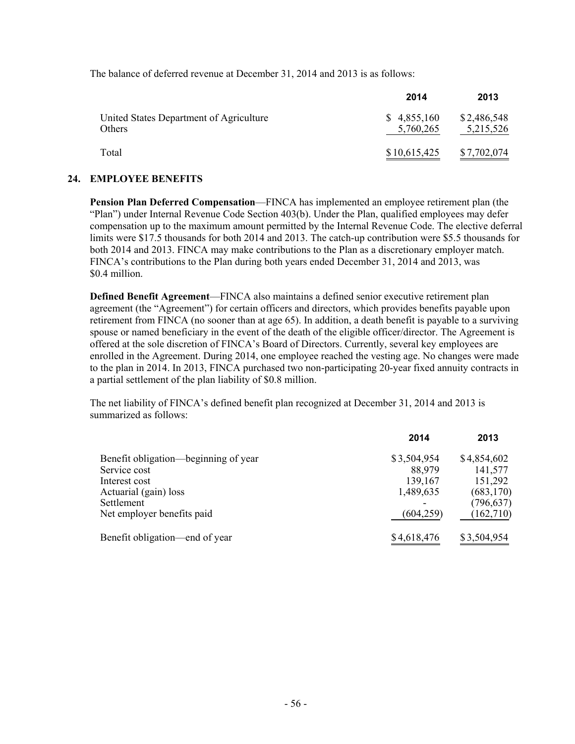The balance of deferred revenue at December 31, 2014 and 2013 is as follows:

| | 2014 | 2013 |
|---|---|---|
| United States Department of Agriculture | $ 4,855,160 | $ 2,486,548 |
| Others | 5,760,265 | 5,215,526 |
| Total | $ 10,615,425 | $ 7,702,074 |

## 24. EMPLOYEE BENEFITS

**Pension Plan Deferred Compensation**—FINCA has implemented an employee retirement plan (the "Plan") under Internal Revenue Code Section 403(b). Under the Plan, qualified employees may defer compensation up to the maximum amount permitted by the Internal Revenue Code. The elective deferral limits were $17.5 thousands for both 2014 and 2013. The catch-up contribution were $5.5 thousands for both 2014 and 2013. FINCA may make contributions to the Plan as a discretionary employer match. FINCA's contributions to the Plan during both years ended December 31, 2014 and 2013, was $0.4 million.

**Defined Benefit Agreement**—FINCA also maintains a defined senior executive retirement plan agreement (the "Agreement") for certain officers and directors, which provides benefits payable upon retirement from FINCA (no sooner than at age 65). In addition, a death benefit is payable to a surviving spouse or named beneficiary in the event of the death of the eligible officer/director. The Agreement is offered at the sole discretion of FINCA's Board of Directors. Currently, several key employees are enrolled in the Agreement. During 2014, one employee reached the vesting age. No changes were made to the plan in 2014. In 2013, FINCA purchased two non-participating 20-year fixed annuity contracts in a partial settlement of the plan liability of $0.8 million.

The net liability of FINCA's defined benefit plan recognized at December 31, 2014 and 2013 is summarized as follows:

| | 2014 | 2013 |
|---|---|---|
| Benefit obligation—beginning of year | $ 3,504,954 | $ 4,854,602 |
| Service cost | 88,979 | 141,577 |
| Interest cost | 139,167 | 151,292 |
| Actuarial (gain) loss | 1,489,635 | (683,170) |
| Settlement | - | (796,637) |
| Net employer benefits paid | (604,259) | (162,710) |
| Benefit obligation—end of year | $ 4,618,476 | $ 3,504,954 |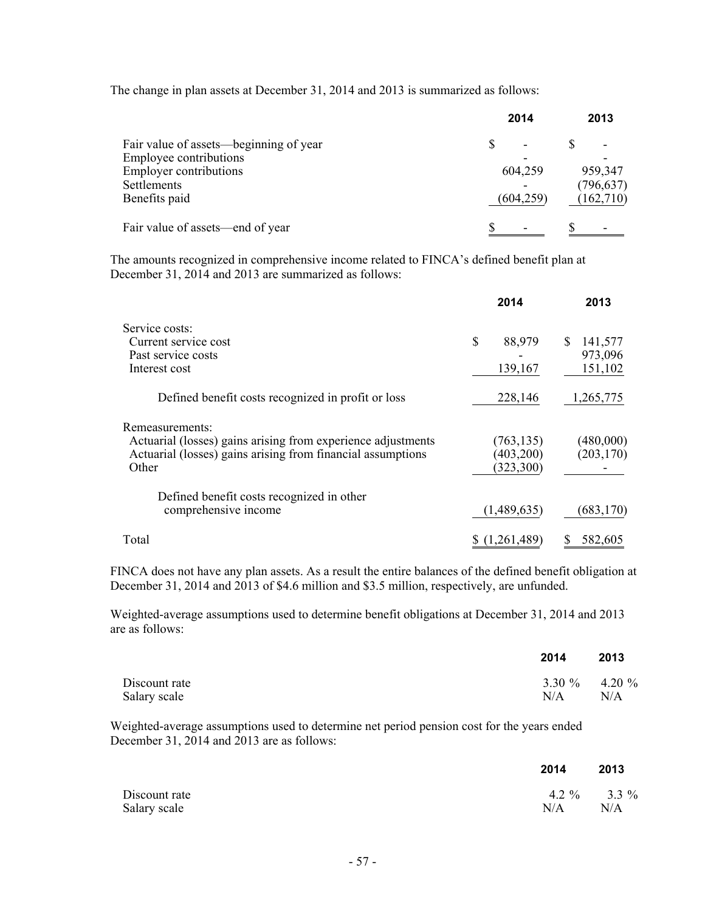The change in plan assets at December 31, 2014 and 2013 is summarized as follows:

| | 2014 | 2013 |
|---|---|---|
| Fair value of assets—beginning of year | $ - | $ - |
| Employee contributions | - | - |
| Employer contributions | 604,259 | 959,347 |
| Settlements | - | (796,637) |
| Benefits paid | (604,259) | (162,710) |
| Fair value of assets—end of year | $ - | $ - |

The amounts recognized in comprehensive income related to FINCA's defined benefit plan at December 31, 2014 and 2013 are summarized as follows:

| | 2014 | 2013 |
|---|---|---|
| Service costs: | | |
| Current service cost | $ 88,979 | $ 141,577 |
| Past service costs | - | 973,096 |
| Interest cost | 139,167 | 151,102 |
| Defined benefit costs recognized in profit or loss | 228,146 | 1,265,775 |
| Remeasurements: | | |
| Actuarial (losses) gains arising from experience adjustments | (763,135) | (480,000) |
| Actuarial (losses) gains arising from financial assumptions | (403,200) | (203,170) |
| Other | (323,300) | - |
| Defined benefit costs recognized in other comprehensive income | (1,489,635) | (683,170) |
| Total | $ (1,261,489) | $ 582,605 |

FINCA does not have any plan assets. As a result the entire balances of the defined benefit obligation at December 31, 2014 and 2013 of $4.6 million and $3.5 million, respectively, are unfunded.

Weighted-average assumptions used to determine benefit obligations at December 31, 2014 and 2013 are as follows:

| | 2014 | 2013 |
|---|---|---|
| Discount rate | 3.30 % | 4.20 % |
| Salary scale | N/A | N/A |

Weighted-average assumptions used to determine net period pension cost for the years ended December 31, 2014 and 2013 are as follows:

| | 2014 | 2013 |
|---|---|---|
| Discount rate | 4.2 % | 3.3 % |
| Salary scale | N/A | N/A |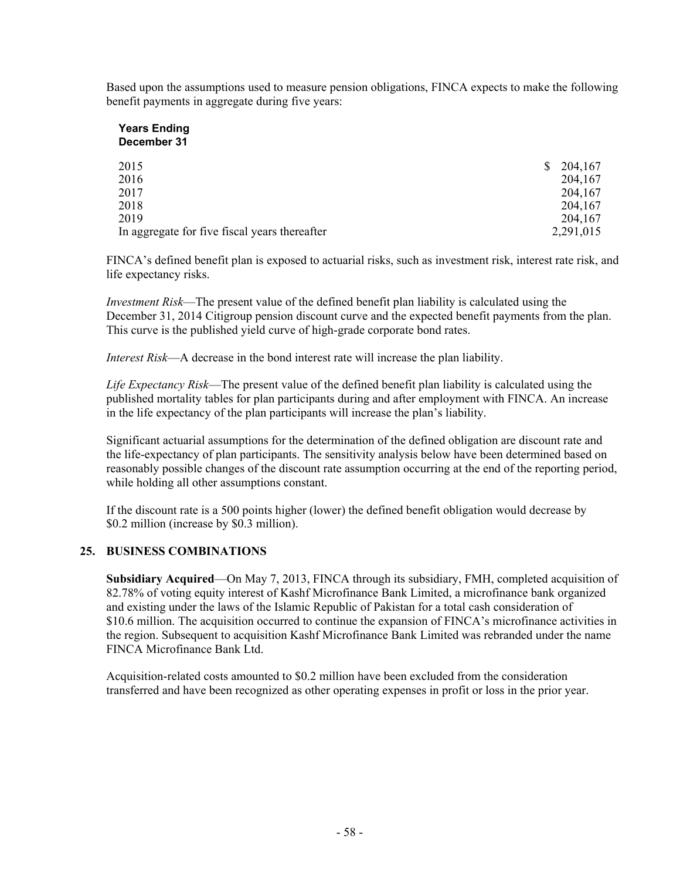Based upon the assumptions used to measure pension obligations, FINCA expects to make the following benefit payments in aggregate during five years:

| Years Ending December 31 | |
|---|---|
| 2015 | $ 204,167 |
| 2016 | 204,167 |
| 2017 | 204,167 |
| 2018 | 204,167 |
| 2019 | 204,167 |
| In aggregate for five fiscal years thereafter | 2,291,015 |

FINCA's defined benefit plan is exposed to actuarial risks, such as investment risk, interest rate risk, and life expectancy risks.

*Investment Risk*—The present value of the defined benefit plan liability is calculated using the December 31, 2014 Citigroup pension discount curve and the expected benefit payments from the plan. This curve is the published yield curve of high-grade corporate bond rates.

*Interest Risk*—A decrease in the bond interest rate will increase the plan liability.

*Life Expectancy Risk*—The present value of the defined benefit plan liability is calculated using the published mortality tables for plan participants during and after employment with FINCA. An increase in the life expectancy of the plan participants will increase the plan's liability.

Significant actuarial assumptions for the determination of the defined obligation are discount rate and the life-expectancy of plan participants. The sensitivity analysis below have been determined based on reasonably possible changes of the discount rate assumption occurring at the end of the reporting period, while holding all other assumptions constant.

If the discount rate is a 500 points higher (lower) the defined benefit obligation would decrease by $0.2 million (increase by $0.3 million).

## 25. BUSINESS COMBINATIONS

**Subsidiary Acquired**—On May 7, 2013, FINCA through its subsidiary, FMH, completed acquisition of 82.78% of voting equity interest of Kashf Microfinance Bank Limited, a microfinance bank organized and existing under the laws of the Islamic Republic of Pakistan for a total cash consideration of $10.6 million. The acquisition occurred to continue the expansion of FINCA's microfinance activities in the region. Subsequent to acquisition Kashf Microfinance Bank Limited was rebranded under the name FINCA Microfinance Bank Ltd.

Acquisition-related costs amounted to $0.2 million have been excluded from the consideration transferred and have been recognized as other operating expenses in profit or loss in the prior year.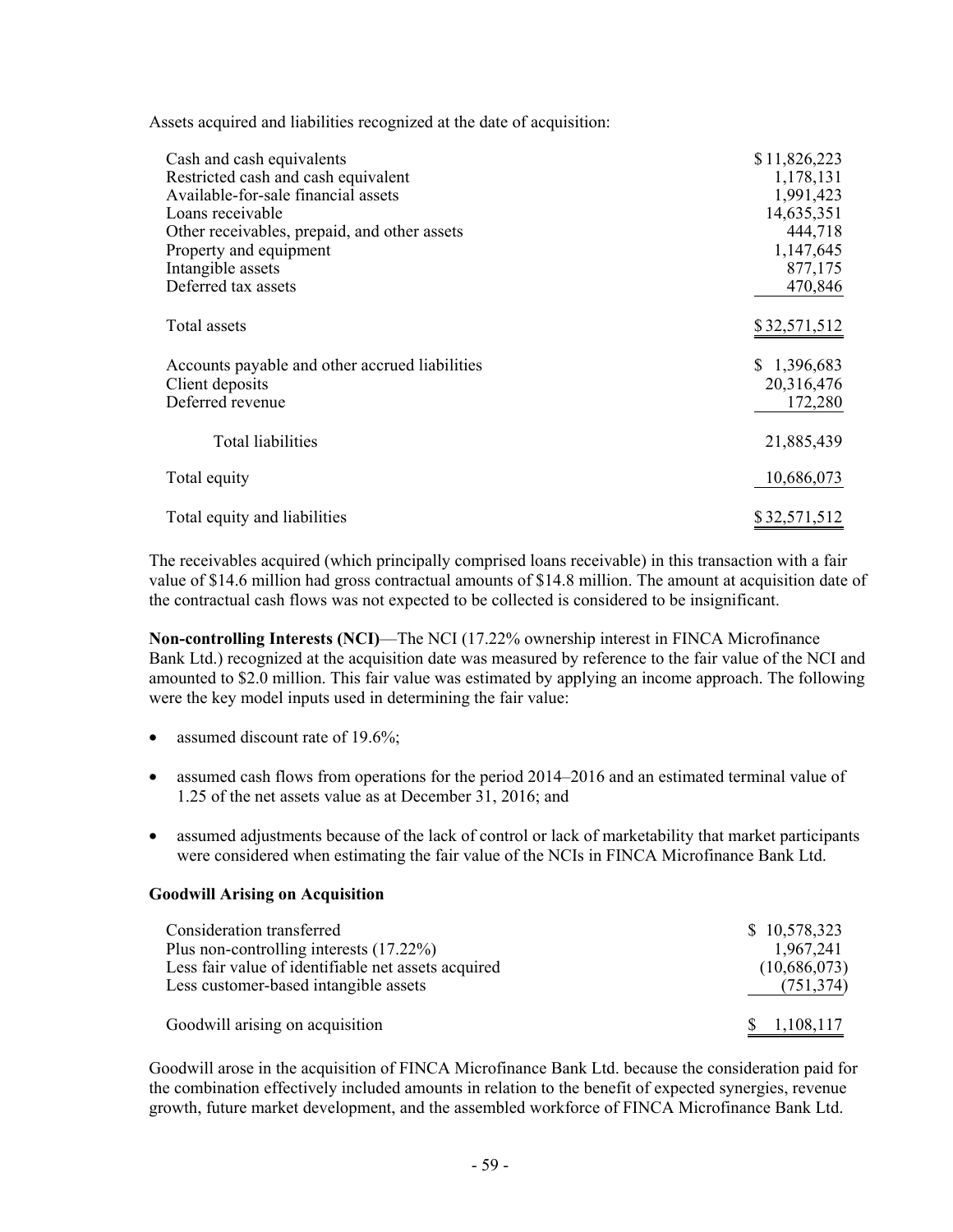Assets acquired and liabilities recognized at the date of acquisition:

| | |
|---|---|
| Cash and cash equivalents | $ 11,826,223 |
| Restricted cash and cash equivalent | 1,178,131 |
| Available-for-sale financial assets | 1,991,423 |
| Loans receivable | 14,635,351 |
| Other receivables, prepaid, and other assets | 444,718 |
| Property and equipment | 1,147,645 |
| Intangible assets | 877,175 |
| Deferred tax assets | 470,846 |
| Total assets | $ 32,571,512 |
| Accounts payable and other accrued liabilities | $ 1,396,683 |
| Client deposits | 20,316,476 |
| Deferred revenue | 172,280 |
| Total liabilities | 21,885,439 |
| Total equity | 10,686,073 |
| Total equity and liabilities | $ 32,571,512 |

The receivables acquired (which principally comprised loans receivable) in this transaction with a fair value of $14.6 million had gross contractual amounts of $14.8 million. The amount at acquisition date of the contractual cash flows was not expected to be collected is considered to be insignificant.

**Non-controlling Interests (NCI)**—The NCI (17.22% ownership interest in FINCA Microfinance Bank Ltd.) recognized at the acquisition date was measured by reference to the fair value of the NCI and amounted to $2.0 million. This fair value was estimated by applying an income approach. The following were the key model inputs used in determining the fair value:

- assumed discount rate of 19.6%;
- assumed cash flows from operations for the period 2014–2016 and an estimated terminal value of 1.25 of the net assets value as at December 31, 2016; and
- assumed adjustments because of the lack of control or lack of marketability that market participants were considered when estimating the fair value of the NCIs in FINCA Microfinance Bank Ltd.

**Goodwill Arising on Acquisition**

| | |
|---|---|
| Consideration transferred | $ 10,578,323 |
| Plus non-controlling interests (17.22%) | 1,967,241 |
| Less fair value of identifiable net assets acquired | (10,686,073) |
| Less customer-based intangible assets | (751,374) |
| Goodwill arising on acquisition | $ 1,108,117 |

Goodwill arose in the acquisition of FINCA Microfinance Bank Ltd. because the consideration paid for the combination effectively included amounts in relation to the benefit of expected synergies, revenue growth, future market development, and the assembled workforce of FINCA Microfinance Bank Ltd.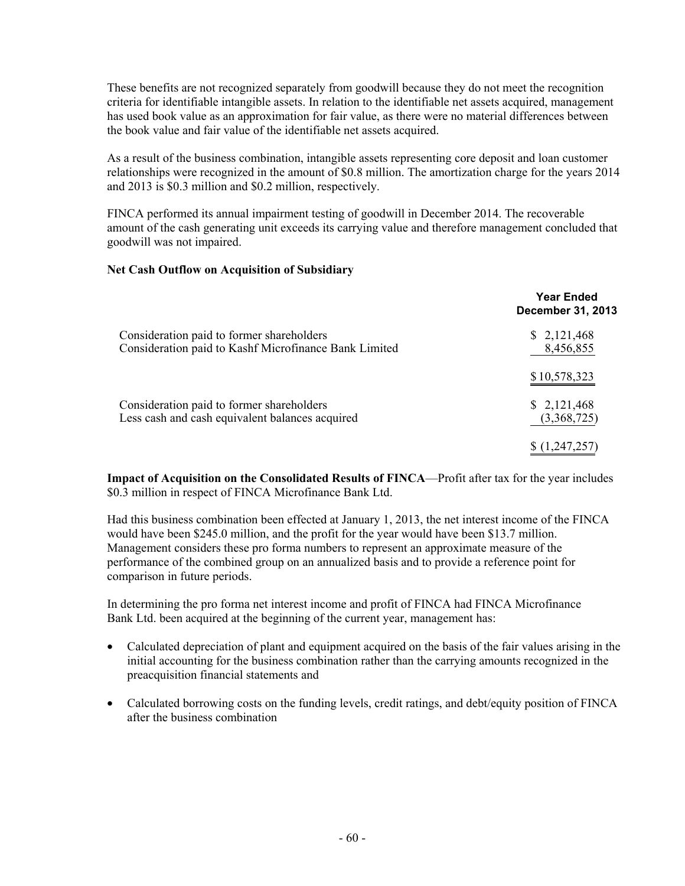These benefits are not recognized separately from goodwill because they do not meet the recognition criteria for identifiable intangible assets. In relation to the identifiable net assets acquired, management has used book value as an approximation for fair value, as there were no material differences between the book value and fair value of the identifiable net assets acquired.

As a result of the business combination, intangible assets representing core deposit and loan customer relationships were recognized in the amount of $0.8 million. The amortization charge for the years 2014 and 2013 is $0.3 million and $0.2 million, respectively.

FINCA performed its annual impairment testing of goodwill in December 2014. The recoverable amount of the cash generating unit exceeds its carrying value and therefore management concluded that goodwill was not impaired.

**Net Cash Outflow on Acquisition of Subsidiary**

| | Year Ended December 31, 2013 |
|---|---|
| Consideration paid to former shareholders | $ 2,121,468 |
| Consideration paid to Kashf Microfinance Bank Limited | 8,456,855 |
| | $ 10,578,323 |
| Consideration paid to former shareholders | $ 2,121,468 |
| Less cash and cash equivalent balances acquired | (3,368,725) |
| | $ (1,247,257) |

**Impact of Acquisition on the Consolidated Results of FINCA**—Profit after tax for the year includes $0.3 million in respect of FINCA Microfinance Bank Ltd.

Had this business combination been effected at January 1, 2013, the net interest income of the FINCA would have been $245.0 million, and the profit for the year would have been $13.7 million. Management considers these pro forma numbers to represent an approximate measure of the performance of the combined group on an annualized basis and to provide a reference point for comparison in future periods.

In determining the pro forma net interest income and profit of FINCA had FINCA Microfinance Bank Ltd. been acquired at the beginning of the current year, management has:

- Calculated depreciation of plant and equipment acquired on the basis of the fair values arising in the initial accounting for the business combination rather than the carrying amounts recognized in the preacquisition financial statements and
- Calculated borrowing costs on the funding levels, credit ratings, and debt/equity position of FINCA after the business combination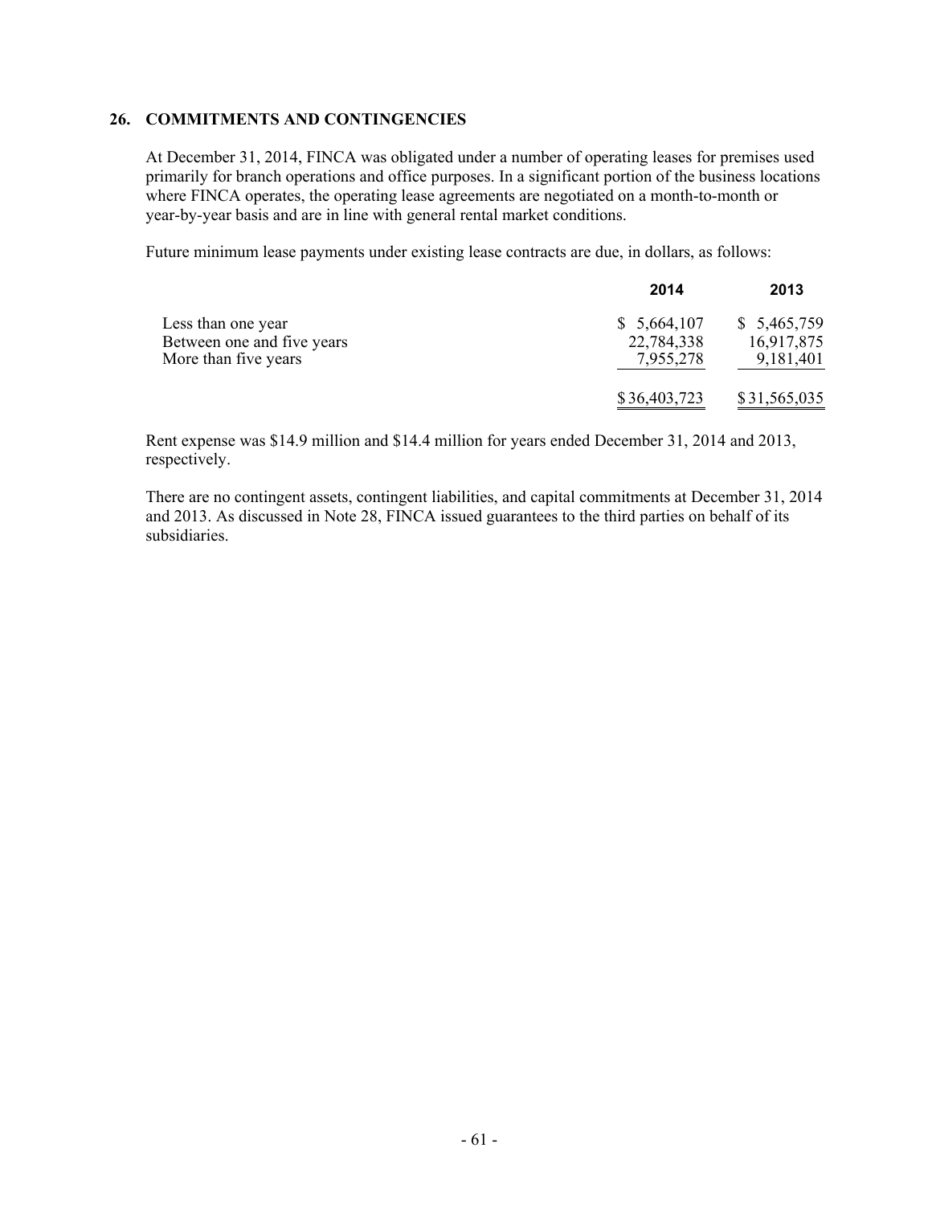## 26. COMMITMENTS AND CONTINGENCIES

At December 31, 2014, FINCA was obligated under a number of operating leases for premises used primarily for branch operations and office purposes. In a significant portion of the business locations where FINCA operates, the operating lease agreements are negotiated on a month-to-month or year-by-year basis and are in line with general rental market conditions.

Future minimum lease payments under existing lease contracts are due, in dollars, as follows:

| | 2014 | 2013 |
|---|---|---|
| Less than one year | $ 5,664,107 | $ 5,465,759 |
| Between one and five years | 22,784,338 | 16,917,875 |
| More than five years | 7,955,278 | 9,181,401 |
| | $ 36,403,723 | $ 31,565,035 |

Rent expense was $14.9 million and $14.4 million for years ended December 31, 2014 and 2013, respectively.

There are no contingent assets, contingent liabilities, and capital commitments at December 31, 2014 and 2013. As discussed in Note 28, FINCA issued guarantees to the third parties on behalf of its subsidiaries.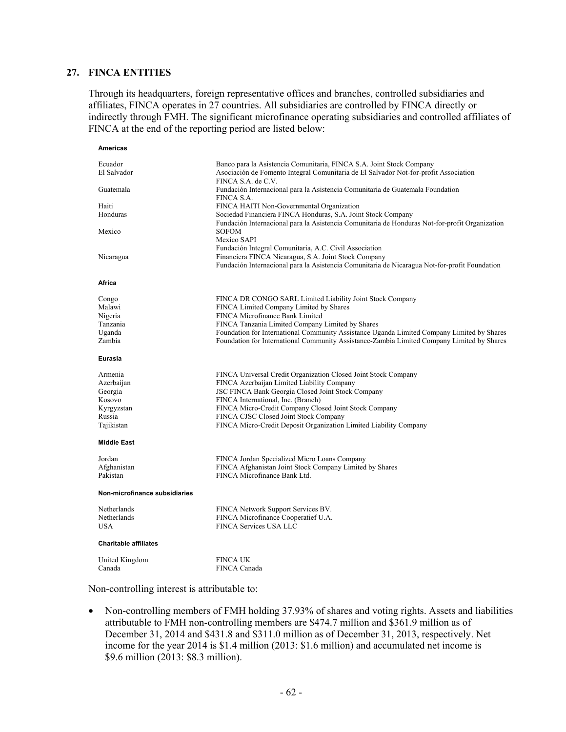## 27. FINCA ENTITIES

Through its headquarters, foreign representative offices and branches, controlled subsidiaries and affiliates, FINCA operates in 27 countries. All subsidiaries are controlled by FINCA directly or indirectly through FMH. The significant microfinance operating subsidiaries and controlled affiliates of FINCA at the end of the reporting period are listed below:

| | |
|---|---|
| **Americas** | |
| Ecuador | Banco para la Asistencia Comunitaria, FINCA S.A. Joint Stock Company |
| El Salvador | Asociación de Fomento Integral Comunitaria de El Salvador Not-for-profit Association |
| | FINCA S.A. de C.V. |
| Guatemala | Fundación Internacional para la Asistencia Comunitaria de Guatemala Foundation |
| | FINCA S.A. |
| Haiti | FINCA HAITI Non-Governmental Organization |
| Honduras | Sociedad Financiera FINCA Honduras, S.A. Joint Stock Company |
| | Fundación Internacional para la Asistencia Comunitaria de Honduras Not-for-profit Organization |
| Mexico | SOFOM |
| | Mexico SAPI |
| | Fundación Integral Comunitaria, A.C. Civil Association |
| Nicaragua | Financiera FINCA Nicaragua, S.A. Joint Stock Company |
| | Fundación Internacional para la Asistencia Comunitaria de Nicaragua Not-for-profit Foundation |
| **Africa** | |
| Congo | FINCA DR CONGO SARL Limited Liability Joint Stock Company |
| Malawi | FINCA Limited Company Limited by Shares |
| Nigeria | FINCA Microfinance Bank Limited |
| Tanzania | FINCA Tanzania Limited Company Limited by Shares |
| Uganda | Foundation for International Community Assistance Uganda Limited Company Limited by Shares |
| Zambia | Foundation for International Community Assistance-Zambia Limited Company Limited by Shares |
| **Eurasia** | |
| Armenia | FINCA Universal Credit Organization Closed Joint Stock Company |
| Azerbaijan | FINCA Azerbaijan Limited Liability Company |
| Georgia | JSC FINCA Bank Georgia Closed Joint Stock Company |
| Kosovo | FINCA International, Inc. (Branch) |
| Kyrgyzstan | FINCA Micro-Credit Company Closed Joint Stock Company |
| Russia | FINCA CJSC Closed Joint Stock Company |
| Tajikistan | FINCA Micro-Credit Deposit Organization Limited Liability Company |
| **Middle East** | |
| Jordan | FINCA Jordan Specialized Micro Loans Company |
| Afghanistan | FINCA Afghanistan Joint Stock Company Limited by Shares |
| Pakistan | FINCA Microfinance Bank Ltd. |
| **Non-microfinance subsidiaries** | |
| Netherlands | FINCA Network Support Services BV. |
| Netherlands | FINCA Microfinance Cooperatief U.A. |
| USA | FINCA Services USA LLC |
| **Charitable affiliates** | |
| United Kingdom | FINCA UK |
| Canada | FINCA Canada |

Non-controlling interest is attributable to:

- Non-controlling members of FMH holding 37.93% of shares and voting rights. Assets and liabilities attributable to FMH non-controlling members are $474.7 million and $361.9 million as of December 31, 2014 and $431.8 and $311.0 million as of December 31, 2013, respectively. Net income for the year 2014 is $1.4 million (2013: $1.6 million) and accumulated net income is $9.6 million (2013: $8.3 million).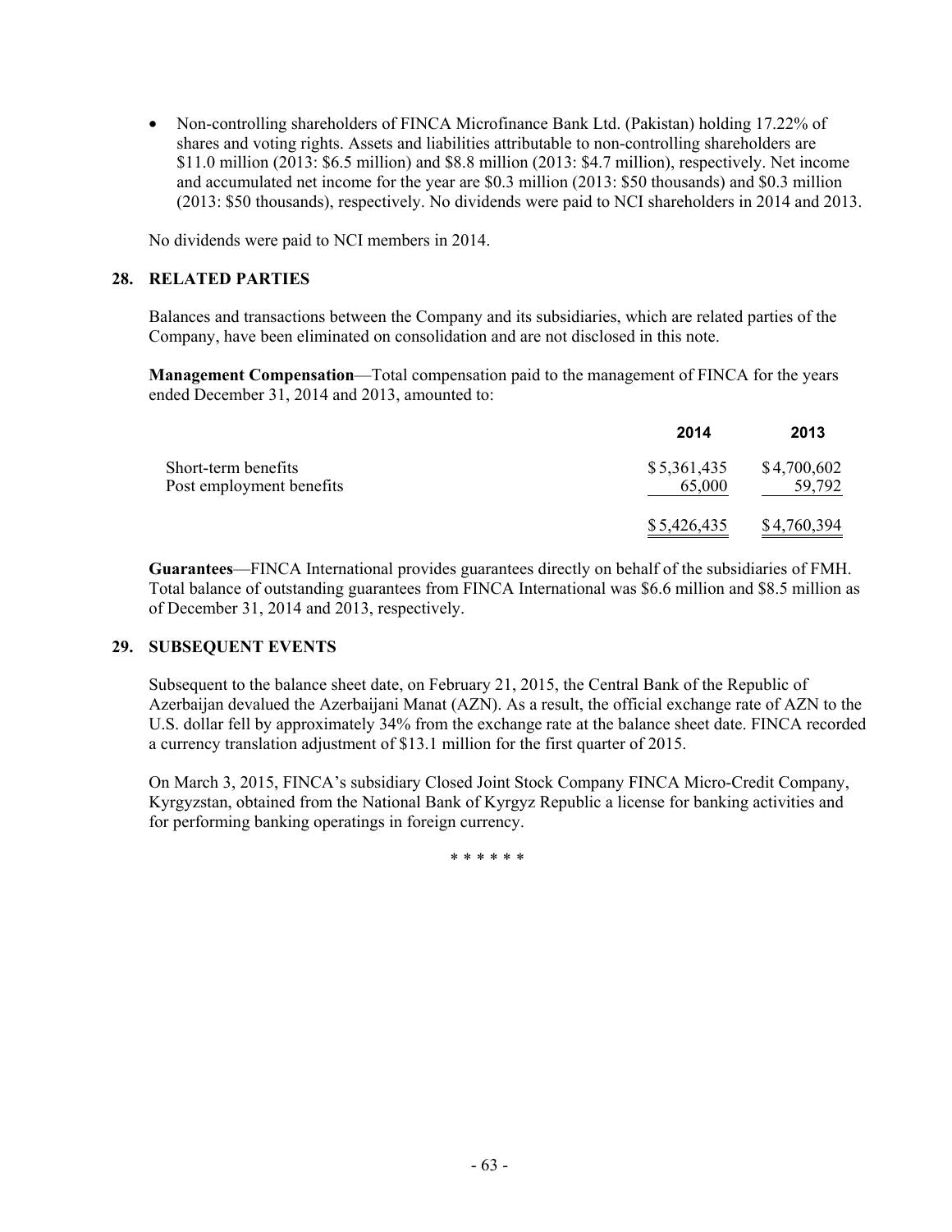- Non-controlling shareholders of FINCA Microfinance Bank Ltd. (Pakistan) holding 17.22% of shares and voting rights. Assets and liabilities attributable to non-controlling shareholders are \$11.0 million (2013: \$6.5 million) and \$8.8 million (2013: \$4.7 million), respectively. Net income and accumulated net income for the year are \$0.3 million (2013: \$50 thousands) and \$0.3 million (2013: \$50 thousands), respectively. No dividends were paid to NCI shareholders in 2014 and 2013.

No dividends were paid to NCI members in 2014.

## 28. RELATED PARTIES

Balances and transactions between the Company and its subsidiaries, which are related parties of the Company, have been eliminated on consolidation and are not disclosed in this note.

**Management Compensation**—Total compensation paid to the management of FINCA for the years ended December 31, 2014 and 2013, amounted to:

| | 2014 | 2013 |
|---|---|---|
| Short-term benefits | \$ 5,361,435 | \$ 4,700,602 |
| Post employment benefits | 65,000 | 59,792 |
| | \$ 5,426,435 | \$ 4,760,394 |

**Guarantees**—FINCA International provides guarantees directly on behalf of the subsidiaries of FMH. Total balance of outstanding guarantees from FINCA International was \$6.6 million and \$8.5 million as of December 31, 2014 and 2013, respectively.

## 29. SUBSEQUENT EVENTS

Subsequent to the balance sheet date, on February 21, 2015, the Central Bank of the Republic of Azerbaijan devalued the Azerbaijani Manat (AZN). As a result, the official exchange rate of AZN to the U.S. dollar fell by approximately 34% from the exchange rate at the balance sheet date. FINCA recorded a currency translation adjustment of \$13.1 million for the first quarter of 2015.

On March 3, 2015, FINCA's subsidiary Closed Joint Stock Company FINCA Micro-Credit Company, Kyrgyzstan, obtained from the National Bank of Kyrgyz Republic a license for banking activities and for performing banking operatings in foreign currency.

\* \* \* \* \* \*